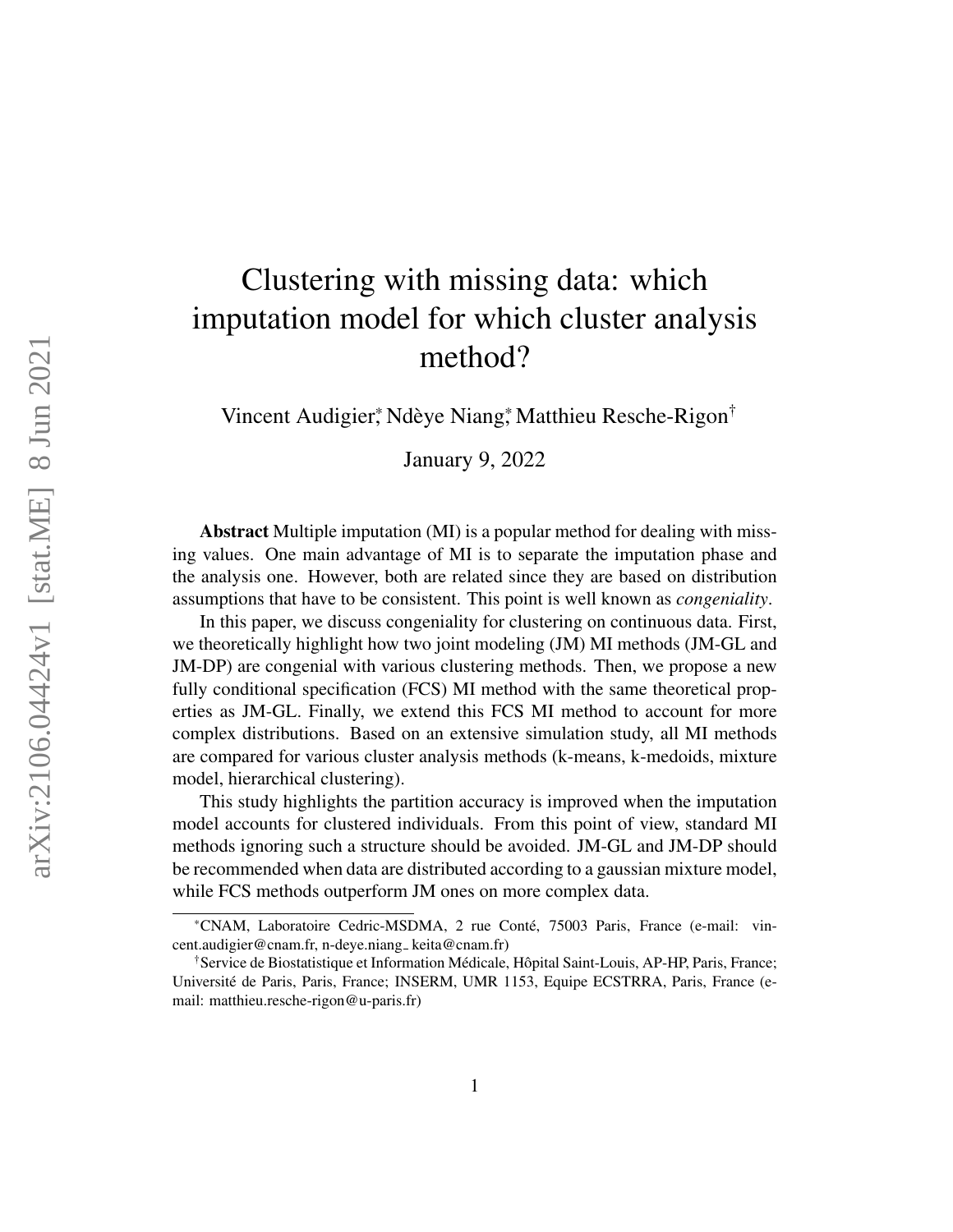# Clustering with missing data: which imputation model for which cluster analysis method?

Vincent Audigier[*], Ndèye Niang[*], Matthieu Resche-Rigon[†]

January 9, 2022

**Abstract** Multiple imputation (MI) is a popular method for dealing with missing values. One main advantage of MI is to separate the imputation phase and the analysis one. However, both are related since they are based on distribution assumptions that have to be consistent. This point is well known as *congeniality*.

In this paper, we discuss congeniality for clustering on continuous data. First, we theoretically highlight how two joint modeling (JM) MI methods (JM-GL and JM-DP) are congenial with various clustering methods. Then, we propose a new fully conditional specification (FCS) MI method with the same theoretical properties as JM-GL. Finally, we extend this FCS MI method to account for more complex distributions. Based on an extensive simulation study, all MI methods are compared for various cluster analysis methods (k-means, k-medoids, mixture model, hierarchical clustering).

This study highlights the partition accuracy is improved when the imputation model accounts for clustered individuals. From this point of view, standard MI methods ignoring such a structure should be avoided. JM-GL and JM-DP should be recommended when data are distributed according to a gaussian mixture model, while FCS methods outperform JM ones on more complex data.

[*]CNAM, Laboratoire Cedric-MSDMA, 2 rue Conté, 75003 Paris, France (e-mail: vincent.audigier@cnam.fr, n-deye.niang_keita@cnam.fr)

[†]Service de Biostatistique et Information Médicale, Hôpital Saint-Louis, AP-HP, Paris, France; Université de Paris, Paris, France; INSERM, UMR 1153, Equipe ECSTRRA, Paris, France (e-mail: matthieu.resche-rigon@u-paris.fr)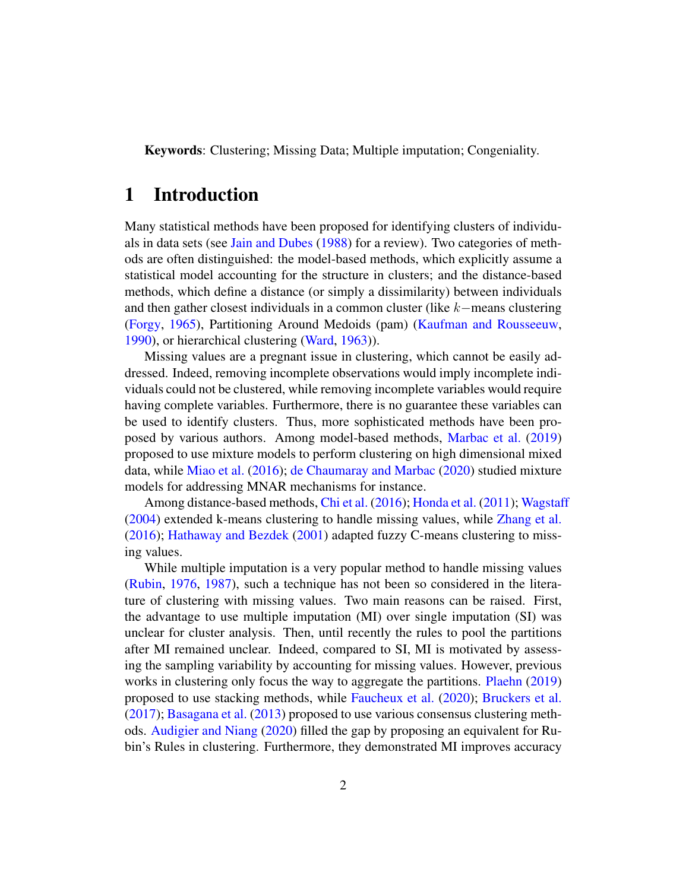**Keywords**: Clustering; Missing Data; Multiple imputation; Congeniality.

# 1 Introduction

Many statistical methods have been proposed for identifying clusters of individuals in data sets (see Jain and Dubes (1988) for a review). Two categories of methods are often distinguished: the model-based methods, which explicitly assume a statistical model accounting for the structure in clusters; and the distance-based methods, which define a distance (or simply a dissimilarity) between individuals and then gather closest individuals in a common cluster (like $k-$means clustering (Forgy, 1965), Partitioning Around Medoids (pam) (Kaufman and Rousseeuw, 1990), or hierarchical clustering (Ward, 1963)).

Missing values are a pregnant issue in clustering, which cannot be easily addressed. Indeed, removing incomplete observations would imply incomplete individuals could not be clustered, while removing incomplete variables would require having complete variables. Furthermore, there is no guarantee these variables can be used to identify clusters. Thus, more sophisticated methods have been proposed by various authors. Among model-based methods, Marbac et al. (2019) proposed to use mixture models to perform clustering on high dimensional mixed data, while Miao et al. (2016); de Chaumaray and Marbac (2020) studied mixture models for addressing MNAR mechanisms for instance.

Among distance-based methods, Chi et al. (2016); Honda et al. (2011); Wagstaff (2004) extended k-means clustering to handle missing values, while Zhang et al. (2016); Hathaway and Bezdek (2001) adapted fuzzy C-means clustering to missing values.

While multiple imputation is a very popular method to handle missing values (Rubin, 1976, 1987), such a technique has not been so considered in the literature of clustering with missing values. Two main reasons can be raised. First, the advantage to use multiple imputation (MI) over single imputation (SI) was unclear for cluster analysis. Then, until recently the rules to pool the partitions after MI remained unclear. Indeed, compared to SI, MI is motivated by assessing the sampling variability by accounting for missing values. However, previous works in clustering only focus the way to aggregate the partitions. Plaehn (2019) proposed to use stacking methods, while Faucheux et al. (2020); Bruckers et al. (2017); Basagana et al. (2013) proposed to use various consensus clustering methods. Audigier and Niang (2020) filled the gap by proposing an equivalent for Rubin's Rules in clustering. Furthermore, they demonstrated MI improves accuracy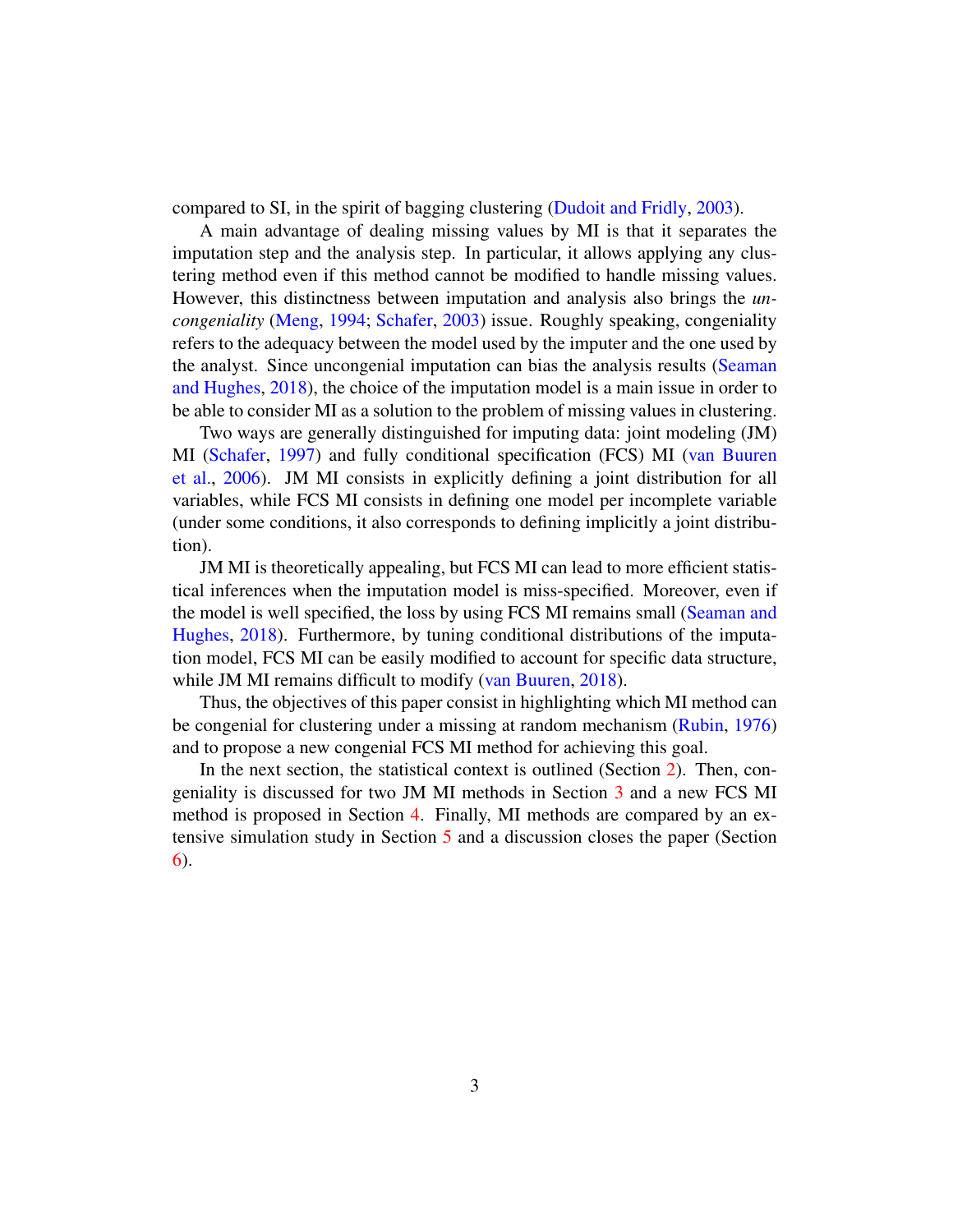compared to SI, in the spirit of bagging clustering (Dudoit and Fridly, 2003).

A main advantage of dealing missing values by MI is that it separates the imputation step and the analysis step. In particular, it allows applying any clustering method even if this method cannot be modified to handle missing values. However, this distinctness between imputation and analysis also brings the *uncongeniality* (Meng, 1994; Schafer, 2003) issue. Roughly speaking, congeniality refers to the adequacy between the model used by the imputer and the one used by the analyst. Since uncongenial imputation can bias the analysis results (Seaman and Hughes, 2018), the choice of the imputation model is a main issue in order to be able to consider MI as a solution to the problem of missing values in clustering.

Two ways are generally distinguished for imputing data: joint modeling (JM) MI (Schafer, 1997) and fully conditional specification (FCS) MI (van Buuren et al., 2006). JM MI consists in explicitly defining a joint distribution for all variables, while FCS MI consists in defining one model per incomplete variable (under some conditions, it also corresponds to defining implicitly a joint distribution).

JM MI is theoretically appealing, but FCS MI can lead to more efficient statistical inferences when the imputation model is miss-specified. Moreover, even if the model is well specified, the loss by using FCS MI remains small (Seaman and Hughes, 2018). Furthermore, by tuning conditional distributions of the imputation model, FCS MI can be easily modified to account for specific data structure, while JM MI remains difficult to modify (van Buuren, 2018).

Thus, the objectives of this paper consist in highlighting which MI method can be congenial for clustering under a missing at random mechanism (Rubin, 1976) and to propose a new congenial FCS MI method for achieving this goal.

In the next section, the statistical context is outlined (Section 2). Then, congeniality is discussed for two JM MI methods in Section 3 and a new FCS MI method is proposed in Section 4. Finally, MI methods are compared by an extensive simulation study in Section 5 and a discussion closes the paper (Section 6).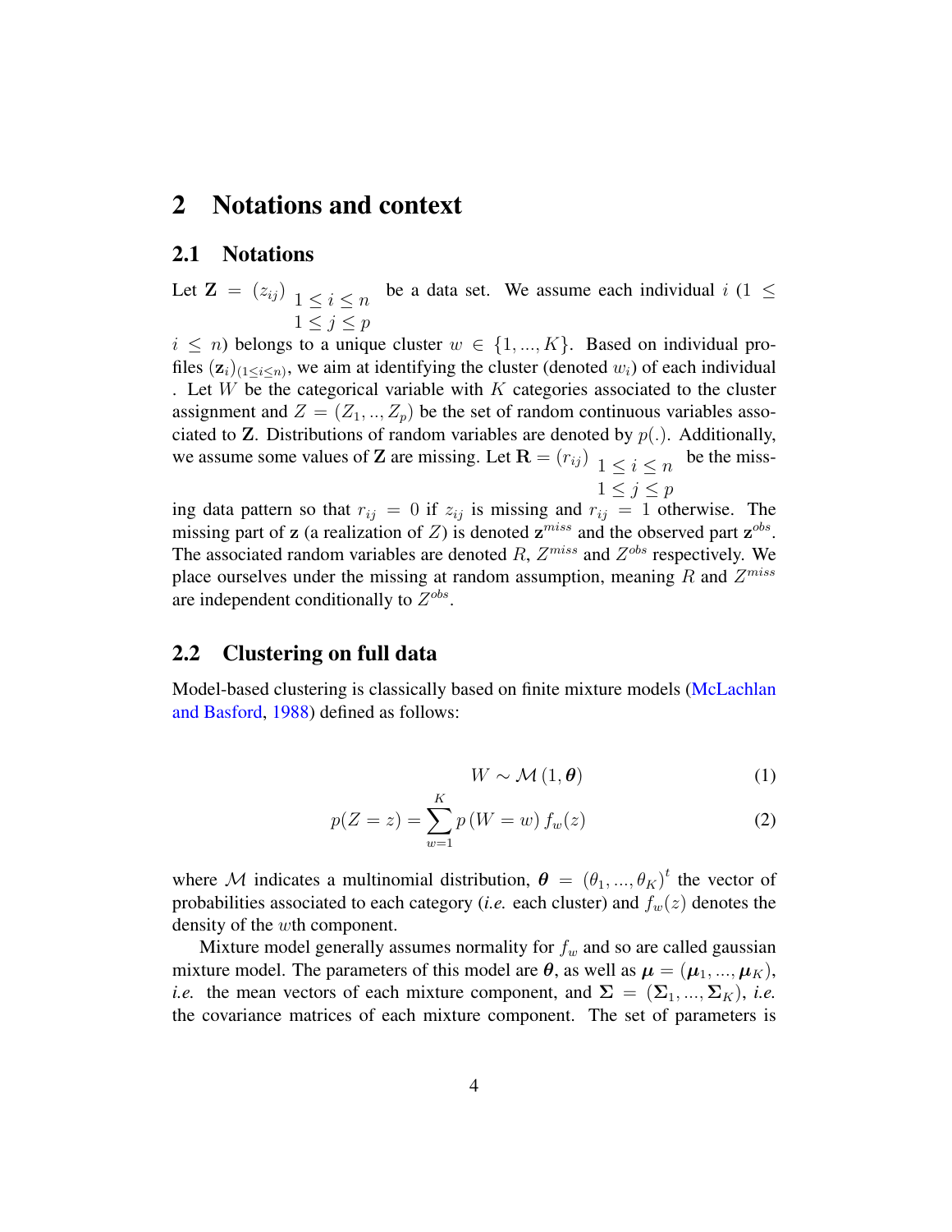# 2 Notations and context

## 2.1 Notations

Let $\mathbf{Z} = (z_{ij})_{\substack{1 \leq i \leq n \\ 1 \leq j \leq p}}$ be a data set. We assume each individual $i$ ($1 \leq i \leq n$) belongs to a unique cluster $w \in \{1, ..., K\}$. Based on individual profiles $(\mathbf{z}_i)_{(1 \leq i \leq n)}$, we aim at identifying the cluster (denoted $w_i$) of each individual . Let $W$ be the categorical variable with $K$ categories associated to the cluster assignment and $Z = (Z_1, .., Z_p)$ be the set of random continuous variables associated to $\mathbf{Z}$. Distributions of random variables are denoted by $p(.)$. Additionally, we assume some values of $\mathbf{Z}$ are missing. Let $\mathbf{R} = (r_{ij})_{\substack{1 \leq i \leq n \\ 1 \leq j \leq p}}$ be the missing data pattern so that $r_{ij} = 0$ if $z_{ij}$ is missing and $r_{ij} = 1$ otherwise. The missing part of $\mathbf{z}$ (a realization of $Z$) is denoted $\mathbf{z}^{miss}$ and the observed part $\mathbf{z}^{obs}$. The associated random variables are denoted $R$, $Z^{miss}$ and $Z^{obs}$ respectively. We place ourselves under the missing at random assumption, meaning $R$ and $Z^{miss}$ are independent conditionally to $Z^{obs}$.

## 2.2 Clustering on full data

Model-based clustering is classically based on finite mixture models (McLachlan and Basford, 1988) defined as follows:

$$W \sim \mathcal{M}(1, \boldsymbol{\theta}) \tag{1}$$

$$p(Z = z) = \sum_{w=1}^{K} p(W = w) f_w(z) \tag{2}$$

where $\mathcal{M}$ indicates a multinomial distribution, $\boldsymbol{\theta} = (\theta_1, ..., \theta_K)^t$ the vector of probabilities associated to each category (*i.e.* each cluster) and $f_w(z)$ denotes the density of the $w$th component.

Mixture model generally assumes normality for $f_w$ and so are called gaussian mixture model. The parameters of this model are $\boldsymbol{\theta}$, as well as $\boldsymbol{\mu} = (\boldsymbol{\mu}_1, ..., \boldsymbol{\mu}_K)$, *i.e.* the mean vectors of each mixture component, and $\boldsymbol{\Sigma} = (\boldsymbol{\Sigma}_1, ..., \boldsymbol{\Sigma}_K)$, *i.e.* the covariance matrices of each mixture component. The set of parameters is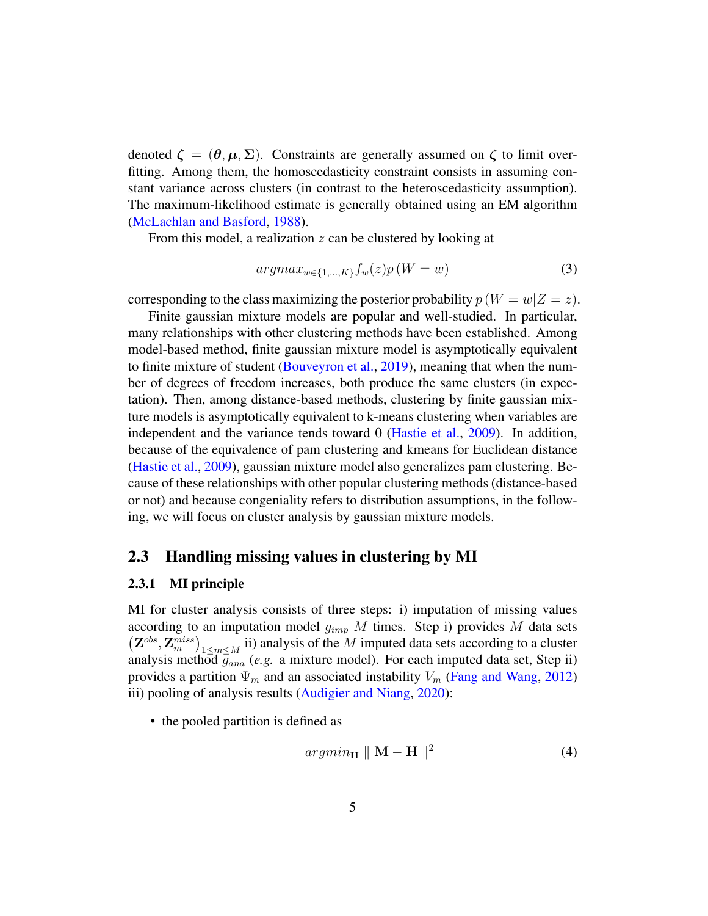denoted $\boldsymbol{\zeta} = (\boldsymbol{\theta}, \boldsymbol{\mu}, \boldsymbol{\Sigma})$. Constraints are generally assumed on $\boldsymbol{\zeta}$ to limit overfitting. Among them, the homoscedasticity constraint consists in assuming constant variance across clusters (in contrast to the heteroscedasticity assumption). The maximum-likelihood estimate is generally obtained using an EM algorithm (McLachlan and Basford, 1988).

From this model, a realization $z$ can be clustered by looking at

$$argmax_{w \in \{1,\dots,K\}} f_w(z) p\left(W = w\right) \tag{3}$$

corresponding to the class maximizing the posterior probability $p\left(W = w | Z = z\right)$.

Finite gaussian mixture models are popular and well-studied. In particular, many relationships with other clustering methods have been established. Among model-based method, finite gaussian mixture model is asymptotically equivalent to finite mixture of student (Bouveyron et al., 2019), meaning that when the number of degrees of freedom increases, both produce the same clusters (in expectation). Then, among distance-based methods, clustering by finite gaussian mixture models is asymptotically equivalent to k-means clustering when variables are independent and the variance tends toward 0 (Hastie et al., 2009). In addition, because of the equivalence of pam clustering and kmeans for Euclidean distance (Hastie et al., 2009), gaussian mixture model also generalizes pam clustering. Because of these relationships with other popular clustering methods (distance-based or not) and because congeniality refers to distribution assumptions, in the following, we will focus on cluster analysis by gaussian mixture models.

## 2.3 Handling missing values in clustering by MI

### 2.3.1 MI principle

MI for cluster analysis consists of three steps: i) imputation of missing values according to an imputation model $g_{imp}$ $M$ times. Step i) provides $M$ data sets $\left(\mathbf{Z}^{obs}, \mathbf{Z}^{miss}_m\right)_{1 \leq m \leq M}$ ii) analysis of the $M$ imputed data sets according to a cluster analysis method $g_{ana}$ (*e.g.* a mixture model). For each imputed data set, Step ii) provides a partition $\Psi_m$ and an associated instability $V_m$ (Fang and Wang, 2012) iii) pooling of analysis results (Audigier and Niang, 2020):

- the pooled partition is defined as

$$argmin_{\mathbf{H}} \parallel \mathbf{M} - \mathbf{H} \parallel^2 \tag{4}$$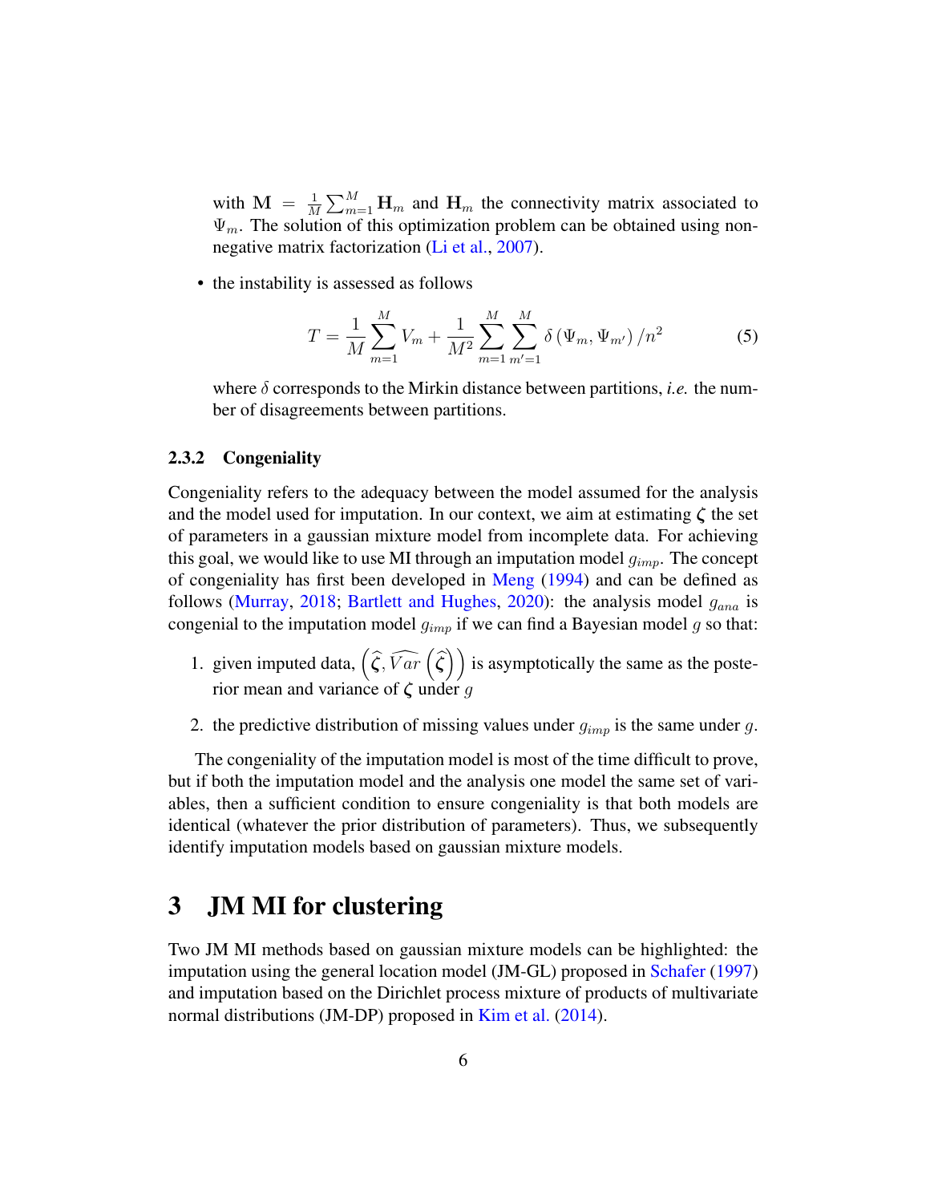with $\mathbf{M} = \frac{1}{M}\sum_{m=1}^{M}\mathbf{H}_m$ and $\mathbf{H}_m$ the connectivity matrix associated to $\Psi_m$. The solution of this optimization problem can be obtained using non-negative matrix factorization (Li et al., 2007).

- the instability is assessed as follows

$$T = \frac{1}{M}\sum_{m=1}^{M} V_m + \frac{1}{M^2}\sum_{m=1}^{M}\sum_{m'=1}^{M}\delta\left(\Psi_m, \Psi_{m'}\right)/n^2 \tag{5}$$

where $\delta$ corresponds to the Mirkin distance between partitions, *i.e.* the number of disagreements between partitions.

### 2.3.2 Congeniality

Congeniality refers to the adequacy between the model assumed for the analysis and the model used for imputation. In our context, we aim at estimating $\boldsymbol{\zeta}$ the set of parameters in a gaussian mixture model from incomplete data. For achieving this goal, we would like to use MI through an imputation model $g_{imp}$. The concept of congeniality has first been developed in Meng (1994) and can be defined as follows (Murray, 2018; Bartlett and Hughes, 2020): the analysis model $g_{ana}$ is congenial to the imputation model $g_{imp}$ if we can find a Bayesian model $g$ so that:

1. given imputed data, $\left(\widehat{\boldsymbol{\zeta}}, \widehat{Var}\left(\widehat{\boldsymbol{\zeta}}\right)\right)$ is asymptotically the same as the posterior mean and variance of $\boldsymbol{\zeta}$ under $g$
2. the predictive distribution of missing values under $g_{imp}$ is the same under $g$.

The congeniality of the imputation model is most of the time difficult to prove, but if both the imputation model and the analysis one model the same set of variables, then a sufficient condition to ensure congeniality is that both models are identical (whatever the prior distribution of parameters). Thus, we subsequently identify imputation models based on gaussian mixture models.

# 3 JM MI for clustering

Two JM MI methods based on gaussian mixture models can be highlighted: the imputation using the general location model (JM-GL) proposed in Schafer (1997) and imputation based on the Dirichlet process mixture of products of multivariate normal distributions (JM-DP) proposed in Kim et al. (2014).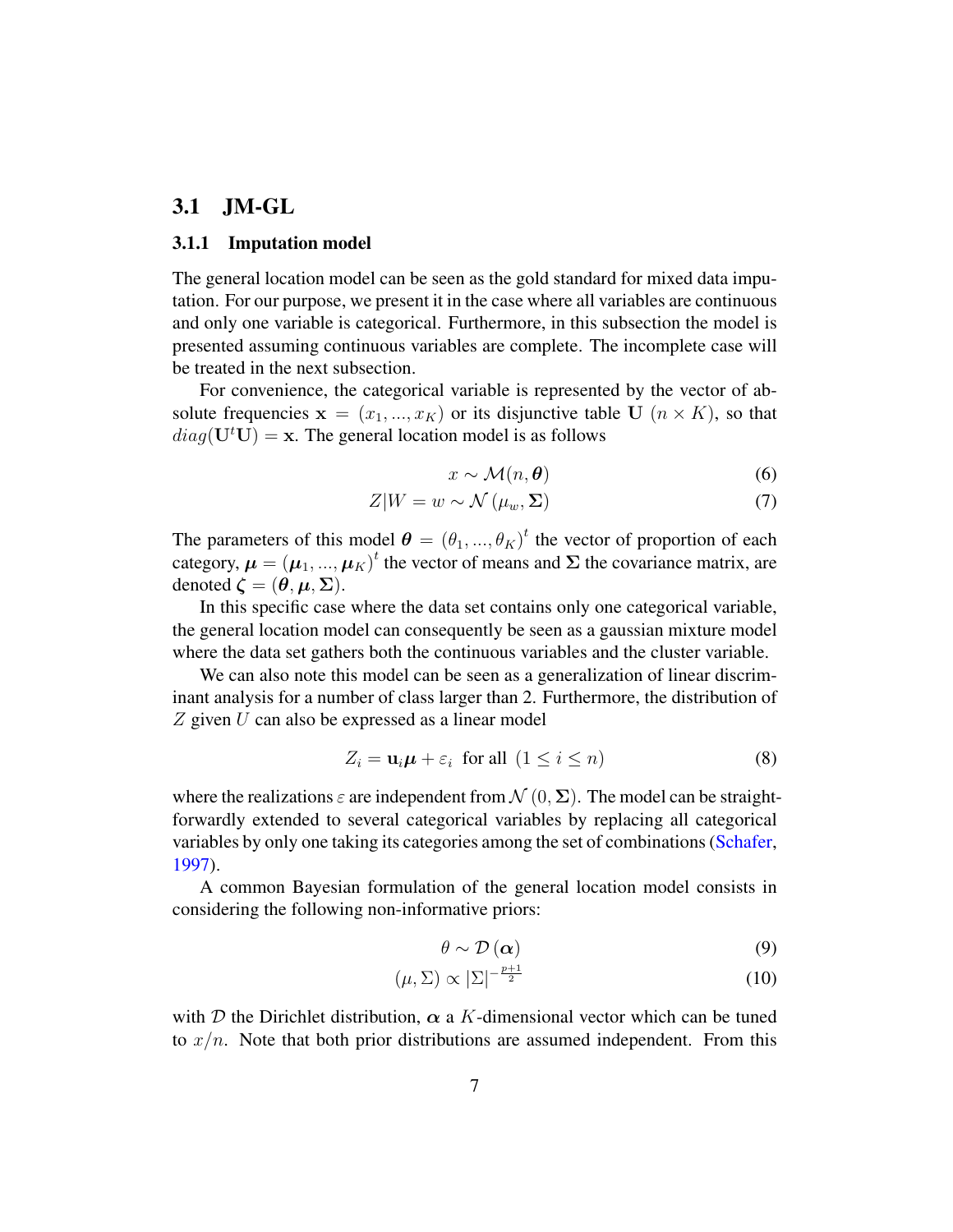## 3.1 JM-GL

### 3.1.1 Imputation model

The general location model can be seen as the gold standard for mixed data imputation. For our purpose, we present it in the case where all variables are continuous and only one variable is categorical. Furthermore, in this subsection the model is presented assuming continuous variables are complete. The incomplete case will be treated in the next subsection.

For convenience, the categorical variable is represented by the vector of absolute frequencies $\mathbf{x} = (x_1, ..., x_K)$ or its disjunctive table $\mathbf{U}$ $(n \times K)$, so that $diag(\mathbf{U}^t\mathbf{U}) = \mathbf{x}$. The general location model is as follows

$$x \sim \mathcal{M}(n, \boldsymbol{\theta}) \tag{6}$$

$$Z|W = w \sim \mathcal{N}(\mu_w, \boldsymbol{\Sigma}) \tag{7}$$

The parameters of this model $\boldsymbol{\theta} = (\theta_1, ..., \theta_K)^t$ the vector of proportion of each category, $\boldsymbol{\mu} = (\boldsymbol{\mu}_1, ..., \boldsymbol{\mu}_K)^t$ the vector of means and $\boldsymbol{\Sigma}$ the covariance matrix, are denoted $\boldsymbol{\zeta} = (\boldsymbol{\theta}, \boldsymbol{\mu}, \boldsymbol{\Sigma})$.

In this specific case where the data set contains only one categorical variable, the general location model can consequently be seen as a gaussian mixture model where the data set gathers both the continuous variables and the cluster variable.

We can also note this model can be seen as a generalization of linear discriminant analysis for a number of class larger than 2. Furthermore, the distribution of $Z$ given $U$ can also be expressed as a linear model

$$Z_i = \mathbf{u}_i\boldsymbol{\mu} + \varepsilon_i \text{ for all } (1 \leq i \leq n) \tag{8}$$

where the realizations $\varepsilon$ are independent from $\mathcal{N}(0, \boldsymbol{\Sigma})$. The model can be straightforwardly extended to several categorical variables by replacing all categorical variables by only one taking its categories among the set of combinations (Schafer, 1997).

A common Bayesian formulation of the general location model consists in considering the following non-informative priors:

$$\theta \sim \mathcal{D}(\boldsymbol{\alpha}) \tag{9}$$

$$(\mu, \Sigma) \propto |\Sigma|^{-\frac{p+1}{2}} \tag{10}$$

with $\mathcal{D}$ the Dirichlet distribution, $\boldsymbol{\alpha}$ a $K$-dimensional vector which can be tuned to $x/n$. Note that both prior distributions are assumed independent. From this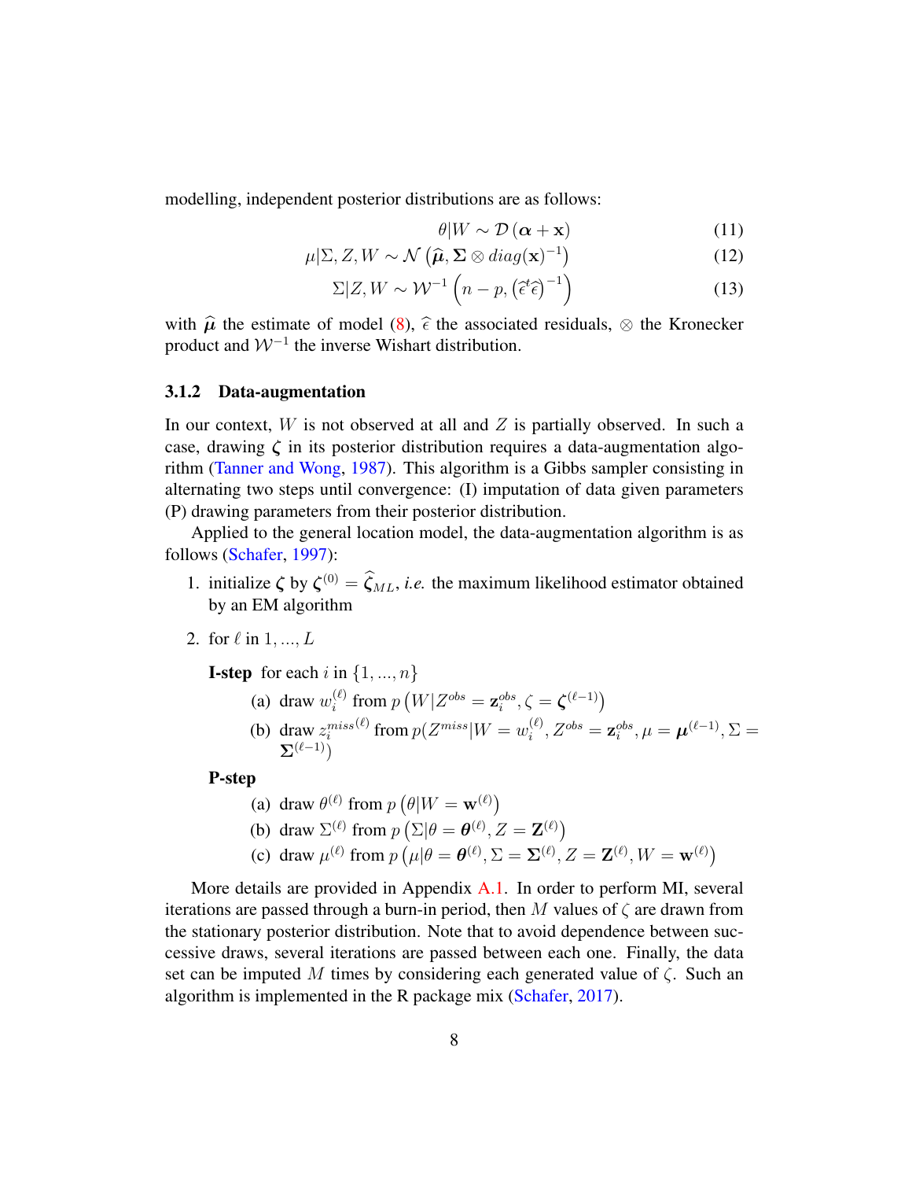modelling, independent posterior distributions are as follows:

$$\theta | W \sim \mathcal{D}\left(\boldsymbol{\alpha} + \mathbf{x}\right) \tag{11}$$

$$\mu | \Sigma, Z, W \sim \mathcal{N}\left(\widehat{\boldsymbol{\mu}}, \boldsymbol{\Sigma} \otimes diag(\mathbf{x})^{-1}\right) \tag{12}$$

$$\Sigma | Z, W \sim \mathcal{W}^{-1}\left(n - p, \left(\widehat{\epsilon}^t \widehat{\epsilon}\right)^{-1}\right) \tag{13}$$

with $\widehat{\boldsymbol{\mu}}$ the estimate of model (8), $\widehat{\epsilon}$ the associated residuals, $\otimes$ the Kronecker product and $\mathcal{W}^{-1}$ the inverse Wishart distribution.

### 3.1.2 Data-augmentation

In our context, $W$ is not observed at all and $Z$ is partially observed. In such a case, drawing $\boldsymbol{\zeta}$ in its posterior distribution requires a data-augmentation algorithm (Tanner and Wong, 1987). This algorithm is a Gibbs sampler consisting in alternating two steps until convergence: (I) imputation of data given parameters (P) drawing parameters from their posterior distribution.

Applied to the general location model, the data-augmentation algorithm is as follows (Schafer, 1997):

1. initialize $\boldsymbol{\zeta}$ by $\boldsymbol{\zeta}^{(0)} = \widehat{\boldsymbol{\zeta}}_{ML}$, *i.e.* the maximum likelihood estimator obtained by an EM algorithm
2. for $\ell$ in $1, ..., L$

   **I-step** for each $i$ in $\{1, ..., n\}$

   (a) draw $w_i^{(\ell)}$ from $p\left(W | Z^{obs} = \mathbf{z}_i^{obs}, \zeta = \boldsymbol{\zeta}^{(\ell-1)}\right)$

   (b) draw $z_i^{miss(\ell)}$ from $p(Z^{miss} | W = w_i^{(\ell)}, Z^{obs} = \mathbf{z}_i^{obs}, \mu = \boldsymbol{\mu}^{(\ell-1)}, \Sigma = \boldsymbol{\Sigma}^{(\ell-1)})$

   **P-step**

   (a) draw $\theta^{(\ell)}$ from $p\left(\theta | W = \mathbf{w}^{(\ell)}\right)$

   (b) draw $\Sigma^{(\ell)}$ from $p\left(\Sigma | \theta = \boldsymbol{\theta}^{(\ell)}, Z = \mathbf{Z}^{(\ell)}\right)$

   (c) draw $\mu^{(\ell)}$ from $p\left(\mu | \theta = \boldsymbol{\theta}^{(\ell)}, \Sigma = \boldsymbol{\Sigma}^{(\ell)}, Z = \mathbf{Z}^{(\ell)}, W = \mathbf{w}^{(\ell)}\right)$

More details are provided in Appendix A.1. In order to perform MI, several iterations are passed through a burn-in period, then $M$ values of $\zeta$ are drawn from the stationary posterior distribution. Note that to avoid dependence between successive draws, several iterations are passed between each one. Finally, the data set can be imputed $M$ times by considering each generated value of $\zeta$. Such an algorithm is implemented in the R package mix (Schafer, 2017).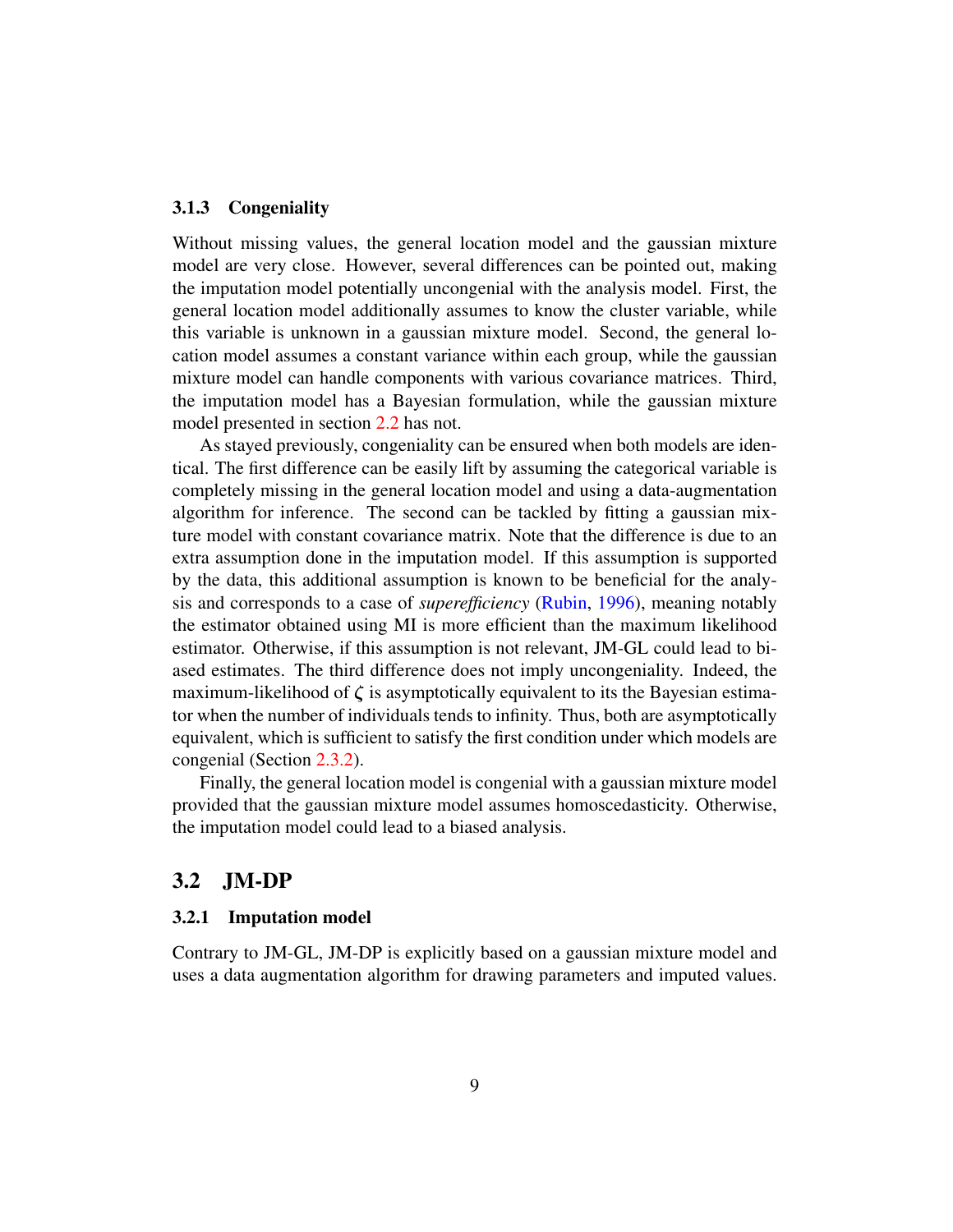### 3.1.3 Congeniality

Without missing values, the general location model and the gaussian mixture model are very close. However, several differences can be pointed out, making the imputation model potentially uncongenial with the analysis model. First, the general location model additionally assumes to know the cluster variable, while this variable is unknown in a gaussian mixture model. Second, the general location model assumes a constant variance within each group, while the gaussian mixture model can handle components with various covariance matrices. Third, the imputation model has a Bayesian formulation, while the gaussian mixture model presented in section 2.2 has not.

As stayed previously, congeniality can be ensured when both models are identical. The first difference can be easily lift by assuming the categorical variable is completely missing in the general location model and using a data-augmentation algorithm for inference. The second can be tackled by fitting a gaussian mixture model with constant covariance matrix. Note that the difference is due to an extra assumption done in the imputation model. If this assumption is supported by the data, this additional assumption is known to be beneficial for the analysis and corresponds to a case of *superefficiency* (Rubin, 1996), meaning notably the estimator obtained using MI is more efficient than the maximum likelihood estimator. Otherwise, if this assumption is not relevant, JM-GL could lead to biased estimates. The third difference does not imply uncongeniality. Indeed, the maximum-likelihood of $\zeta$ is asymptotically equivalent to its the Bayesian estimator when the number of individuals tends to infinity. Thus, both are asymptotically equivalent, which is sufficient to satisfy the first condition under which models are congenial (Section 2.3.2).

Finally, the general location model is congenial with a gaussian mixture model provided that the gaussian mixture model assumes homoscedasticity. Otherwise, the imputation model could lead to a biased analysis.

## 3.2 JM-DP

### 3.2.1 Imputation model

Contrary to JM-GL, JM-DP is explicitly based on a gaussian mixture model and uses a data augmentation algorithm for drawing parameters and imputed values.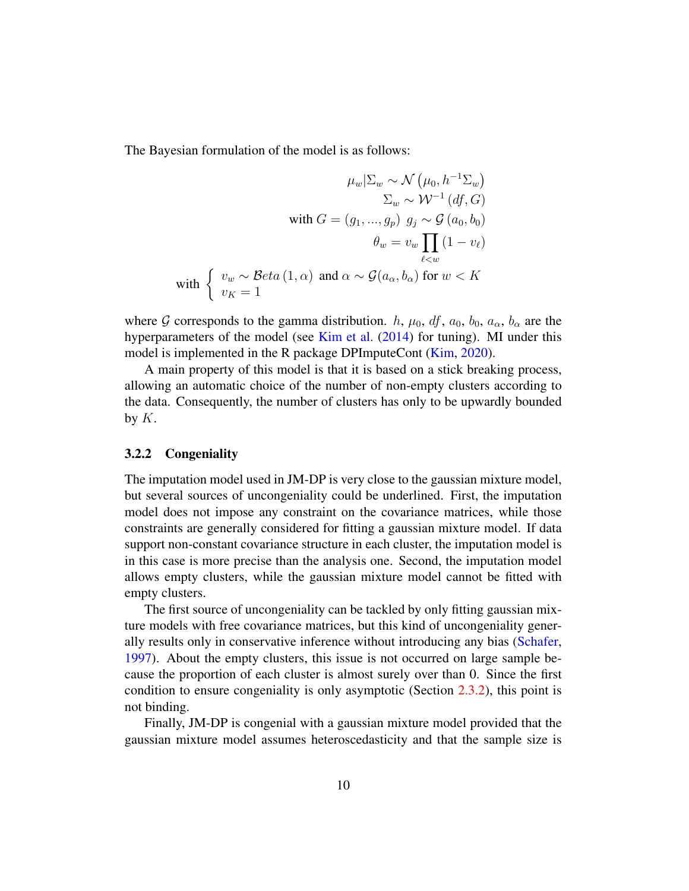The Bayesian formulation of the model is as follows:

$$
\begin{aligned}
\mu_w|\Sigma_w &\sim \mathcal{N}\left(\mu_0, h^{-1}\Sigma_w\right) \\
\Sigma_w &\sim \mathcal{W}^{-1}\left(df, G\right) \\
\text{with } G = (g_1, ..., g_p) \;\; g_j &\sim \mathcal{G}\left(a_0, b_0\right) \\
\theta_w &= v_w \prod_{\ell < w} \left(1 - v_\ell\right) \\
\text{with } &\left\{ \begin{array}{l} v_w \sim \mathcal{B}eta\left(1, \alpha\right) \text{ and } \alpha \sim \mathcal{G}(a_\alpha, b_\alpha) \text{ for } w < K \\ v_K = 1 \end{array} \right.
\end{aligned}
$$

where $\mathcal{G}$ corresponds to the gamma distribution. $h$, $\mu_0$, $df$, $a_0$, $b_0$, $a_\alpha$, $b_\alpha$ are the hyperparameters of the model (see Kim et al. (2014) for tuning). MI under this model is implemented in the R package DPImputeCont (Kim, 2020).

A main property of this model is that it is based on a stick breaking process, allowing an automatic choice of the number of non-empty clusters according to the data. Consequently, the number of clusters has only to be upwardly bounded by $K$.

### 3.2.2 Congeniality

The imputation model used in JM-DP is very close to the gaussian mixture model, but several sources of uncongeniality could be underlined. First, the imputation model does not impose any constraint on the covariance matrices, while those constraints are generally considered for fitting a gaussian mixture model. If data support non-constant covariance structure in each cluster, the imputation model is in this case is more precise than the analysis one. Second, the imputation model allows empty clusters, while the gaussian mixture model cannot be fitted with empty clusters.

The first source of uncongeniality can be tackled by only fitting gaussian mixture models with free covariance matrices, but this kind of uncongeniality generally results only in conservative inference without introducing any bias (Schafer, 1997). About the empty clusters, this issue is not occurred on large sample because the proportion of each cluster is almost surely over than 0. Since the first condition to ensure congeniality is only asymptotic (Section 2.3.2), this point is not binding.

Finally, JM-DP is congenial with a gaussian mixture model provided that the gaussian mixture model assumes heteroscedasticity and that the sample size is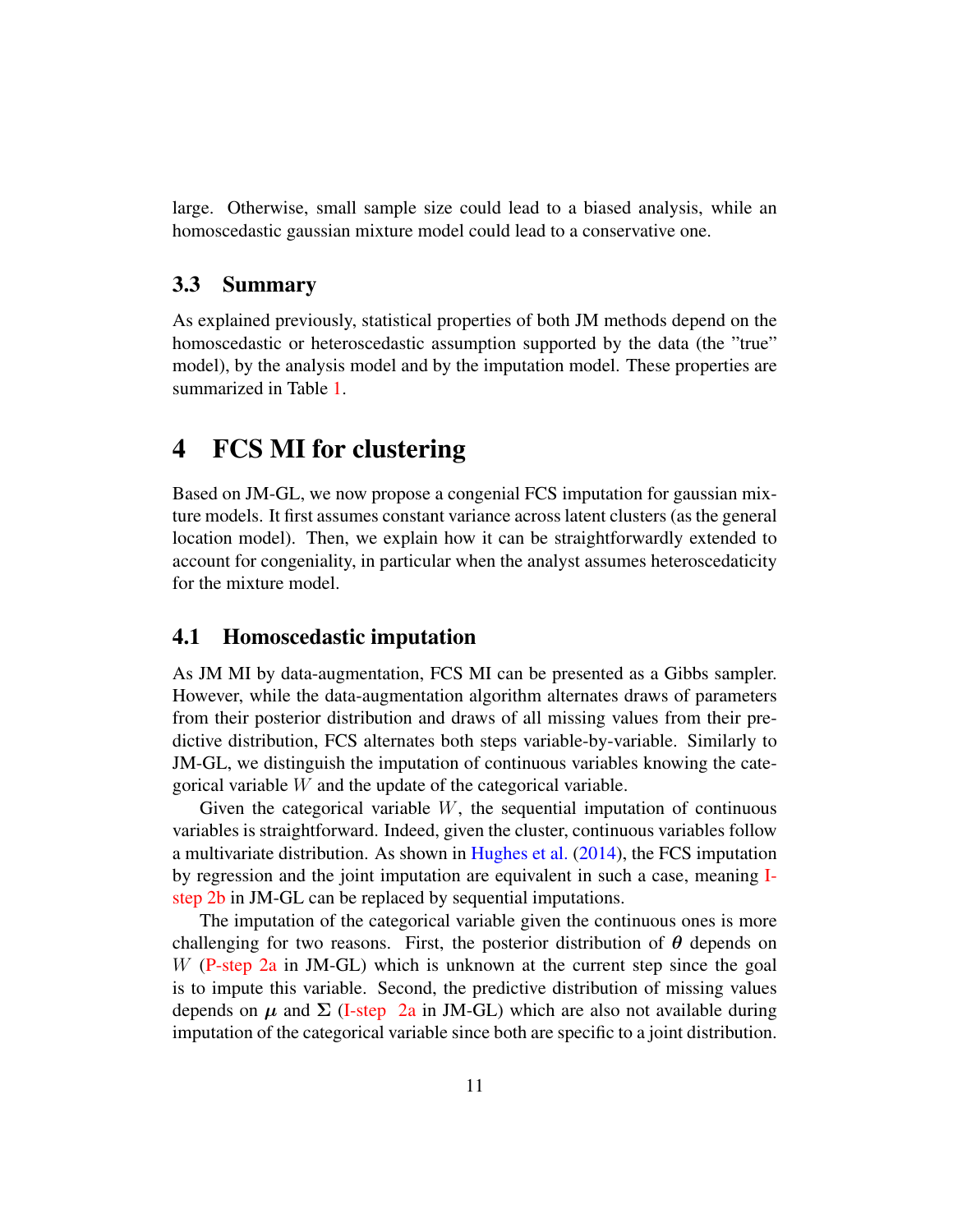large. Otherwise, small sample size could lead to a biased analysis, while an homoscedastic gaussian mixture model could lead to a conservative one.

### 3.3 Summary

As explained previously, statistical properties of both JM methods depend on the homoscedastic or heteroscedastic assumption supported by the data (the "true" model), by the analysis model and by the imputation model. These properties are summarized in Table 1.

## 4 FCS MI for clustering

Based on JM-GL, we now propose a congenial FCS imputation for gaussian mixture models. It first assumes constant variance across latent clusters (as the general location model). Then, we explain how it can be straightforwardly extended to account for congeniality, in particular when the analyst assumes heteroscedaticity for the mixture model.

### 4.1 Homoscedastic imputation

As JM MI by data-augmentation, FCS MI can be presented as a Gibbs sampler. However, while the data-augmentation algorithm alternates draws of parameters from their posterior distribution and draws of all missing values from their predictive distribution, FCS alternates both steps variable-by-variable. Similarly to JM-GL, we distinguish the imputation of continuous variables knowing the categorical variable $W$ and the update of the categorical variable.

Given the categorical variable $W$, the sequential imputation of continuous variables is straightforward. Indeed, given the cluster, continuous variables follow a multivariate distribution. As shown in Hughes et al. (2014), the FCS imputation by regression and the joint imputation are equivalent in such a case, meaning I-step 2b in JM-GL can be replaced by sequential imputations.

The imputation of the categorical variable given the continuous ones is more challenging for two reasons. First, the posterior distribution of $\boldsymbol{\theta}$ depends on $W$ (P-step 2a in JM-GL) which is unknown at the current step since the goal is to impute this variable. Second, the predictive distribution of missing values depends on $\boldsymbol{\mu}$ and $\boldsymbol{\Sigma}$ (I-step 2a in JM-GL) which are also not available during imputation of the categorical variable since both are specific to a joint distribution.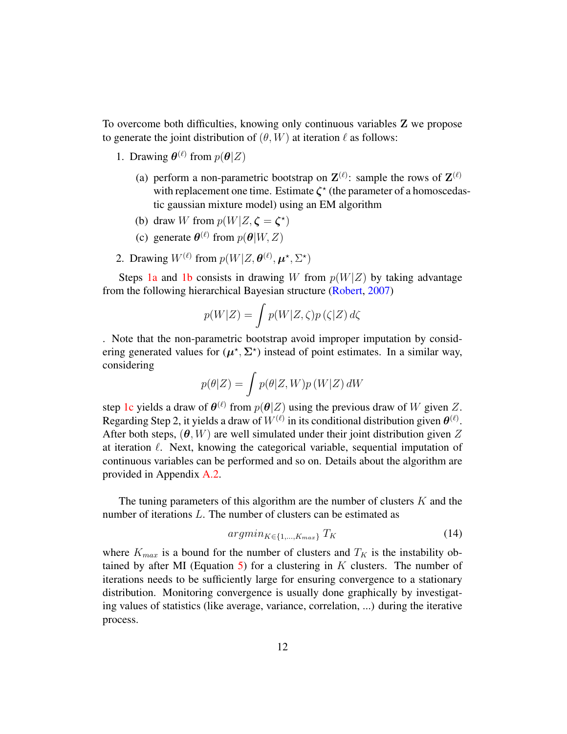To overcome both difficulties, knowing only continuous variables $\mathbf{Z}$ we propose to generate the joint distribution of $(\theta, W)$ at iteration $\ell$ as follows:

1. Drawing $\boldsymbol{\theta}^{(\ell)}$ from $p(\boldsymbol{\theta}|Z)$
   (a) perform a non-parametric bootstrap on $\mathbf{Z}^{(\ell)}$: sample the rows of $\mathbf{Z}^{(\ell)}$ with replacement one time. Estimate $\boldsymbol{\zeta}^{\star}$ (the parameter of a homoscedastic gaussian mixture model) using an EM algorithm
   (b) draw $W$ from $p(W|Z, \boldsymbol{\zeta} = \boldsymbol{\zeta}^{\star})$
   (c) generate $\boldsymbol{\theta}^{(\ell)}$ from $p(\boldsymbol{\theta}|W, Z)$
2. Drawing $W^{(\ell)}$ from $p(W|Z, \boldsymbol{\theta}^{(\ell)}, \boldsymbol{\mu}^{\star}, \Sigma^{\star})$

Steps 1a and 1b consists in drawing $W$ from $p(W|Z)$ by taking advantage from the following hierarchical Bayesian structure (Robert, 2007)

$$p(W|Z) = \int p(W|Z, \zeta) p\left(\zeta|Z\right) d\zeta$$

. Note that the non-parametric bootstrap avoid improper imputation by considering generated values for $(\boldsymbol{\mu}^{\star}, \boldsymbol{\Sigma}^{\star})$ instead of point estimates. In a similar way, considering

$$p(\theta|Z) = \int p(\theta|Z, W) p\left(W|Z\right) dW$$

step 1c yields a draw of $\boldsymbol{\theta}^{(\ell)}$ from $p(\boldsymbol{\theta}|Z)$ using the previous draw of $W$ given $Z$. Regarding Step 2, it yields a draw of $W^{(\ell)}$ in its conditional distribution given $\boldsymbol{\theta}^{(\ell)}$. After both steps, $(\boldsymbol{\theta}, W)$ are well simulated under their joint distribution given $Z$ at iteration $\ell$. Next, knowing the categorical variable, sequential imputation of continuous variables can be performed and so on. Details about the algorithm are provided in Appendix A.2.

The tuning parameters of this algorithm are the number of clusters $K$ and the number of iterations $L$. The number of clusters can be estimated as

$$argmin_{K \in \{1, \ldots, K_{max}\}} \, T_K \tag{14}$$

where $K_{max}$ is a bound for the number of clusters and $T_K$ is the instability obtained by after MI (Equation 5) for a clustering in $K$ clusters. The number of iterations needs to be sufficiently large for ensuring convergence to a stationary distribution. Monitoring convergence is usually done graphically by investigating values of statistics (like average, variance, correlation, ...) during the iterative process.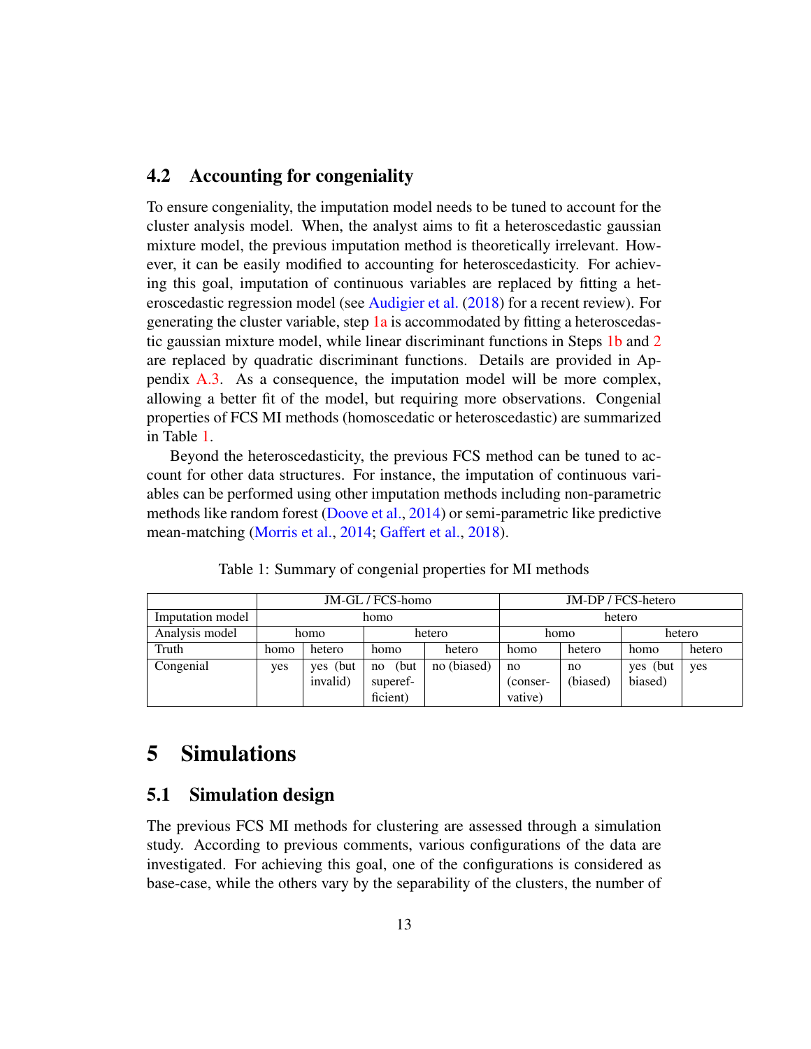## 4.2 Accounting for congeniality

To ensure congeniality, the imputation model needs to be tuned to account for the cluster analysis model. When, the analyst aims to fit a heteroscedastic gaussian mixture model, the previous imputation method is theoretically irrelevant. However, it can be easily modified to accounting for heteroscedasticity. For achieving this goal, imputation of continuous variables are replaced by fitting a heteroscedastic regression model (see Audigier et al. (2018) for a recent review). For generating the cluster variable, step 1a is accommodated by fitting a heteroscedastic gaussian mixture model, while linear discriminant functions in Steps 1b and 2 are replaced by quadratic discriminant functions. Details are provided in Appendix A.3. As a consequence, the imputation model will be more complex, allowing a better fit of the model, but requiring more observations. Congenial properties of FCS MI methods (homoscedatic or heteroscedastic) are summarized in Table 1.

Beyond the heteroscedasticity, the previous FCS method can be tuned to account for other data structures. For instance, the imputation of continuous variables can be performed using other imputation methods including non-parametric methods like random forest (Doove et al., 2014) or semi-parametric like predictive mean-matching (Morris et al., 2014; Gaffert et al., 2018).

Table 1: Summary of congenial properties for MI methods

| | JM-GL / FCS-homo | | | | JM-DP / FCS-hetero | | | |
|---|---|---|---|---|---|---|---|---|
| Imputation model | homo | | | | hetero | | | |
| Analysis model | homo | | hetero | | homo | | hetero | |
| Truth | homo | hetero | homo | hetero | homo | hetero | homo | hetero |
| Congenial | yes | yes (but invalid) | no (but supereficient) | no (biased) | no (conservative) | no (biased) | yes (but biased) | yes |

# 5 Simulations

## 5.1 Simulation design

The previous FCS MI methods for clustering are assessed through a simulation study. According to previous comments, various configurations of the data are investigated. For achieving this goal, one of the configurations is considered as base-case, while the others vary by the separability of the clusters, the number of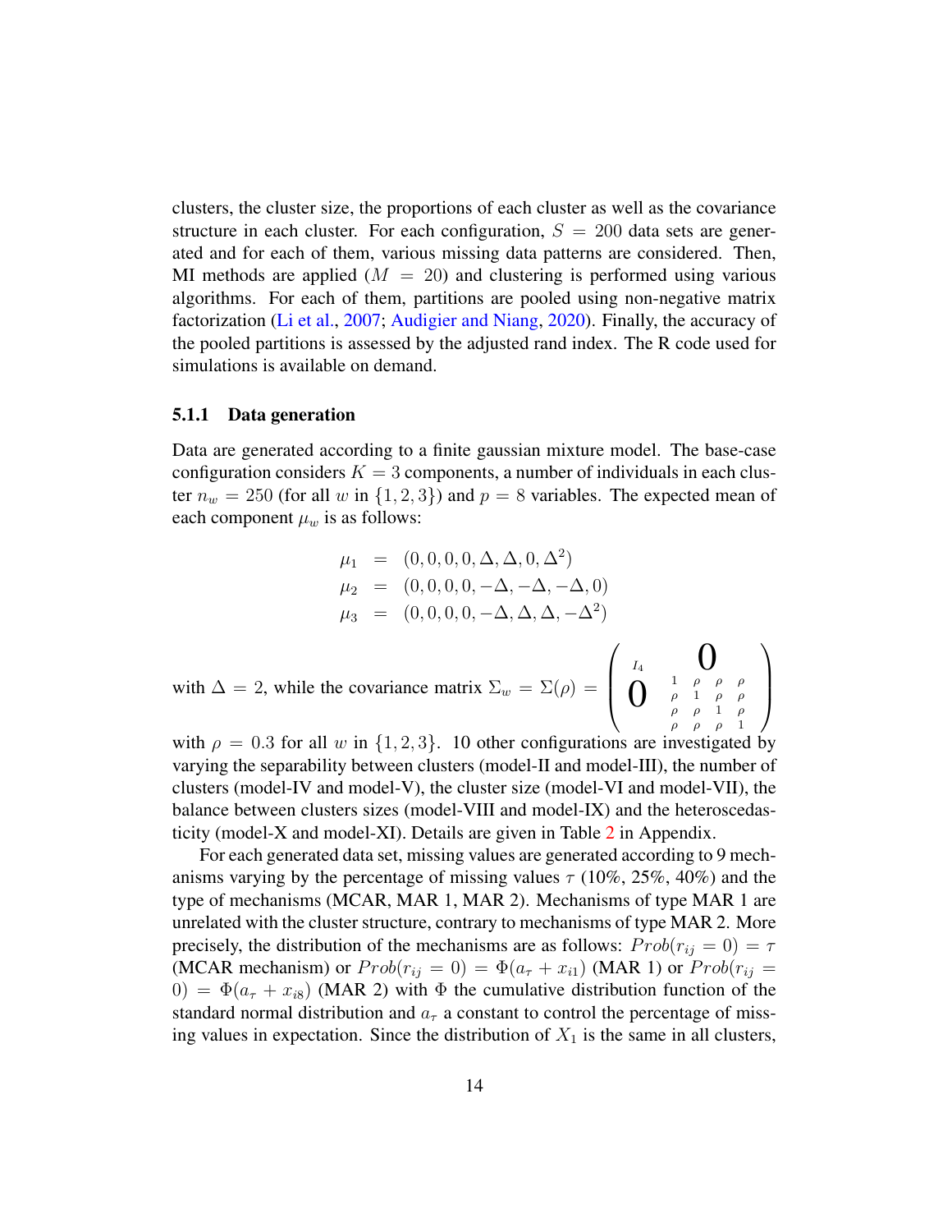clusters, the cluster size, the proportions of each cluster as well as the covariance structure in each cluster. For each configuration, $S = 200$ data sets are generated and for each of them, various missing data patterns are considered. Then, MI methods are applied ($M = 20$) and clustering is performed using various algorithms. For each of them, partitions are pooled using non-negative matrix factorization (Li et al., 2007; Audigier and Niang, 2020). Finally, the accuracy of the pooled partitions is assessed by the adjusted rand index. The R code used for simulations is available on demand.

### 5.1.1 Data generation

Data are generated according to a finite gaussian mixture model. The base-case configuration considers $K = 3$ components, a number of individuals in each cluster $n_w = 250$ (for all $w$ in $\{1, 2, 3\}$) and $p = 8$ variables. The expected mean of each component $\mu_w$ is as follows:

$$
\begin{aligned}
\mu_1 &= (0, 0, 0, 0, \Delta, \Delta, 0, \Delta^2) \\
\mu_2 &= (0, 0, 0, 0, -\Delta, -\Delta, -\Delta, 0) \\
\mu_3 &= (0, 0, 0, 0, -\Delta, \Delta, \Delta, -\Delta^2)
\end{aligned}
$$

with $\Delta = 2$, while the covariance matrix $\Sigma_w = \Sigma(\rho) = \begin{pmatrix} I_4 & \mathbf{0} \\ \mathbf{0} & \begin{smallmatrix} 1 & \rho & \rho & \rho \\ \rho & 1 & \rho & \rho \\ \rho & \rho & 1 & \rho \\ \rho & \rho & \rho & 1 \end{smallmatrix} \end{pmatrix}$ with $\rho = 0.3$ for all $w$ in $\{1, 2, 3\}$. 10 other configurations are investigated by varying the separability between clusters (model-II and model-III), the number of clusters (model-IV and model-V), the cluster size (model-VI and model-VII), the balance between clusters sizes (model-VIII and model-IX) and the heteroscedasticity (model-X and model-XI). Details are given in Table 2 in Appendix.

For each generated data set, missing values are generated according to 9 mechanisms varying by the percentage of missing values $\tau$ (10%, 25%, 40%) and the type of mechanisms (MCAR, MAR 1, MAR 2). Mechanisms of type MAR 1 are unrelated with the cluster structure, contrary to mechanisms of type MAR 2. More precisely, the distribution of the mechanisms are as follows: $Prob(r_{ij} = 0) = \tau$ (MCAR mechanism) or $Prob(r_{ij} = 0) = \Phi(a_\tau + x_{i1})$ (MAR 1) or $Prob(r_{ij} = 0) = \Phi(a_\tau + x_{i8})$ (MAR 2) with $\Phi$ the cumulative distribution function of the standard normal distribution and $a_\tau$ a constant to control the percentage of missing values in expectation. Since the distribution of $X_1$ is the same in all clusters,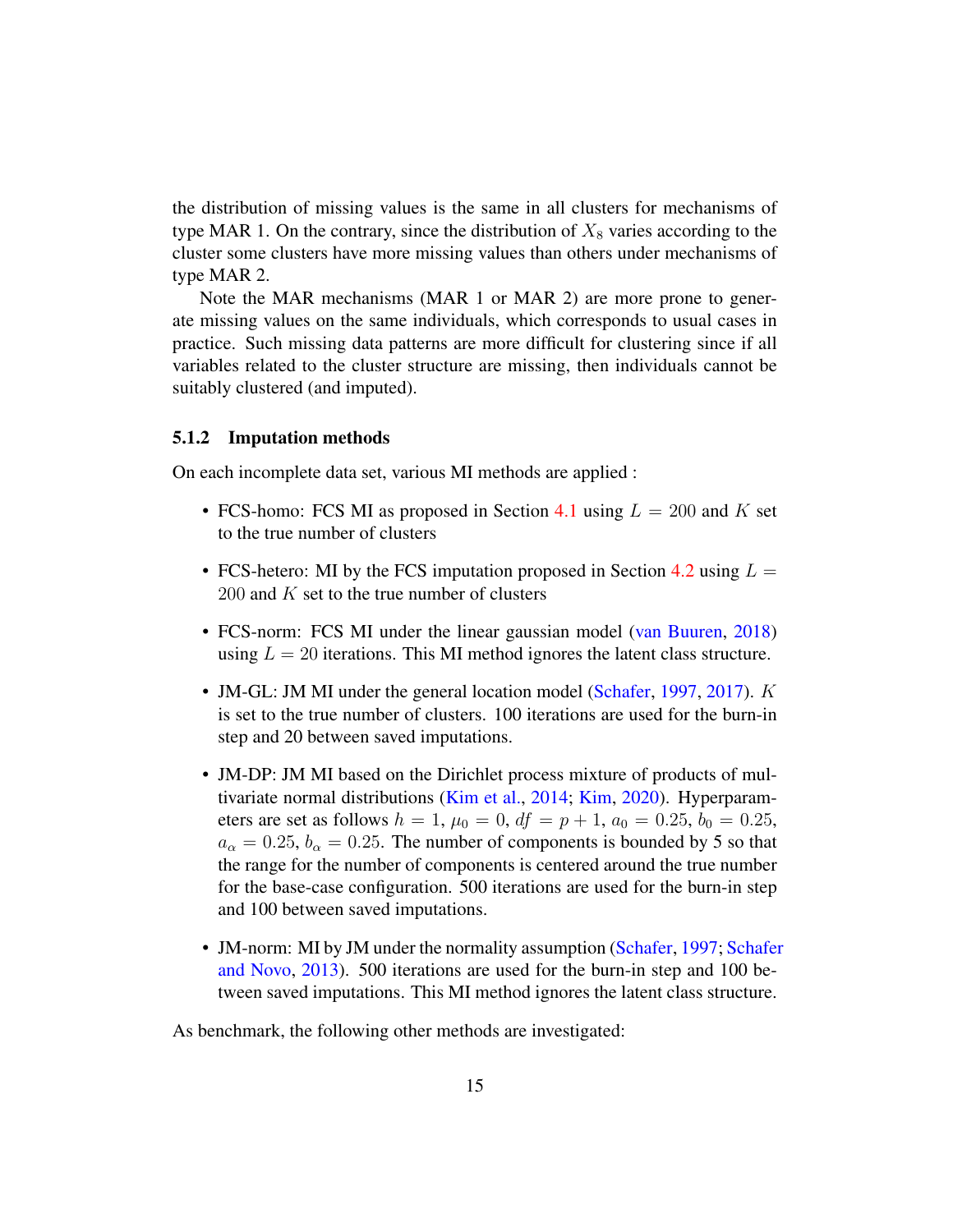the distribution of missing values is the same in all clusters for mechanisms of type MAR 1. On the contrary, since the distribution of $X_8$ varies according to the cluster some clusters have more missing values than others under mechanisms of type MAR 2.

Note the MAR mechanisms (MAR 1 or MAR 2) are more prone to generate missing values on the same individuals, which corresponds to usual cases in practice. Such missing data patterns are more difficult for clustering since if all variables related to the cluster structure are missing, then individuals cannot be suitably clustered (and imputed).

### 5.1.2 Imputation methods

On each incomplete data set, various MI methods are applied :

- FCS-homo: FCS MI as proposed in Section 4.1 using $L = 200$ and $K$ set to the true number of clusters
- FCS-hetero: MI by the FCS imputation proposed in Section 4.2 using $L = 200$ and $K$ set to the true number of clusters
- FCS-norm: FCS MI under the linear gaussian model (van Buuren, 2018) using $L = 20$ iterations. This MI method ignores the latent class structure.
- JM-GL: JM MI under the general location model (Schafer, 1997, 2017). $K$ is set to the true number of clusters. 100 iterations are used for the burn-in step and 20 between saved imputations.
- JM-DP: JM MI based on the Dirichlet process mixture of products of multivariate normal distributions (Kim et al., 2014; Kim, 2020). Hyperparameters are set as follows $h = 1$, $\mu_0 = 0$, $df = p + 1$, $a_0 = 0.25$, $b_0 = 0.25$, $a_\alpha = 0.25$, $b_\alpha = 0.25$. The number of components is bounded by 5 so that the range for the number of components is centered around the true number for the base-case configuration. 500 iterations are used for the burn-in step and 100 between saved imputations.
- JM-norm: MI by JM under the normality assumption (Schafer, 1997; Schafer and Novo, 2013). 500 iterations are used for the burn-in step and 100 between saved imputations. This MI method ignores the latent class structure.

As benchmark, the following other methods are investigated: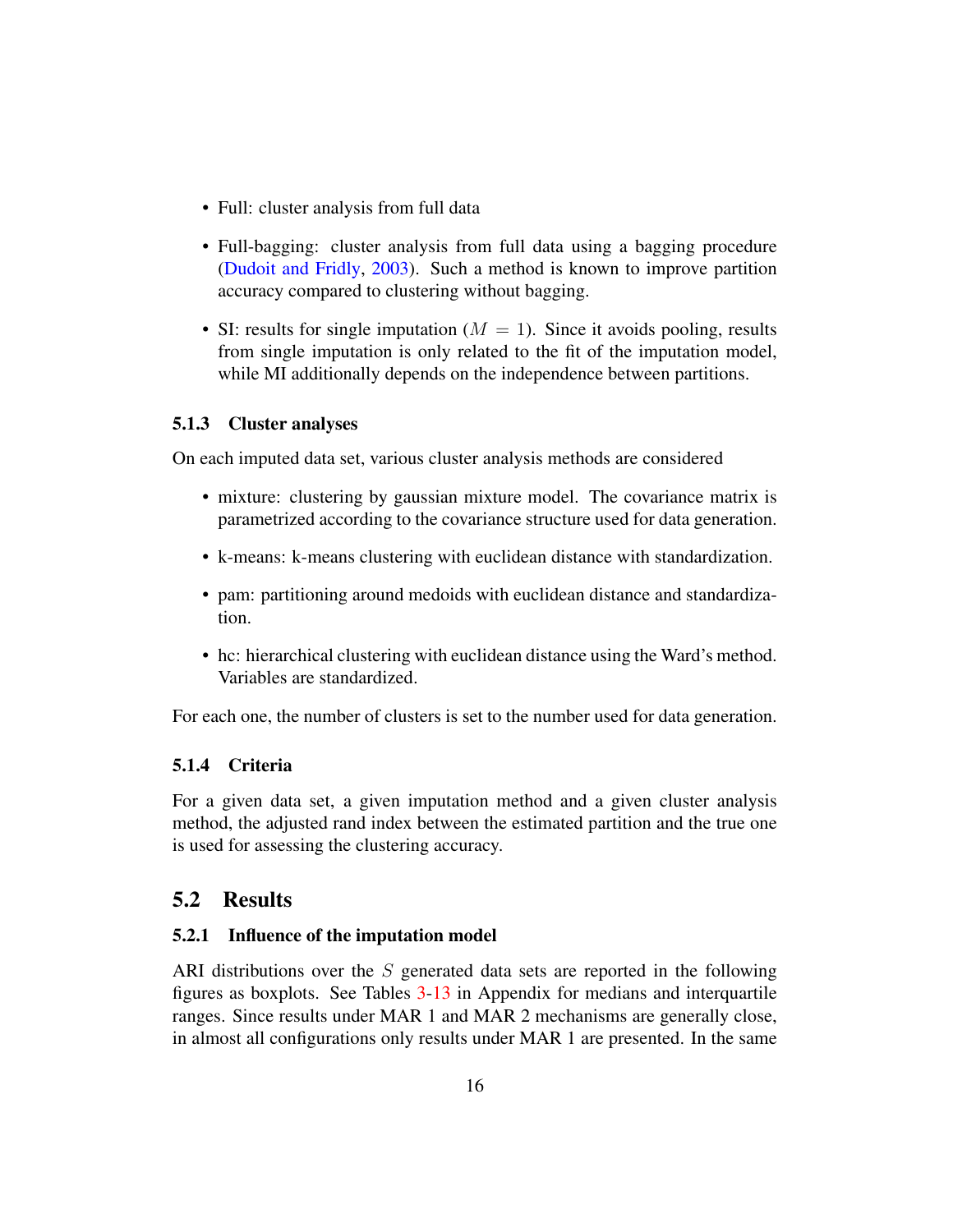- Full: cluster analysis from full data
- Full-bagging: cluster analysis from full data using a bagging procedure (Dudoit and Fridly, 2003). Such a method is known to improve partition accuracy compared to clustering without bagging.
- SI: results for single imputation ($M = 1$). Since it avoids pooling, results from single imputation is only related to the fit of the imputation model, while MI additionally depends on the independence between partitions.

#### 5.1.3 Cluster analyses

On each imputed data set, various cluster analysis methods are considered

- mixture: clustering by gaussian mixture model. The covariance matrix is parametrized according to the covariance structure used for data generation.
- k-means: k-means clustering with euclidean distance with standardization.
- pam: partitioning around medoids with euclidean distance and standardization.
- hc: hierarchical clustering with euclidean distance using the Ward's method. Variables are standardized.

For each one, the number of clusters is set to the number used for data generation.

#### 5.1.4 Criteria

For a given data set, a given imputation method and a given cluster analysis method, the adjusted rand index between the estimated partition and the true one is used for assessing the clustering accuracy.

## 5.2 Results

#### 5.2.1 Influence of the imputation model

ARI distributions over the $S$ generated data sets are reported in the following figures as boxplots. See Tables 3-13 in Appendix for medians and interquartile ranges. Since results under MAR 1 and MAR 2 mechanisms are generally close, in almost all configurations only results under MAR 1 are presented. In the same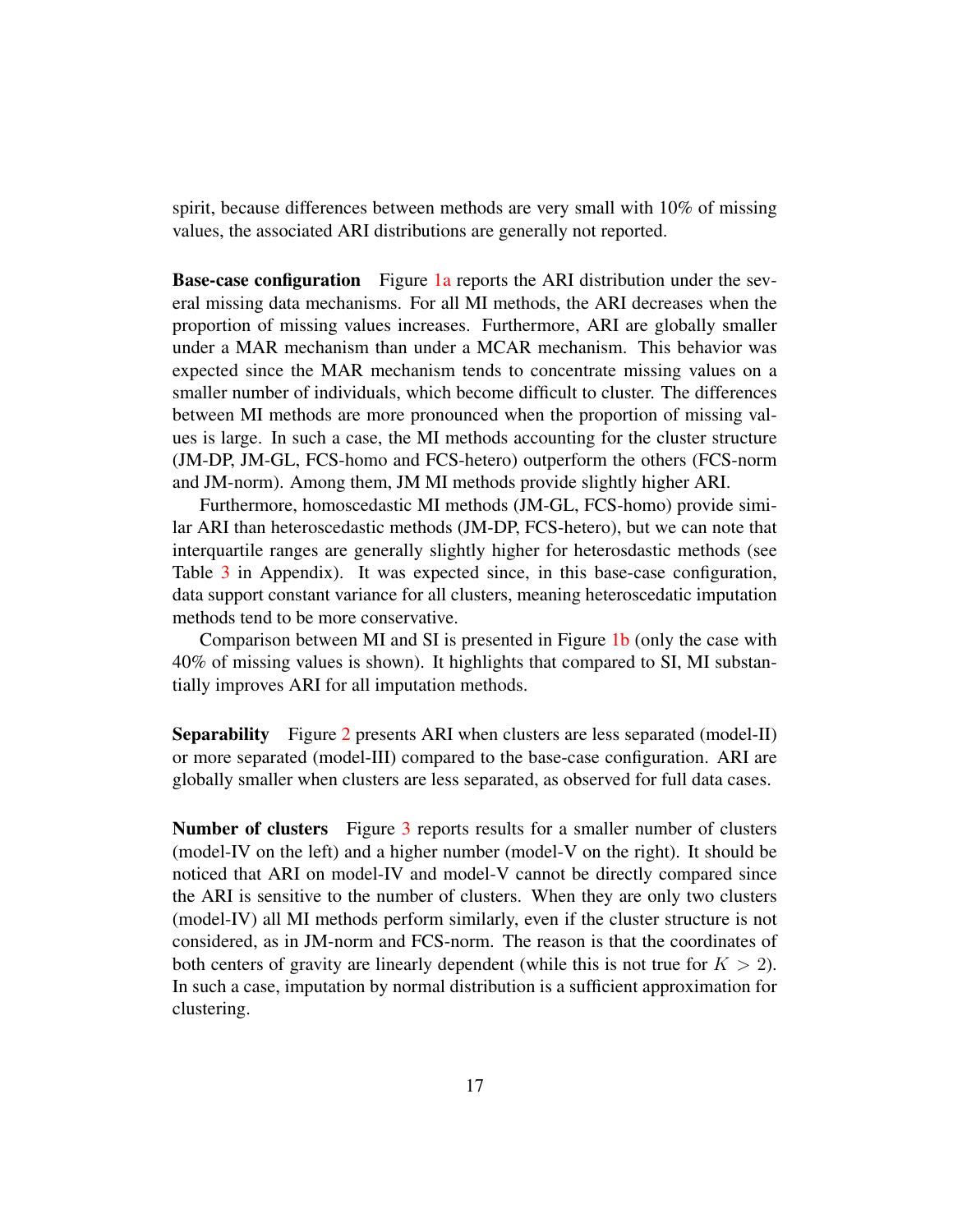spirit, because differences between methods are very small with 10% of missing values, the associated ARI distributions are generally not reported.

**Base-case configuration** Figure 1a reports the ARI distribution under the several missing data mechanisms. For all MI methods, the ARI decreases when the proportion of missing values increases. Furthermore, ARI are globally smaller under a MAR mechanism than under a MCAR mechanism. This behavior was expected since the MAR mechanism tends to concentrate missing values on a smaller number of individuals, which become difficult to cluster. The differences between MI methods are more pronounced when the proportion of missing values is large. In such a case, the MI methods accounting for the cluster structure (JM-DP, JM-GL, FCS-homo and FCS-hetero) outperform the others (FCS-norm and JM-norm). Among them, JM MI methods provide slightly higher ARI.

Furthermore, homoscedastic MI methods (JM-GL, FCS-homo) provide similar ARI than heteroscedastic methods (JM-DP, FCS-hetero), but we can note that interquartile ranges are generally slightly higher for heterosdastic methods (see Table 3 in Appendix). It was expected since, in this base-case configuration, data support constant variance for all clusters, meaning heteroscedatic imputation methods tend to be more conservative.

Comparison between MI and SI is presented in Figure 1b (only the case with 40% of missing values is shown). It highlights that compared to SI, MI substantially improves ARI for all imputation methods.

**Separability** Figure 2 presents ARI when clusters are less separated (model-II) or more separated (model-III) compared to the base-case configuration. ARI are globally smaller when clusters are less separated, as observed for full data cases.

**Number of clusters** Figure 3 reports results for a smaller number of clusters (model-IV on the left) and a higher number (model-V on the right). It should be noticed that ARI on model-IV and model-V cannot be directly compared since the ARI is sensitive to the number of clusters. When they are only two clusters (model-IV) all MI methods perform similarly, even if the cluster structure is not considered, as in JM-norm and FCS-norm. The reason is that the coordinates of both centers of gravity are linearly dependent (while this is not true for $K > 2$). In such a case, imputation by normal distribution is a sufficient approximation for clustering.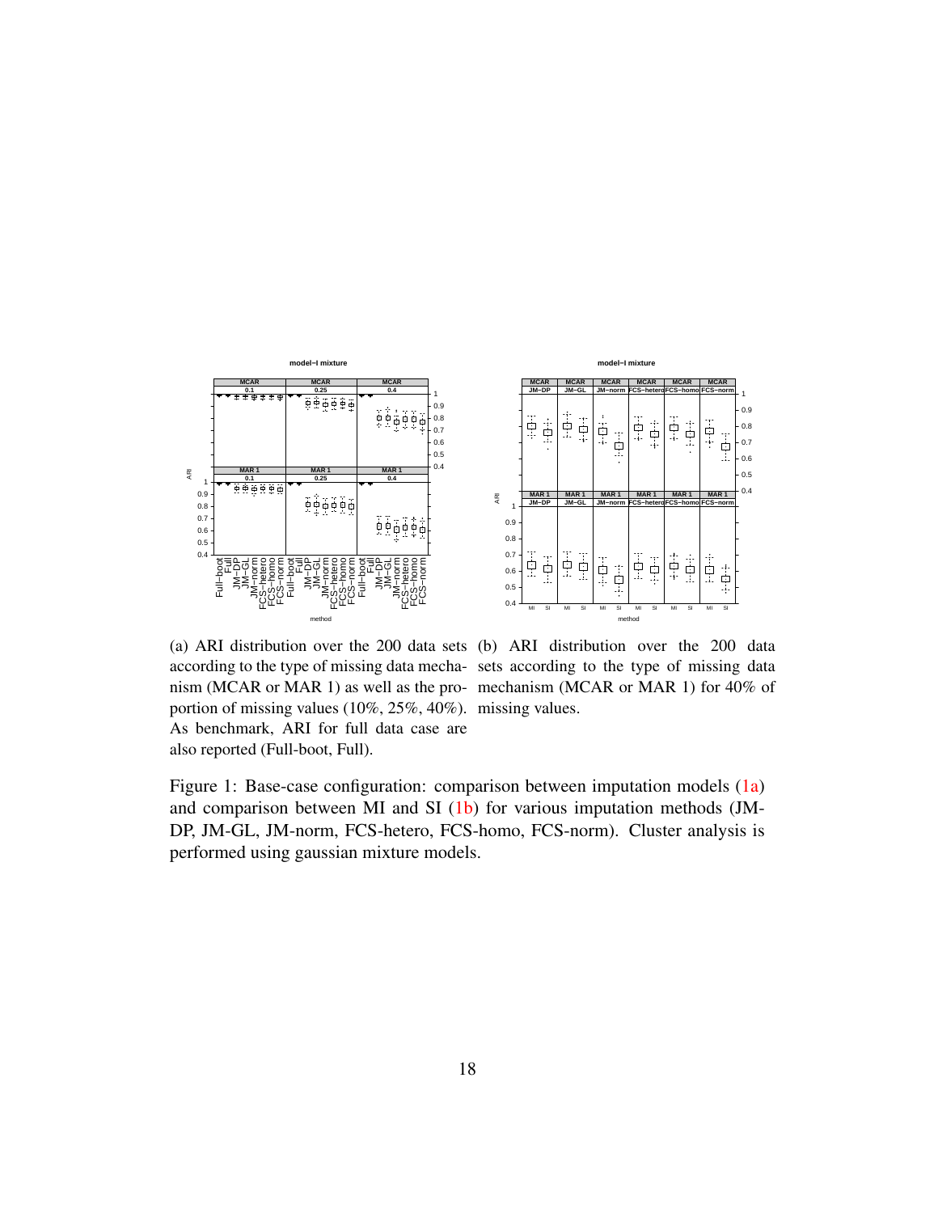(a) ARI distribution over the 200 data sets according to the type of missing data mechanism (MCAR or MAR 1) as well as the proportion of missing values (10%, 25%, 40%). As benchmark, ARI for full data case are also reported (Full-boot, Full).

(b) ARI distribution over the 200 data sets according to the type of missing data mechanism (MCAR or MAR 1) for 40% of missing values.

Figure 1: Base-case configuration: comparison between imputation models (1a) and comparison between MI and SI (1b) for various imputation methods (JM-DP, JM-GL, JM-norm, FCS-hetero, FCS-homo, FCS-norm). Cluster analysis is performed using gaussian mixture models.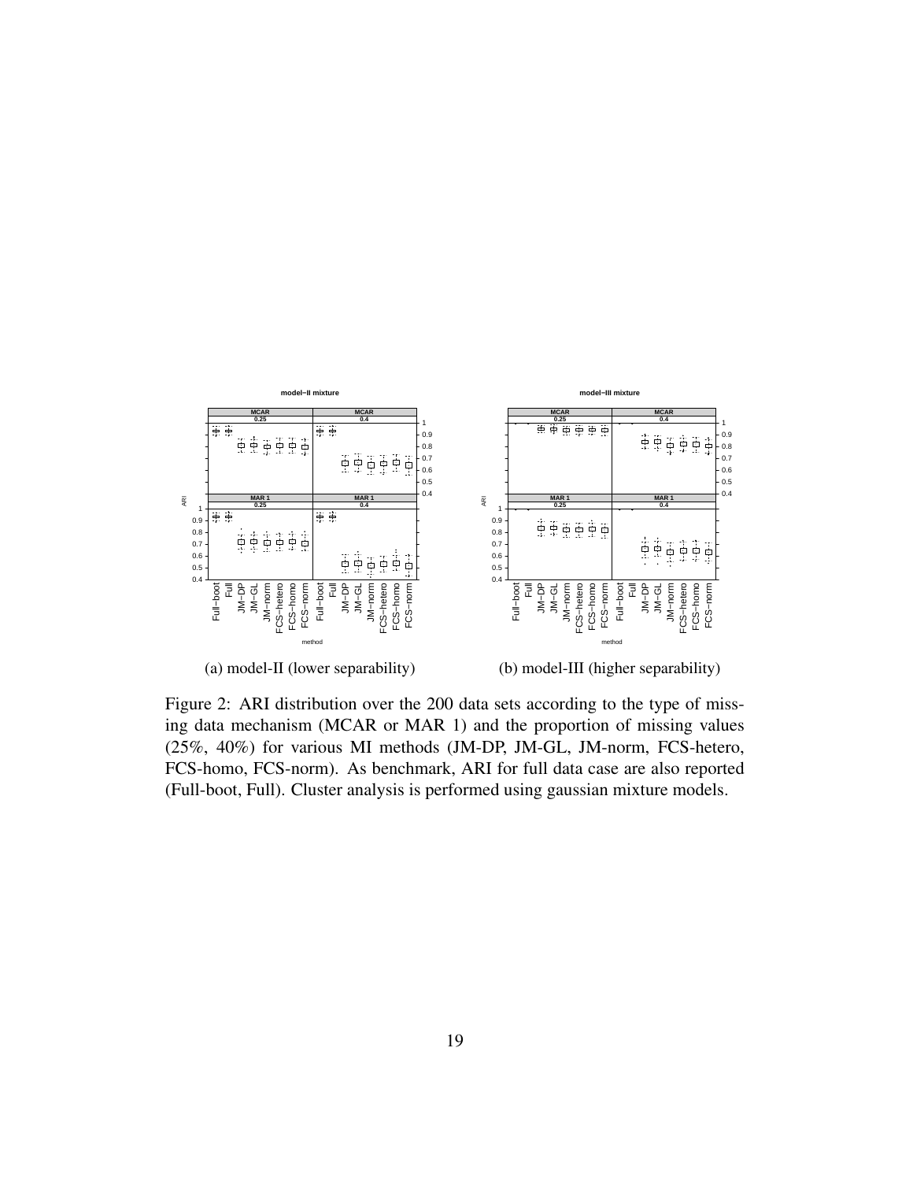(a) model-II (lower separability)

(b) model-III (higher separability)

Figure 2: ARI distribution over the 200 data sets according to the type of missing data mechanism (MCAR or MAR 1) and the proportion of missing values (25%, 40%) for various MI methods (JM-DP, JM-GL, JM-norm, FCS-hetero, FCS-homo, FCS-norm). As benchmark, ARI for full data case are also reported (Full-boot, Full). Cluster analysis is performed using gaussian mixture models.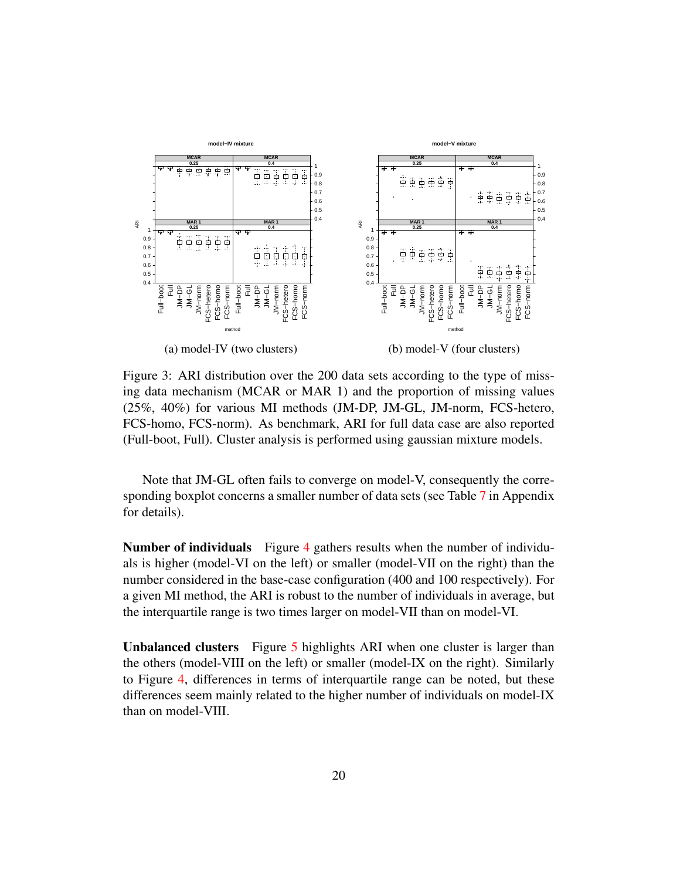(a) model-IV (two clusters)

(b) model-V (four clusters)

Figure 3: ARI distribution over the 200 data sets according to the type of missing data mechanism (MCAR or MAR 1) and the proportion of missing values (25%, 40%) for various MI methods (JM-DP, JM-GL, JM-norm, FCS-hetero, FCS-homo, FCS-norm). As benchmark, ARI for full data case are also reported (Full-boot, Full). Cluster analysis is performed using gaussian mixture models.

Note that JM-GL often fails to converge on model-V, consequently the corresponding boxplot concerns a smaller number of data sets (see Table 7 in Appendix for details).

**Number of individuals** Figure 4 gathers results when the number of individuals is higher (model-VI on the left) or smaller (model-VII on the right) than the number considered in the base-case configuration (400 and 100 respectively). For a given MI method, the ARI is robust to the number of individuals in average, but the interquartile range is two times larger on model-VII than on model-VI.

**Unbalanced clusters** Figure 5 highlights ARI when one cluster is larger than the others (model-VIII on the left) or smaller (model-IX on the right). Similarly to Figure 4, differences in terms of interquartile range can be noted, but these differences seem mainly related to the higher number of individuals on model-IX than on model-VIII.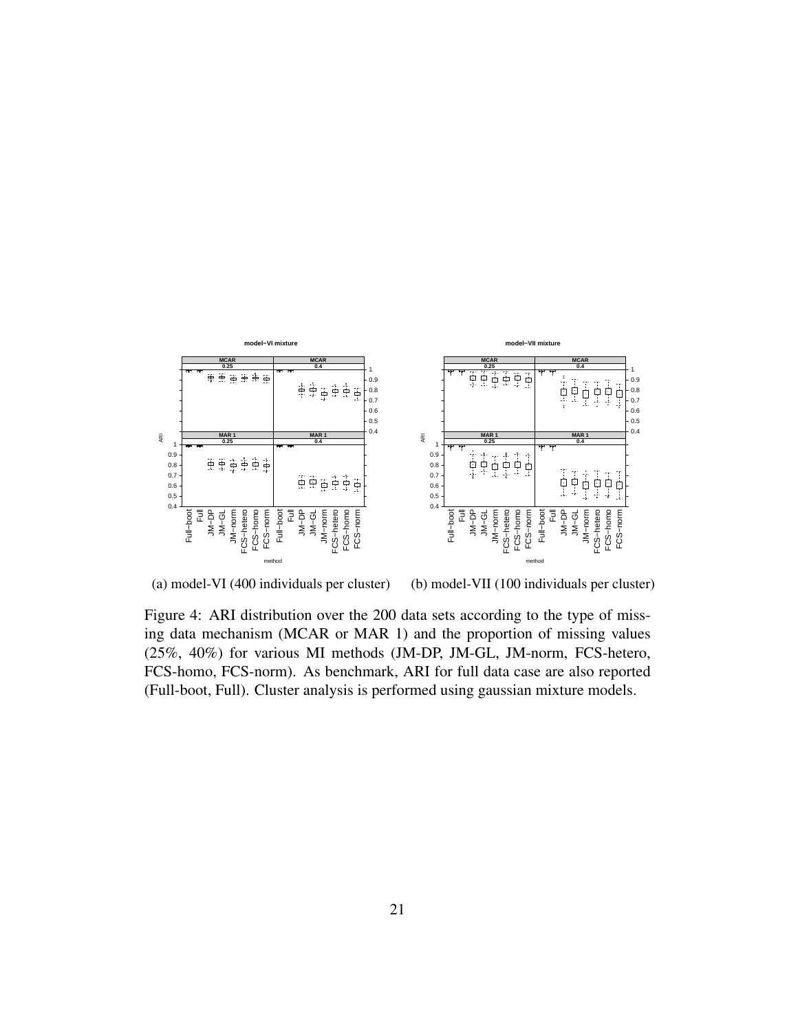(a) model-VI (400 individuals per cluster)    (b) model-VII (100 individuals per cluster)

Figure 4: ARI distribution over the 200 data sets according to the type of missing data mechanism (MCAR or MAR 1) and the proportion of missing values (25%, 40%) for various MI methods (JM-DP, JM-GL, JM-norm, FCS-hetero, FCS-homo, FCS-norm). As benchmark, ARI for full data case are also reported (Full-boot, Full). Cluster analysis is performed using gaussian mixture models.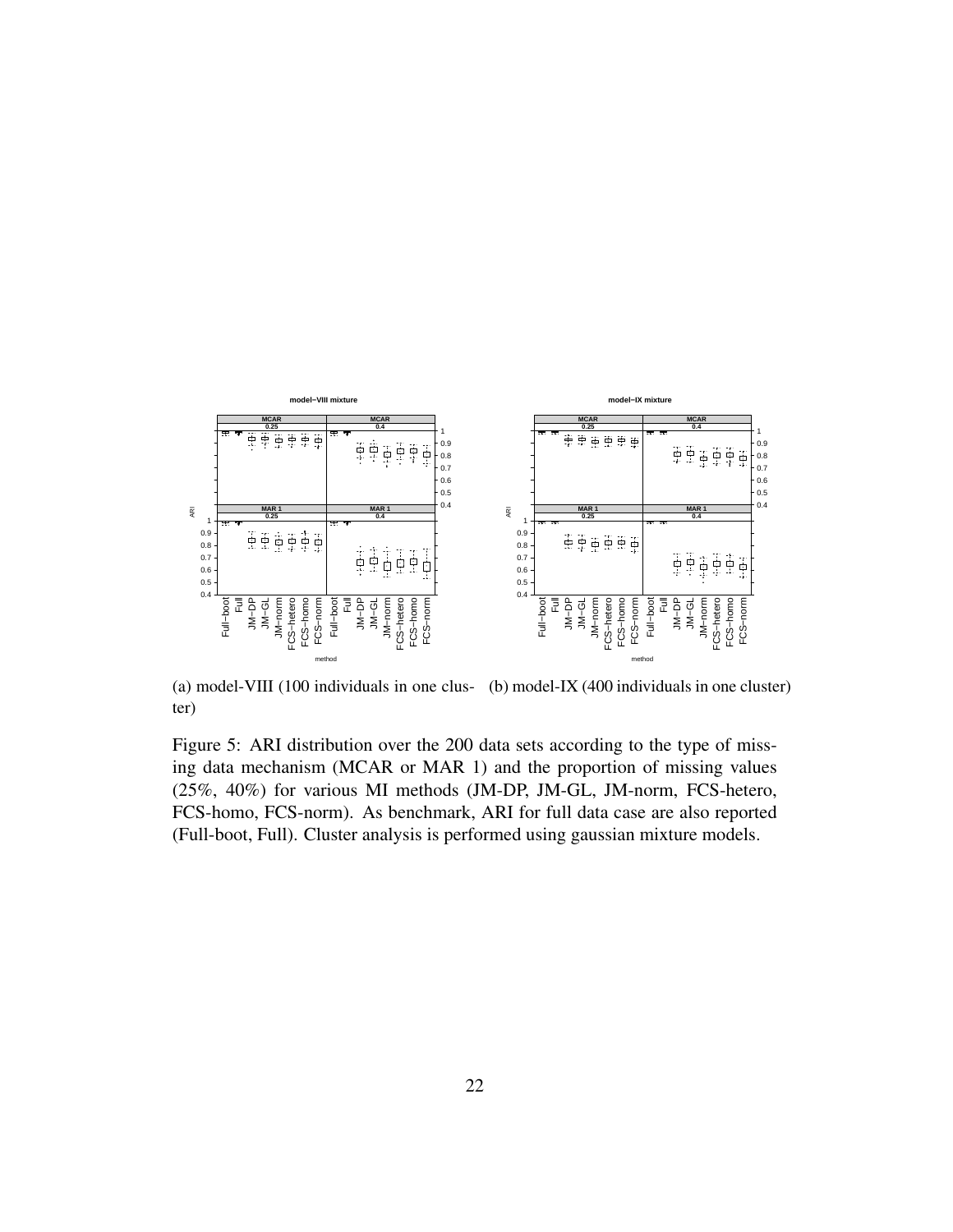(a) model-VIII (100 individuals in one cluster)

(b) model-IX (400 individuals in one cluster)

Figure 5: ARI distribution over the 200 data sets according to the type of missing data mechanism (MCAR or MAR 1) and the proportion of missing values (25%, 40%) for various MI methods (JM-DP, JM-GL, JM-norm, FCS-hetero, FCS-homo, FCS-norm). As benchmark, ARI for full data case are also reported (Full-boot, Full). Cluster analysis is performed using gaussian mixture models.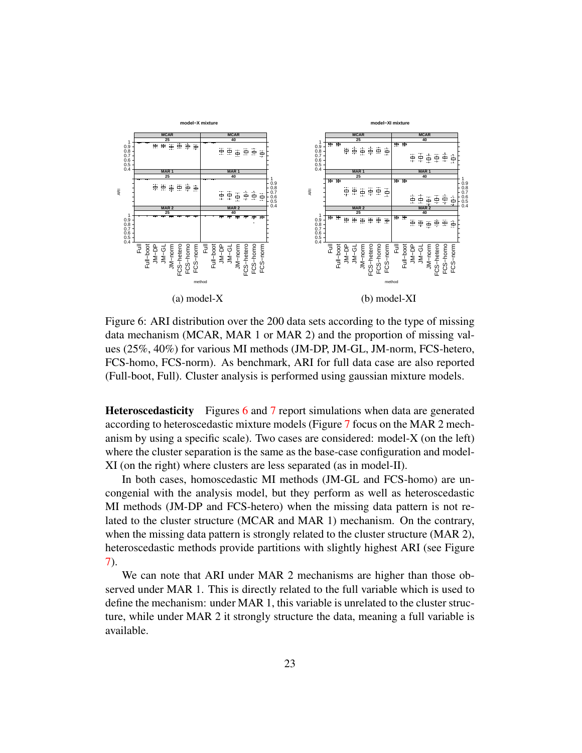(a) model-X

(b) model-XI

Figure 6: ARI distribution over the 200 data sets according to the type of missing data mechanism (MCAR, MAR 1 or MAR 2) and the proportion of missing values (25%, 40%) for various MI methods (JM-DP, JM-GL, JM-norm, FCS-hetero, FCS-homo, FCS-norm). As benchmark, ARI for full data case are also reported (Full-boot, Full). Cluster analysis is performed using gaussian mixture models.

**Heteroscedasticity** Figures 6 and 7 report simulations when data are generated according to heteroscedastic mixture models (Figure 7 focus on the MAR 2 mechanism by using a specific scale). Two cases are considered: model-X (on the left) where the cluster separation is the same as the base-case configuration and model-XI (on the right) where clusters are less separated (as in model-II).

In both cases, homoscedastic MI methods (JM-GL and FCS-homo) are uncongenial with the analysis model, but they perform as well as heteroscedastic MI methods (JM-DP and FCS-hetero) when the missing data pattern is not related to the cluster structure (MCAR and MAR 1) mechanism. On the contrary, when the missing data pattern is strongly related to the cluster structure (MAR 2), heteroscedastic methods provide partitions with slightly highest ARI (see Figure 7).

We can note that ARI under MAR 2 mechanisms are higher than those observed under MAR 1. This is directly related to the full variable which is used to define the mechanism: under MAR 1, this variable is unrelated to the cluster structure, while under MAR 2 it strongly structure the data, meaning a full variable is available.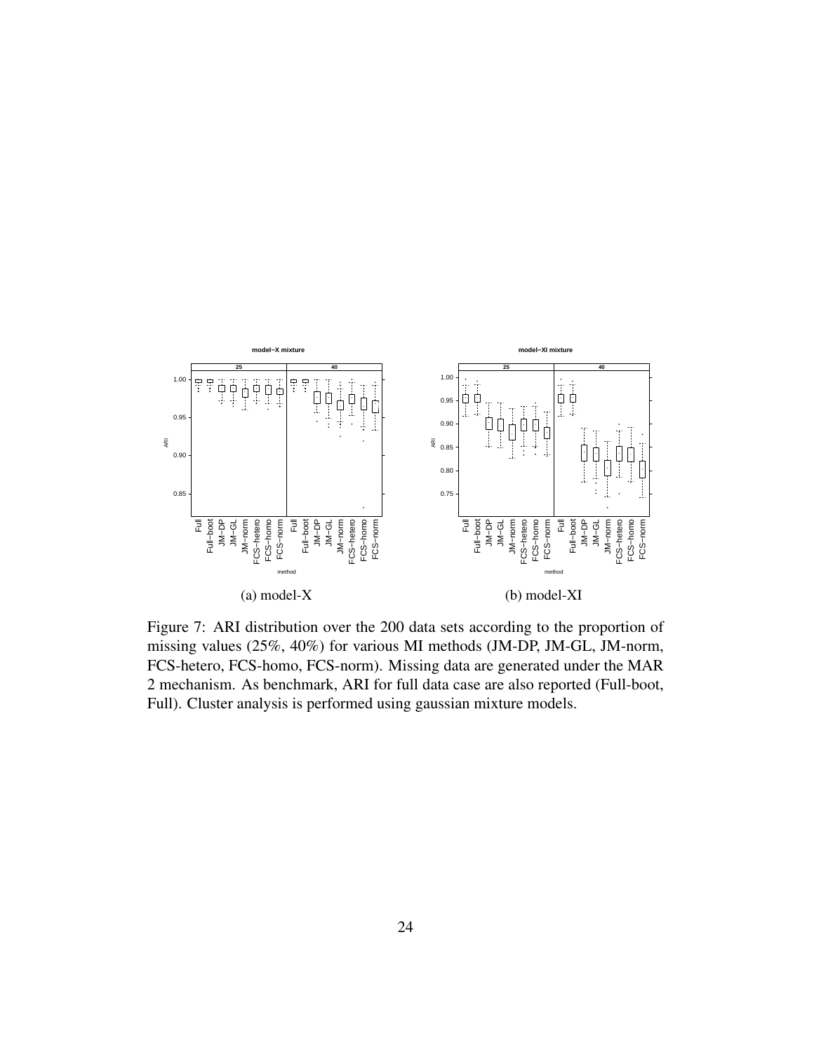(a) model-X

(b) model-XI

Figure 7: ARI distribution over the 200 data sets according to the proportion of missing values (25%, 40%) for various MI methods (JM-DP, JM-GL, JM-norm, FCS-hetero, FCS-homo, FCS-norm). Missing data are generated under the MAR 2 mechanism. As benchmark, ARI for full data case are also reported (Full-boot, Full). Cluster analysis is performed using gaussian mixture models.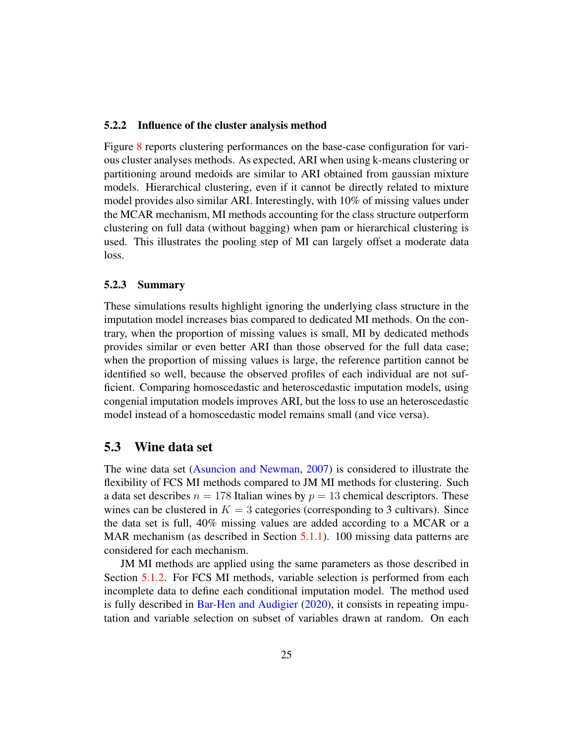#### 5.2.2 Influence of the cluster analysis method

Figure 8 reports clustering performances on the base-case configuration for various cluster analyses methods. As expected, ARI when using k-means clustering or partitioning around medoids are similar to ARI obtained from gaussian mixture models. Hierarchical clustering, even if it cannot be directly related to mixture model provides also similar ARI. Interestingly, with 10% of missing values under the MCAR mechanism, MI methods accounting for the class structure outperform clustering on full data (without bagging) when pam or hierarchical clustering is used. This illustrates the pooling step of MI can largely offset a moderate data loss.

#### 5.2.3 Summary

These simulations results highlight ignoring the underlying class structure in the imputation model increases bias compared to dedicated MI methods. On the contrary, when the proportion of missing values is small, MI by dedicated methods provides similar or even better ARI than those observed for the full data case; when the proportion of missing values is large, the reference partition cannot be identified so well, because the observed profiles of each individual are not sufficient. Comparing homoscedastic and heteroscedastic imputation models, using congenial imputation models improves ARI, but the loss to use an heteroscedastic model instead of a homoscedastic model remains small (and vice versa).

### 5.3 Wine data set

The wine data set (Asuncion and Newman, 2007) is considered to illustrate the flexibility of FCS MI methods compared to JM MI methods for clustering. Such a data set describes $n = 178$ Italian wines by $p = 13$ chemical descriptors. These wines can be clustered in $K = 3$ categories (corresponding to 3 cultivars). Since the data set is full, 40% missing values are added according to a MCAR or a MAR mechanism (as described in Section 5.1.1). 100 missing data patterns are considered for each mechanism.

JM MI methods are applied using the same parameters as those described in Section 5.1.2. For FCS MI methods, variable selection is performed from each incomplete data to define each conditional imputation model. The method used is fully described in Bar-Hen and Audigier (2020), it consists in repeating imputation and variable selection on subset of variables drawn at random. On each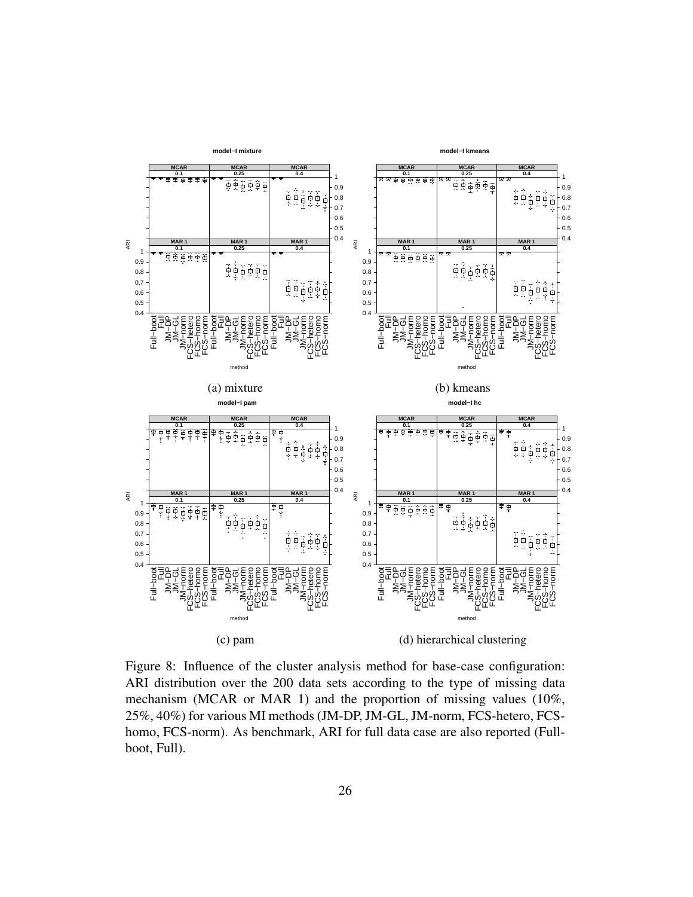(a) mixture

(b) kmeans

(c) pam

(d) hierarchical clustering

Figure 8: Influence of the cluster analysis method for base-case configuration: ARI distribution over the 200 data sets according to the type of missing data mechanism (MCAR or MAR 1) and the proportion of missing values (10%, 25%, 40%) for various MI methods (JM-DP, JM-GL, JM-norm, FCS-hetero, FCS-homo, FCS-norm). As benchmark, ARI for full data case are also reported (Full-boot, Full).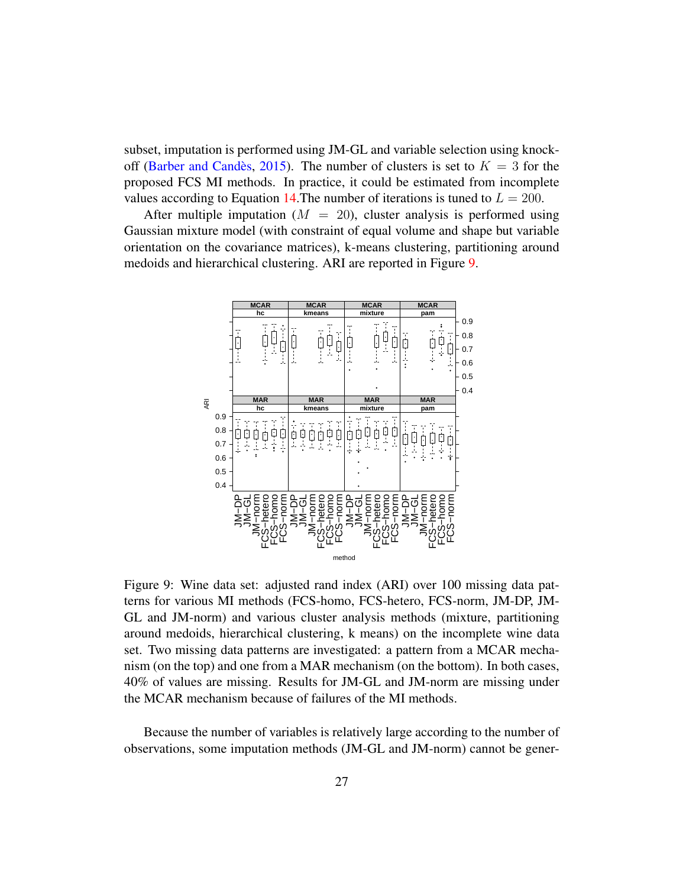subset, imputation is performed using JM-GL and variable selection using knockoff (Barber and Candès, 2015). The number of clusters is set to $K = 3$ for the proposed FCS MI methods. In practice, it could be estimated from incomplete values according to Equation 14.The number of iterations is tuned to $L = 200$.

After multiple imputation ($M = 20$), cluster analysis is performed using Gaussian mixture model (with constraint of equal volume and shape but variable orientation on the covariance matrices), k-means clustering, partitioning around medoids and hierarchical clustering. ARI are reported in Figure 9.

Figure 9: Wine data set: adjusted rand index (ARI) over 100 missing data patterns for various MI methods (FCS-homo, FCS-hetero, FCS-norm, JM-DP, JM-GL and JM-norm) and various cluster analysis methods (mixture, partitioning around medoids, hierarchical clustering, k means) on the incomplete wine data set. Two missing data patterns are investigated: a pattern from a MCAR mechanism (on the top) and one from a MAR mechanism (on the bottom). In both cases, 40% of values are missing. Results for JM-GL and JM-norm are missing under the MCAR mechanism because of failures of the MI methods.

Because the number of variables is relatively large according to the number of observations, some imputation methods (JM-GL and JM-norm) cannot be gener-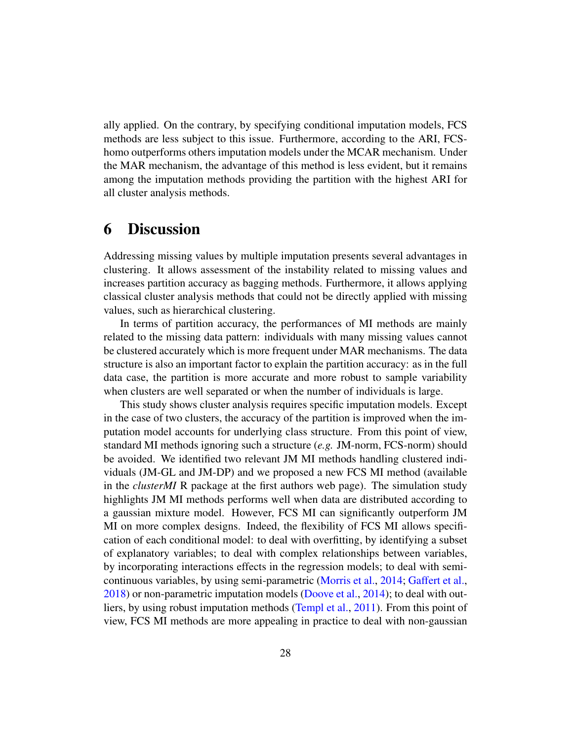ally applied. On the contrary, by specifying conditional imputation models, FCS methods are less subject to this issue. Furthermore, according to the ARI, FCS-homo outperforms others imputation models under the MCAR mechanism. Under the MAR mechanism, the advantage of this method is less evident, but it remains among the imputation methods providing the partition with the highest ARI for all cluster analysis methods.

# 6 Discussion

Addressing missing values by multiple imputation presents several advantages in clustering. It allows assessment of the instability related to missing values and increases partition accuracy as bagging methods. Furthermore, it allows applying classical cluster analysis methods that could not be directly applied with missing values, such as hierarchical clustering.

In terms of partition accuracy, the performances of MI methods are mainly related to the missing data pattern: individuals with many missing values cannot be clustered accurately which is more frequent under MAR mechanisms. The data structure is also an important factor to explain the partition accuracy: as in the full data case, the partition is more accurate and more robust to sample variability when clusters are well separated or when the number of individuals is large.

This study shows cluster analysis requires specific imputation models. Except in the case of two clusters, the accuracy of the partition is improved when the imputation model accounts for underlying class structure. From this point of view, standard MI methods ignoring such a structure (*e.g.* JM-norm, FCS-norm) should be avoided. We identified two relevant JM MI methods handling clustered individuals (JM-GL and JM-DP) and we proposed a new FCS MI method (available in the *clusterMI* R package at the first authors web page). The simulation study highlights JM MI methods performs well when data are distributed according to a gaussian mixture model. However, FCS MI can significantly outperform JM MI on more complex designs. Indeed, the flexibility of FCS MI allows specification of each conditional model: to deal with overfitting, by identifying a subset of explanatory variables; to deal with complex relationships between variables, by incorporating interactions effects in the regression models; to deal with semi-continuous variables, by using semi-parametric (Morris et al., 2014; Gaffert et al., 2018) or non-parametric imputation models (Doove et al., 2014); to deal with outliers, by using robust imputation methods (Templ et al., 2011). From this point of view, FCS MI methods are more appealing in practice to deal with non-gaussian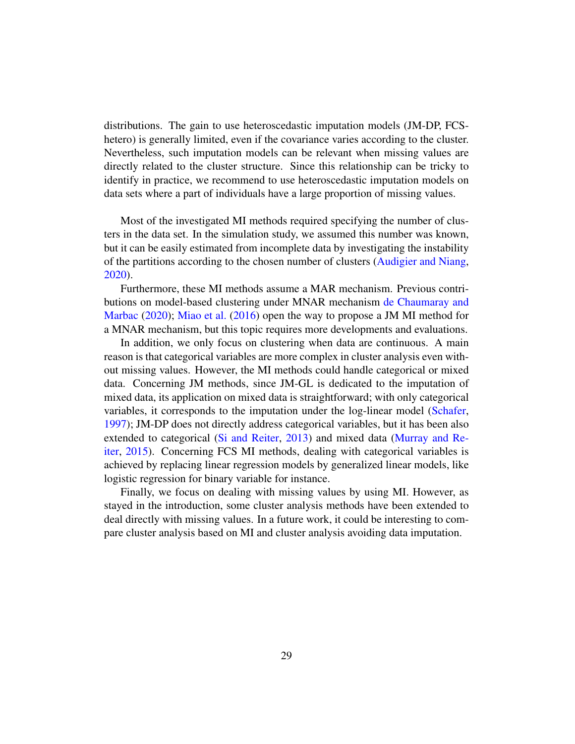distributions. The gain to use heteroscedastic imputation models (JM-DP, FCS-hetero) is generally limited, even if the covariance varies according to the cluster. Nevertheless, such imputation models can be relevant when missing values are directly related to the cluster structure. Since this relationship can be tricky to identify in practice, we recommend to use heteroscedastic imputation models on data sets where a part of individuals have a large proportion of missing values.

Most of the investigated MI methods required specifying the number of clusters in the data set. In the simulation study, we assumed this number was known, but it can be easily estimated from incomplete data by investigating the instability of the partitions according to the chosen number of clusters (Audigier and Niang, 2020).

Furthermore, these MI methods assume a MAR mechanism. Previous contributions on model-based clustering under MNAR mechanism de Chaumaray and Marbac (2020); Miao et al. (2016) open the way to propose a JM MI method for a MNAR mechanism, but this topic requires more developments and evaluations.

In addition, we only focus on clustering when data are continuous. A main reason is that categorical variables are more complex in cluster analysis even without missing values. However, the MI methods could handle categorical or mixed data. Concerning JM methods, since JM-GL is dedicated to the imputation of mixed data, its application on mixed data is straightforward; with only categorical variables, it corresponds to the imputation under the log-linear model (Schafer, 1997); JM-DP does not directly address categorical variables, but it has been also extended to categorical (Si and Reiter, 2013) and mixed data (Murray and Reiter, 2015). Concerning FCS MI methods, dealing with categorical variables is achieved by replacing linear regression models by generalized linear models, like logistic regression for binary variable for instance.

Finally, we focus on dealing with missing values by using MI. However, as stayed in the introduction, some cluster analysis methods have been extended to deal directly with missing values. In a future work, it could be interesting to compare cluster analysis based on MI and cluster analysis avoiding data imputation.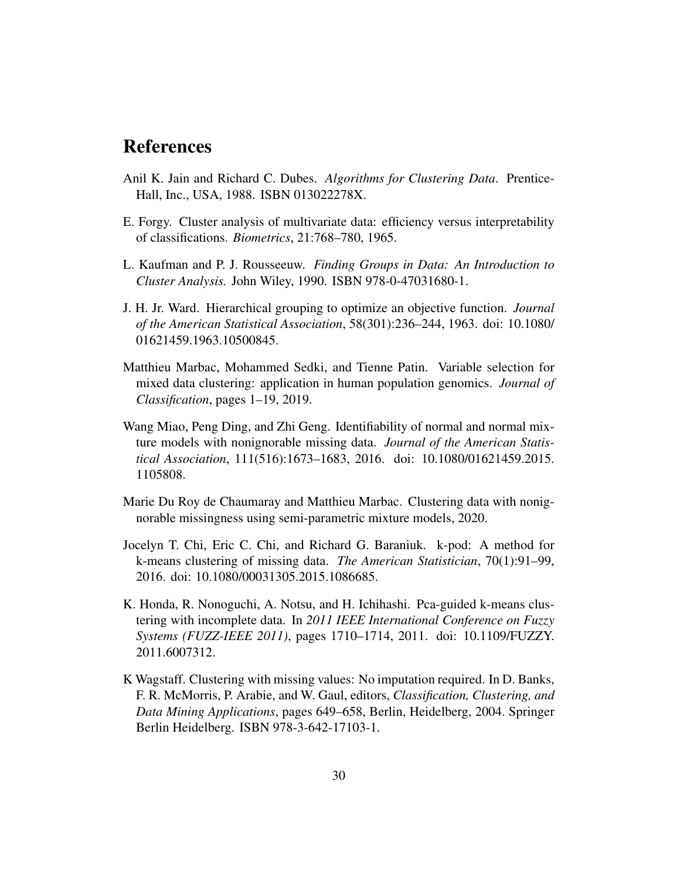# References

Anil K. Jain and Richard C. Dubes. *Algorithms for Clustering Data*. Prentice-Hall, Inc., USA, 1988. ISBN 013022278X.

E. Forgy. Cluster analysis of multivariate data: efficiency versus interpretability of classifications. *Biometrics*, 21:768–780, 1965.

L. Kaufman and P. J. Rousseeuw. *Finding Groups in Data: An Introduction to Cluster Analysis.* John Wiley, 1990. ISBN 978-0-47031680-1.

J. H. Jr. Ward. Hierarchical grouping to optimize an objective function. *Journal of the American Statistical Association*, 58(301):236–244, 1963. doi: 10.1080/01621459.1963.10500845.

Matthieu Marbac, Mohammed Sedki, and Tienne Patin. Variable selection for mixed data clustering: application in human population genomics. *Journal of Classification*, pages 1–19, 2019.

Wang Miao, Peng Ding, and Zhi Geng. Identifiability of normal and normal mixture models with nonignorable missing data. *Journal of the American Statistical Association*, 111(516):1673–1683, 2016. doi: 10.1080/01621459.2015.1105808.

Marie Du Roy de Chaumaray and Matthieu Marbac. Clustering data with nonignorable missingness using semi-parametric mixture models, 2020.

Jocelyn T. Chi, Eric C. Chi, and Richard G. Baraniuk. k-pod: A method for k-means clustering of missing data. *The American Statistician*, 70(1):91–99, 2016. doi: 10.1080/00031305.2015.1086685.

K. Honda, R. Nonoguchi, A. Notsu, and H. Ichihashi. Pca-guided k-means clustering with incomplete data. In *2011 IEEE International Conference on Fuzzy Systems (FUZZ-IEEE 2011)*, pages 1710–1714, 2011. doi: 10.1109/FUZZY.2011.6007312.

K Wagstaff. Clustering with missing values: No imputation required. In D. Banks, F. R. McMorris, P. Arabie, and W. Gaul, editors, *Classification, Clustering, and Data Mining Applications*, pages 649–658, Berlin, Heidelberg, 2004. Springer Berlin Heidelberg. ISBN 978-3-642-17103-1.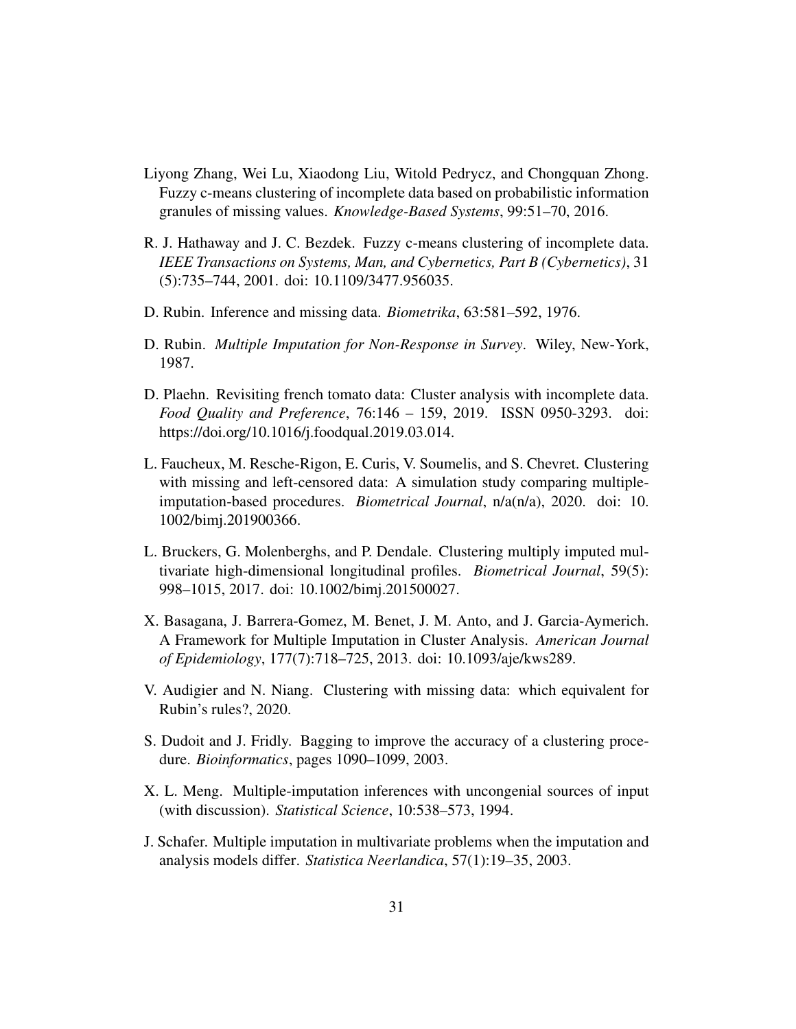Liyong Zhang, Wei Lu, Xiaodong Liu, Witold Pedrycz, and Chongquan Zhong. Fuzzy c-means clustering of incomplete data based on probabilistic information granules of missing values. *Knowledge-Based Systems*, 99:51–70, 2016.

R. J. Hathaway and J. C. Bezdek. Fuzzy c-means clustering of incomplete data. *IEEE Transactions on Systems, Man, and Cybernetics, Part B (Cybernetics)*, 31 (5):735–744, 2001. doi: 10.1109/3477.956035.

D. Rubin. Inference and missing data. *Biometrika*, 63:581–592, 1976.

D. Rubin. *Multiple Imputation for Non-Response in Survey*. Wiley, New-York, 1987.

D. Plaehn. Revisiting french tomato data: Cluster analysis with incomplete data. *Food Quality and Preference*, 76:146 – 159, 2019. ISSN 0950-3293. doi: https://doi.org/10.1016/j.foodqual.2019.03.014.

L. Faucheux, M. Resche-Rigon, E. Curis, V. Soumelis, and S. Chevret. Clustering with missing and left-censored data: A simulation study comparing multiple-imputation-based procedures. *Biometrical Journal*, n/a(n/a), 2020. doi: 10.1002/bimj.201900366.

L. Bruckers, G. Molenberghs, and P. Dendale. Clustering multiply imputed multivariate high-dimensional longitudinal profiles. *Biometrical Journal*, 59(5): 998–1015, 2017. doi: 10.1002/bimj.201500027.

X. Basagana, J. Barrera-Gomez, M. Benet, J. M. Anto, and J. Garcia-Aymerich. A Framework for Multiple Imputation in Cluster Analysis. *American Journal of Epidemiology*, 177(7):718–725, 2013. doi: 10.1093/aje/kws289.

V. Audigier and N. Niang. Clustering with missing data: which equivalent for Rubin's rules?, 2020.

S. Dudoit and J. Fridly. Bagging to improve the accuracy of a clustering procedure. *Bioinformatics*, pages 1090–1099, 2003.

X. L. Meng. Multiple-imputation inferences with uncongenial sources of input (with discussion). *Statistical Science*, 10:538–573, 1994.

J. Schafer. Multiple imputation in multivariate problems when the imputation and analysis models differ. *Statistica Neerlandica*, 57(1):19–35, 2003.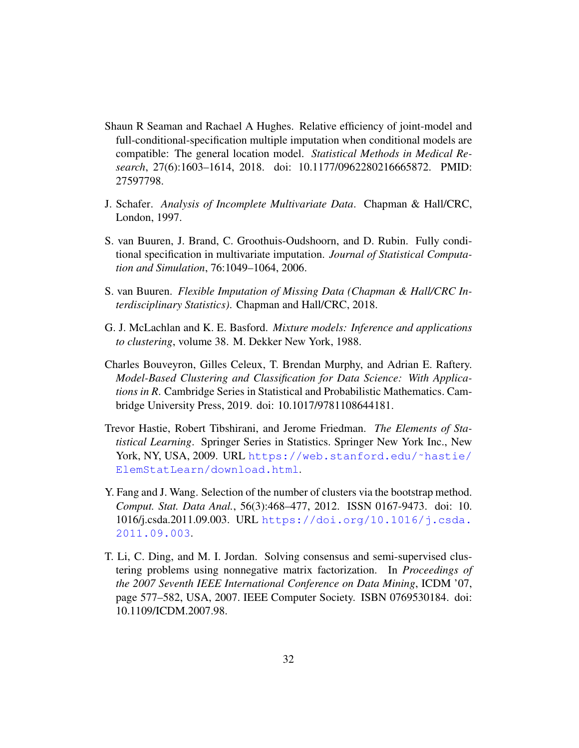Shaun R Seaman and Rachael A Hughes. Relative efficiency of joint-model and full-conditional-specification multiple imputation when conditional models are compatible: The general location model. *Statistical Methods in Medical Research*, 27(6):1603–1614, 2018. doi: 10.1177/0962280216665872. PMID: 27597798.

J. Schafer. *Analysis of Incomplete Multivariate Data*. Chapman & Hall/CRC, London, 1997.

S. van Buuren, J. Brand, C. Groothuis-Oudshoorn, and D. Rubin. Fully conditional specification in multivariate imputation. *Journal of Statistical Computation and Simulation*, 76:1049–1064, 2006.

S. van Buuren. *Flexible Imputation of Missing Data (Chapman & Hall/CRC Interdisciplinary Statistics)*. Chapman and Hall/CRC, 2018.

G. J. McLachlan and K. E. Basford. *Mixture models: Inference and applications to clustering*, volume 38. M. Dekker New York, 1988.

Charles Bouveyron, Gilles Celeux, T. Brendan Murphy, and Adrian E. Raftery. *Model-Based Clustering and Classification for Data Science: With Applications in R*. Cambridge Series in Statistical and Probabilistic Mathematics. Cambridge University Press, 2019. doi: 10.1017/9781108644181.

Trevor Hastie, Robert Tibshirani, and Jerome Friedman. *The Elements of Statistical Learning*. Springer Series in Statistics. Springer New York Inc., New York, NY, USA, 2009. URL https://web.stanford.edu/~hastie/ElemStatLearn/download.html.

Y. Fang and J. Wang. Selection of the number of clusters via the bootstrap method. *Comput. Stat. Data Anal.*, 56(3):468–477, 2012. ISSN 0167-9473. doi: 10.1016/j.csda.2011.09.003. URL https://doi.org/10.1016/j.csda.2011.09.003.

T. Li, C. Ding, and M. I. Jordan. Solving consensus and semi-supervised clustering problems using nonnegative matrix factorization. In *Proceedings of the 2007 Seventh IEEE International Conference on Data Mining*, ICDM '07, page 577–582, USA, 2007. IEEE Computer Society. ISBN 0769530184. doi: 10.1109/ICDM.2007.98.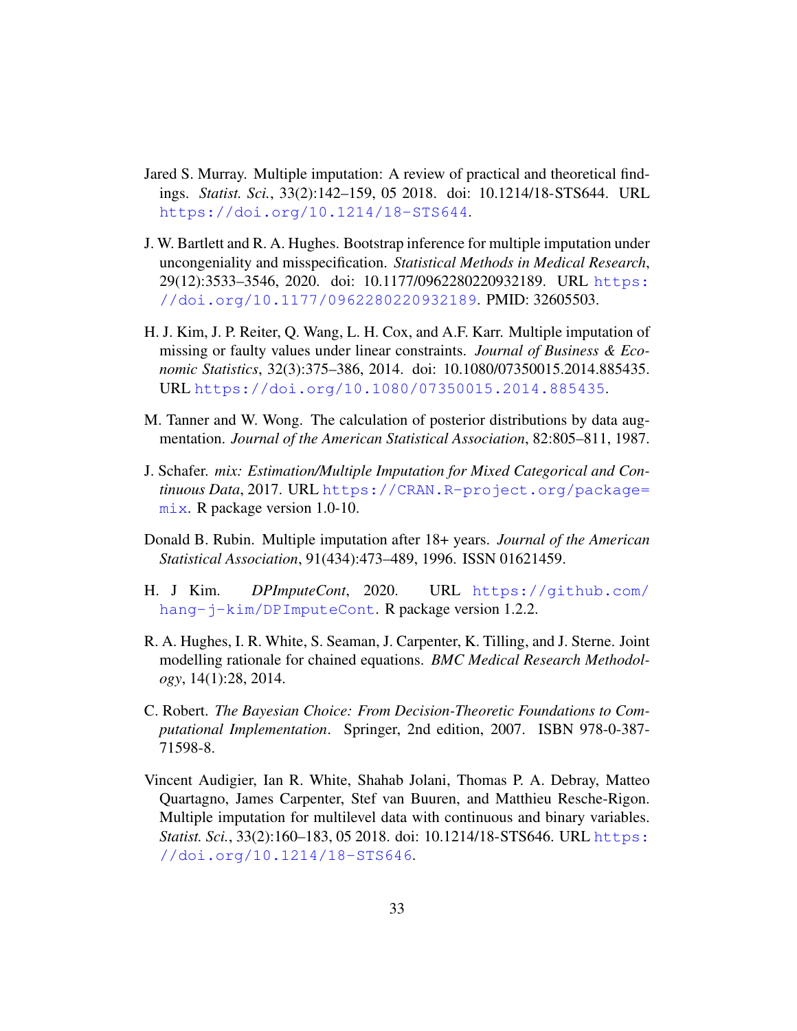Jared S. Murray. Multiple imputation: A review of practical and theoretical findings. *Statist. Sci.*, 33(2):142–159, 05 2018. doi: 10.1214/18-STS644. URL https://doi.org/10.1214/18-STS644.

J. W. Bartlett and R. A. Hughes. Bootstrap inference for multiple imputation under uncongeniality and misspecification. *Statistical Methods in Medical Research*, 29(12):3533–3546, 2020. doi: 10.1177/0962280220932189. URL https://doi.org/10.1177/0962280220932189. PMID: 32605503.

H. J. Kim, J. P. Reiter, Q. Wang, L. H. Cox, and A.F. Karr. Multiple imputation of missing or faulty values under linear constraints. *Journal of Business & Economic Statistics*, 32(3):375–386, 2014. doi: 10.1080/07350015.2014.885435. URL https://doi.org/10.1080/07350015.2014.885435.

M. Tanner and W. Wong. The calculation of posterior distributions by data augmentation. *Journal of the American Statistical Association*, 82:805–811, 1987.

J. Schafer. *mix: Estimation/Multiple Imputation for Mixed Categorical and Continuous Data*, 2017. URL https://CRAN.R-project.org/package=mix. R package version 1.0-10.

Donald B. Rubin. Multiple imputation after 18+ years. *Journal of the American Statistical Association*, 91(434):473–489, 1996. ISSN 01621459.

H. J Kim. *DPImputeCont*, 2020. URL https://github.com/hang-j-kim/DPImputeCont. R package version 1.2.2.

R. A. Hughes, I. R. White, S. Seaman, J. Carpenter, K. Tilling, and J. Sterne. Joint modelling rationale for chained equations. *BMC Medical Research Methodology*, 14(1):28, 2014.

C. Robert. *The Bayesian Choice: From Decision-Theoretic Foundations to Computational Implementation*. Springer, 2nd edition, 2007. ISBN 978-0-387-71598-8.

Vincent Audigier, Ian R. White, Shahab Jolani, Thomas P. A. Debray, Matteo Quartagno, James Carpenter, Stef van Buuren, and Matthieu Resche-Rigon. Multiple imputation for multilevel data with continuous and binary variables. *Statist. Sci.*, 33(2):160–183, 05 2018. doi: 10.1214/18-STS646. URL https://doi.org/10.1214/18-STS646.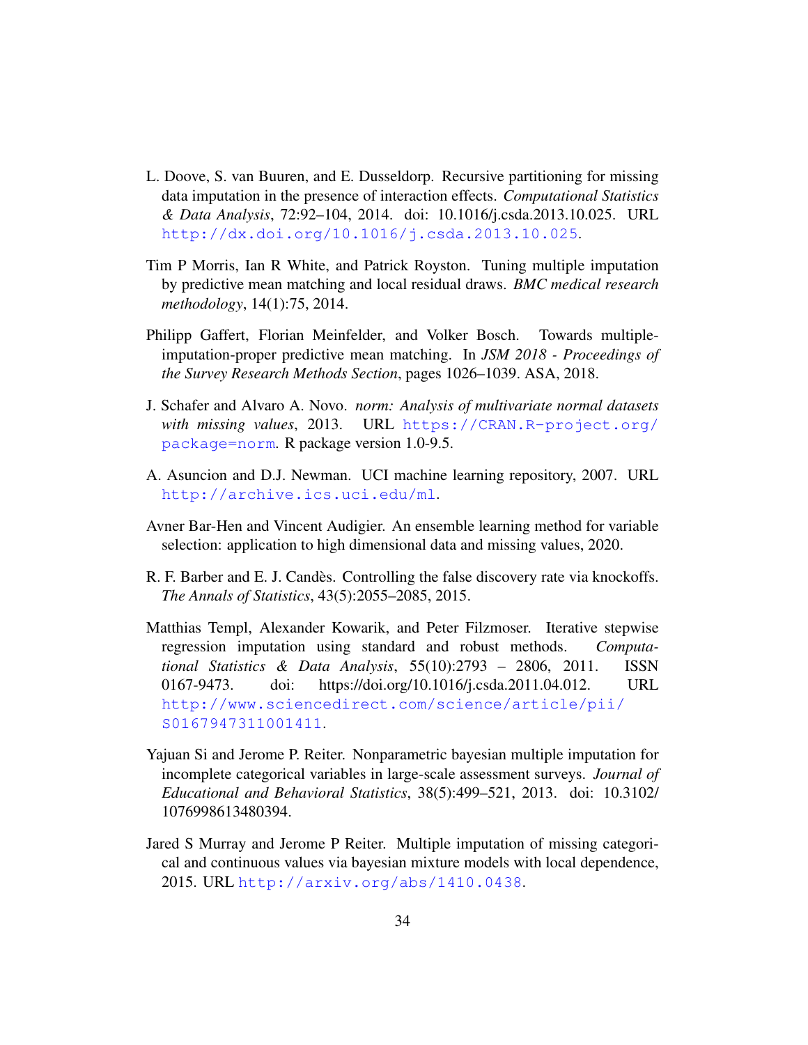L. Doove, S. van Buuren, and E. Dusseldorp. Recursive partitioning for missing data imputation in the presence of interaction effects. *Computational Statistics & Data Analysis*, 72:92–104, 2014. doi: 10.1016/j.csda.2013.10.025. URL http://dx.doi.org/10.1016/j.csda.2013.10.025.

Tim P Morris, Ian R White, and Patrick Royston. Tuning multiple imputation by predictive mean matching and local residual draws. *BMC medical research methodology*, 14(1):75, 2014.

Philipp Gaffert, Florian Meinfelder, and Volker Bosch. Towards multiple-imputation-proper predictive mean matching. In *JSM 2018 - Proceedings of the Survey Research Methods Section*, pages 1026–1039. ASA, 2018.

J. Schafer and Alvaro A. Novo. *norm: Analysis of multivariate normal datasets with missing values*, 2013. URL https://CRAN.R-project.org/package=norm. R package version 1.0-9.5.

A. Asuncion and D.J. Newman. UCI machine learning repository, 2007. URL http://archive.ics.uci.edu/ml.

Avner Bar-Hen and Vincent Audigier. An ensemble learning method for variable selection: application to high dimensional data and missing values, 2020.

R. F. Barber and E. J. Candès. Controlling the false discovery rate via knockoffs. *The Annals of Statistics*, 43(5):2055–2085, 2015.

Matthias Templ, Alexander Kowarik, and Peter Filzmoser. Iterative stepwise regression imputation using standard and robust methods. *Computational Statistics & Data Analysis*, 55(10):2793 – 2806, 2011. ISSN 0167-9473. doi: https://doi.org/10.1016/j.csda.2011.04.012. URL http://www.sciencedirect.com/science/article/pii/S0167947311001411.

Yajuan Si and Jerome P. Reiter. Nonparametric bayesian multiple imputation for incomplete categorical variables in large-scale assessment surveys. *Journal of Educational and Behavioral Statistics*, 38(5):499–521, 2013. doi: 10.3102/1076998613480394.

Jared S Murray and Jerome P Reiter. Multiple imputation of missing categorical and continuous values via bayesian mixture models with local dependence, 2015. URL http://arxiv.org/abs/1410.0438.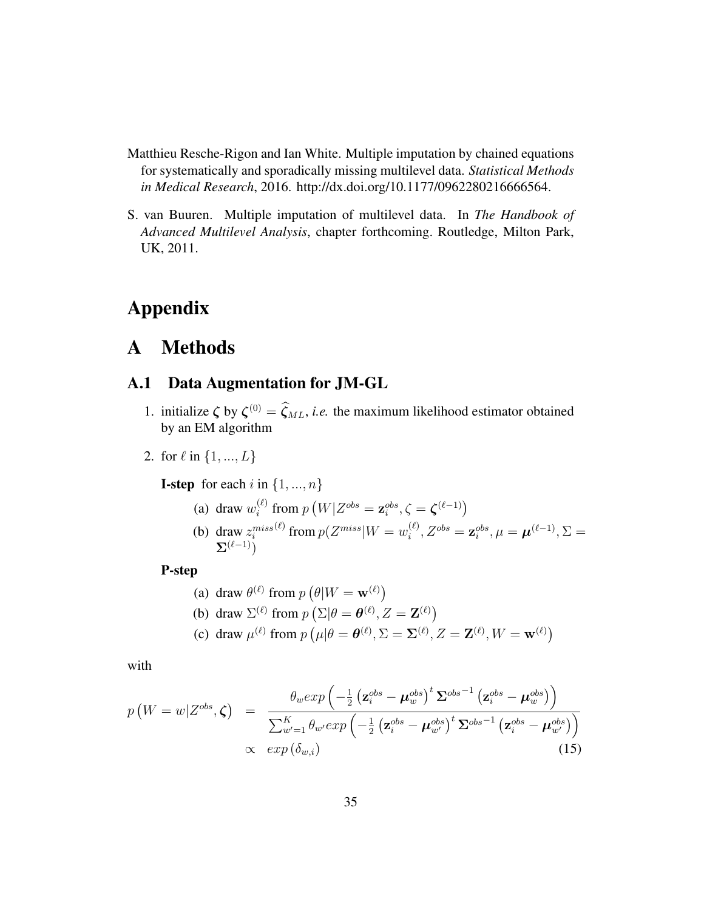Matthieu Resche-Rigon and Ian White. Multiple imputation by chained equations for systematically and sporadically missing multilevel data. *Statistical Methods in Medical Research*, 2016. http://dx.doi.org/10.1177/0962280216666564.

S. van Buuren. Multiple imputation of multilevel data. In *The Handbook of Advanced Multilevel Analysis*, chapter forthcoming. Routledge, Milton Park, UK, 2011.

# Appendix

# A Methods

## A.1 Data Augmentation for JM-GL

1. initialize $\boldsymbol{\zeta}$ by $\boldsymbol{\zeta}^{(0)} = \widehat{\boldsymbol{\zeta}}_{ML}$, *i.e.* the maximum likelihood estimator obtained by an EM algorithm

2. for $\ell$ in $\{1, ..., L\}$

   **I-step** for each $i$ in $\{1, ..., n\}$

   (a) draw $w_i^{(\ell)}$ from $p\left(W|Z^{obs} = \mathbf{z}_i^{obs}, \zeta = \boldsymbol{\zeta}^{(\ell-1)}\right)$

   (b) draw $z_i^{miss(\ell)}$ from $p(Z^{miss}|W = w_i^{(\ell)}, Z^{obs} = \mathbf{z}_i^{obs}, \mu = \boldsymbol{\mu}^{(\ell-1)}, \Sigma = \boldsymbol{\Sigma}^{(\ell-1)})$

   **P-step**

   (a) draw $\theta^{(\ell)}$ from $p\left(\theta|W = \mathbf{w}^{(\ell)}\right)$

   (b) draw $\Sigma^{(\ell)}$ from $p\left(\Sigma|\theta = \boldsymbol{\theta}^{(\ell)}, Z = \mathbf{Z}^{(\ell)}\right)$

   (c) draw $\mu^{(\ell)}$ from $p\left(\mu|\theta = \boldsymbol{\theta}^{(\ell)}, \Sigma = \boldsymbol{\Sigma}^{(\ell)}, Z = \mathbf{Z}^{(\ell)}, W = \mathbf{w}^{(\ell)}\right)$

with

$$
\begin{aligned}
p\left(W = w|Z^{obs}, \boldsymbol{\zeta}\right) &= \frac{\theta_w exp\left(-\frac{1}{2}\left(\mathbf{z}_i^{obs} - \boldsymbol{\mu}_w^{obs}\right)^t {\boldsymbol{\Sigma}^{obs}}^{-1}\left(\mathbf{z}_i^{obs} - \boldsymbol{\mu}_w^{obs}\right)\right)}{\sum_{w'=1}^{K} \theta_{w'} exp\left(-\frac{1}{2}\left(\mathbf{z}_i^{obs} - \boldsymbol{\mu}_{w'}^{obs}\right)^t {\boldsymbol{\Sigma}^{obs}}^{-1}\left(\mathbf{z}_i^{obs} - \boldsymbol{\mu}_{w'}^{obs}\right)\right)} \\
&\propto exp\left(\delta_{w,i}\right)
\end{aligned}
\tag{15}
$$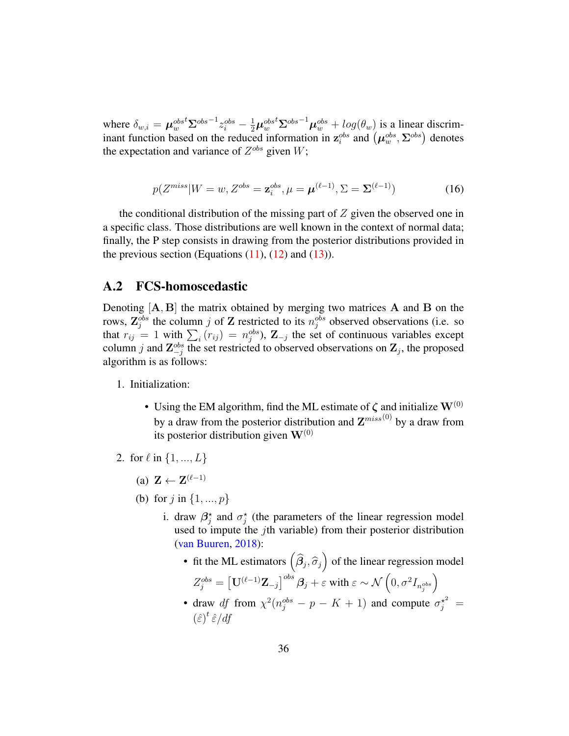where $\delta_{w,i} = {\boldsymbol{\mu}_w^{obs}}^t {\boldsymbol{\Sigma}^{obs}}^{-1} z_i^{obs} - \frac{1}{2}{\boldsymbol{\mu}_w^{obs}}^t {\boldsymbol{\Sigma}^{obs}}^{-1} \boldsymbol{\mu}_w^{obs} + log(\theta_w)$ is a linear discriminant function based on the reduced information in $\mathbf{z}_i^{obs}$ and $\left(\boldsymbol{\mu}_w^{obs}, \boldsymbol{\Sigma}^{obs}\right)$ denotes the expectation and variance of $Z^{obs}$ given $W$;

$$p(Z^{miss}|W = w, Z^{obs} = \mathbf{z}_i^{obs}, \mu = \boldsymbol{\mu}^{(\ell-1)}, \Sigma = \boldsymbol{\Sigma}^{(\ell-1)}) \tag{16}$$

the conditional distribution of the missing part of $Z$ given the observed one in a specific class. Those distributions are well known in the context of normal data; finally, the P step consists in drawing from the posterior distributions provided in the previous section (Equations (11), (12) and (13)).

## A.2 FCS-homoscedastic

Denoting $[\mathbf{A}, \mathbf{B}]$ the matrix obtained by merging two matrices $\mathbf{A}$ and $\mathbf{B}$ on the rows, $\mathbf{Z}_j^{obs}$ the column $j$ of $\mathbf{Z}$ restricted to its $n_j^{obs}$ observed observations (i.e. so that $r_{ij} = 1$ with $\sum_i (r_{ij}) = n_j^{obs}$), $\mathbf{Z}_{-j}$ the set of continuous variables except column $j$ and $\mathbf{Z}_{-j}^{obs}$ the set restricted to observed observations on $\mathbf{Z}_j$, the proposed algorithm is as follows:

1. Initialization:
   - Using the EM algorithm, find the ML estimate of $\boldsymbol{\zeta}$ and initialize $\mathbf{W}^{(0)}$ by a draw from the posterior distribution and $\mathbf{Z}^{miss(0)}$ by a draw from its posterior distribution given $\mathbf{W}^{(0)}$
2. for $\ell$ in $\{1, ..., L\}$
   (a) $\mathbf{Z} \leftarrow \mathbf{Z}^{(\ell-1)}$
   (b) for $j$ in $\{1, ..., p\}$
      i. draw $\boldsymbol{\beta}_j^\star$ and $\sigma_j^\star$ (the parameters of the linear regression model used to impute the $j$th variable) from their posterior distribution (van Buuren, 2018):
         - fit the ML estimators $\left(\widehat{\boldsymbol{\beta}}_j, \widehat{\sigma}_j\right)$ of the linear regression model $Z_j^{obs} = \left[\mathbf{U}^{(\ell-1)}\mathbf{Z}_{-j}\right]^{obs} \boldsymbol{\beta}_j + \varepsilon$ with $\varepsilon \sim \mathcal{N}\left(0, \sigma^2 I_{n_j^{obs}}\right)$
         - draw $df$ from $\chi^2(n_j^{obs} - p - K + 1)$ and compute ${\sigma_j^\star}^2 = (\hat{\varepsilon})^t \, \hat{\varepsilon}/df$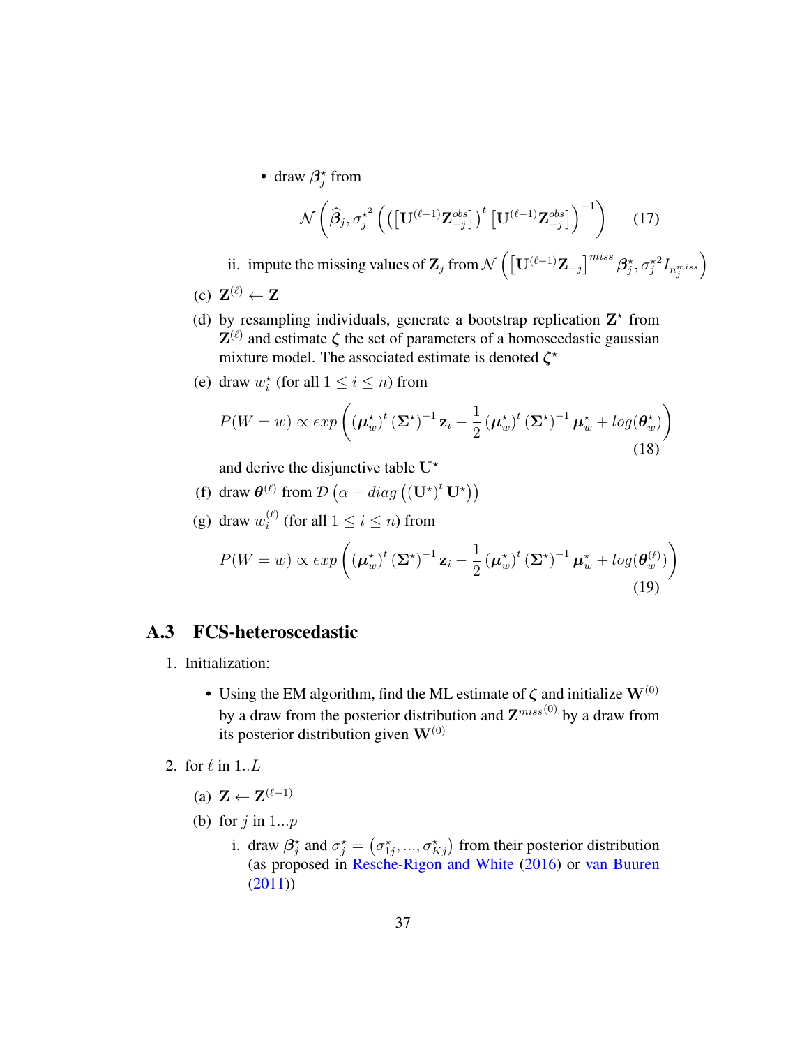- draw $\boldsymbol{\beta}_j^\star$ from

$$\mathcal{N}\left(\widehat{\boldsymbol{\beta}}_j, \sigma_j^{\star^2}\left(\left(\left[\mathbf{U}^{(\ell-1)}\mathbf{Z}_{-j}^{obs}\right]\right)^t\left[\mathbf{U}^{(\ell-1)}\mathbf{Z}_{-j}^{obs}\right]\right)^{-1}\right) \tag{17}$$

ii. impute the missing values of $\mathbf{Z}_j$ from $\mathcal{N}\left(\left[\mathbf{U}^{(\ell-1)}\mathbf{Z}_{-j}\right]^{miss}\boldsymbol{\beta}_j^\star, \sigma_j^{\star 2} I_{n_j^{miss}}\right)$

(c) $\mathbf{Z}^{(\ell)} \leftarrow \mathbf{Z}$

(d) by resampling individuals, generate a bootstrap replication $\mathbf{Z}^\star$ from $\mathbf{Z}^{(\ell)}$ and estimate $\boldsymbol{\zeta}$ the set of parameters of a homoscedastic gaussian mixture model. The associated estimate is denoted $\boldsymbol{\zeta}^\star$

(e) draw $w_i^\star$ (for all $1 \leq i \leq n$) from

$$P(W=w) \propto exp\left(\left(\boldsymbol{\mu}_w^\star\right)^t\left(\boldsymbol{\Sigma}^\star\right)^{-1}\mathbf{z}_i - \frac{1}{2}\left(\boldsymbol{\mu}_w^\star\right)^t\left(\boldsymbol{\Sigma}^\star\right)^{-1}\boldsymbol{\mu}_w^\star + log(\boldsymbol{\theta}_w^\star)\right) \tag{18}$$

and derive the disjunctive table $\mathbf{U}^\star$

(f) draw $\boldsymbol{\theta}^{(\ell)}$ from $\mathcal{D}\left(\alpha + diag\left(\left(\mathbf{U}^\star\right)^t\mathbf{U}^\star\right)\right)$

(g) draw $w_i^{(\ell)}$ (for all $1 \leq i \leq n$) from

$$P(W=w) \propto exp\left(\left(\boldsymbol{\mu}_w^\star\right)^t\left(\boldsymbol{\Sigma}^\star\right)^{-1}\mathbf{z}_i - \frac{1}{2}\left(\boldsymbol{\mu}_w^\star\right)^t\left(\boldsymbol{\Sigma}^\star\right)^{-1}\boldsymbol{\mu}_w^\star + log(\boldsymbol{\theta}_w^{(\ell)})\right) \tag{19}$$

## A.3 FCS-heteroscedastic

1. Initialization:

   - Using the EM algorithm, find the ML estimate of $\boldsymbol{\zeta}$ and initialize $\mathbf{W}^{(0)}$ by a draw from the posterior distribution and $\mathbf{Z}^{miss(0)}$ by a draw from its posterior distribution given $\mathbf{W}^{(0)}$

2. for $\ell$ in $1..L$

   (a) $\mathbf{Z} \leftarrow \mathbf{Z}^{(\ell-1)}$

   (b) for $j$ in $1...p$

   i. draw $\boldsymbol{\beta}_j^\star$ and $\sigma_j^\star = \left(\sigma_{1j}^\star, ..., \sigma_{Kj}^\star\right)$ from their posterior distribution (as proposed in Resche-Rigon and White (2016) or van Buuren (2011))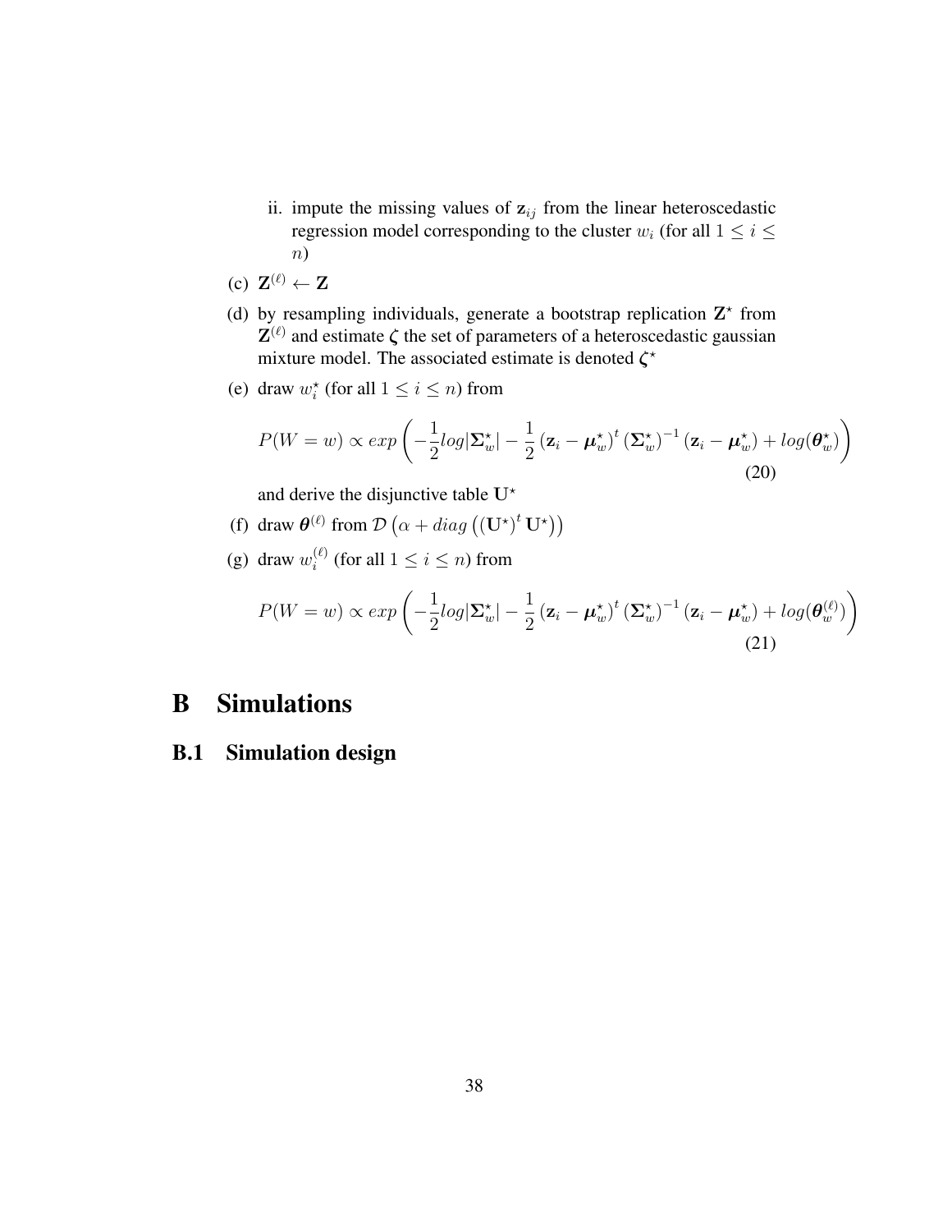ii. impute the missing values of $\mathbf{z}_{ij}$ from the linear heteroscedastic regression model corresponding to the cluster $w_i$ (for all $1 \leq i \leq n$)

(c) $\mathbf{Z}^{(\ell)} \leftarrow \mathbf{Z}$

(d) by resampling individuals, generate a bootstrap replication $\mathbf{Z}^{\star}$ from $\mathbf{Z}^{(\ell)}$ and estimate $\boldsymbol{\zeta}$ the set of parameters of a heteroscedastic gaussian mixture model. The associated estimate is denoted $\boldsymbol{\zeta}^{\star}$

(e) draw $w_i^{\star}$ (for all $1 \leq i \leq n$) from

$$P(W = w) \propto exp\left(-\frac{1}{2}log|\boldsymbol{\Sigma}_w^{\star}| - \frac{1}{2}\left(\mathbf{z}_i - \boldsymbol{\mu}_w^{\star}\right)^t \left(\boldsymbol{\Sigma}_w^{\star}\right)^{-1}\left(\mathbf{z}_i - \boldsymbol{\mu}_w^{\star}\right) + log(\boldsymbol{\theta}_w^{\star})\right) \tag{20}$$

and derive the disjunctive table $\mathbf{U}^{\star}$

(f) draw $\boldsymbol{\theta}^{(\ell)}$ from $\mathcal{D}\left(\alpha + diag\left(\left(\mathbf{U}^{\star}\right)^t \mathbf{U}^{\star}\right)\right)$

(g) draw $w_i^{(\ell)}$ (for all $1 \leq i \leq n$) from

$$P(W = w) \propto exp\left(-\frac{1}{2}log|\boldsymbol{\Sigma}_w^{\star}| - \frac{1}{2}\left(\mathbf{z}_i - \boldsymbol{\mu}_w^{\star}\right)^t \left(\boldsymbol{\Sigma}_w^{\star}\right)^{-1}\left(\mathbf{z}_i - \boldsymbol{\mu}_w^{\star}\right) + log(\boldsymbol{\theta}_w^{(\ell)})\right) \tag{21}$$

# B Simulations

## B.1 Simulation design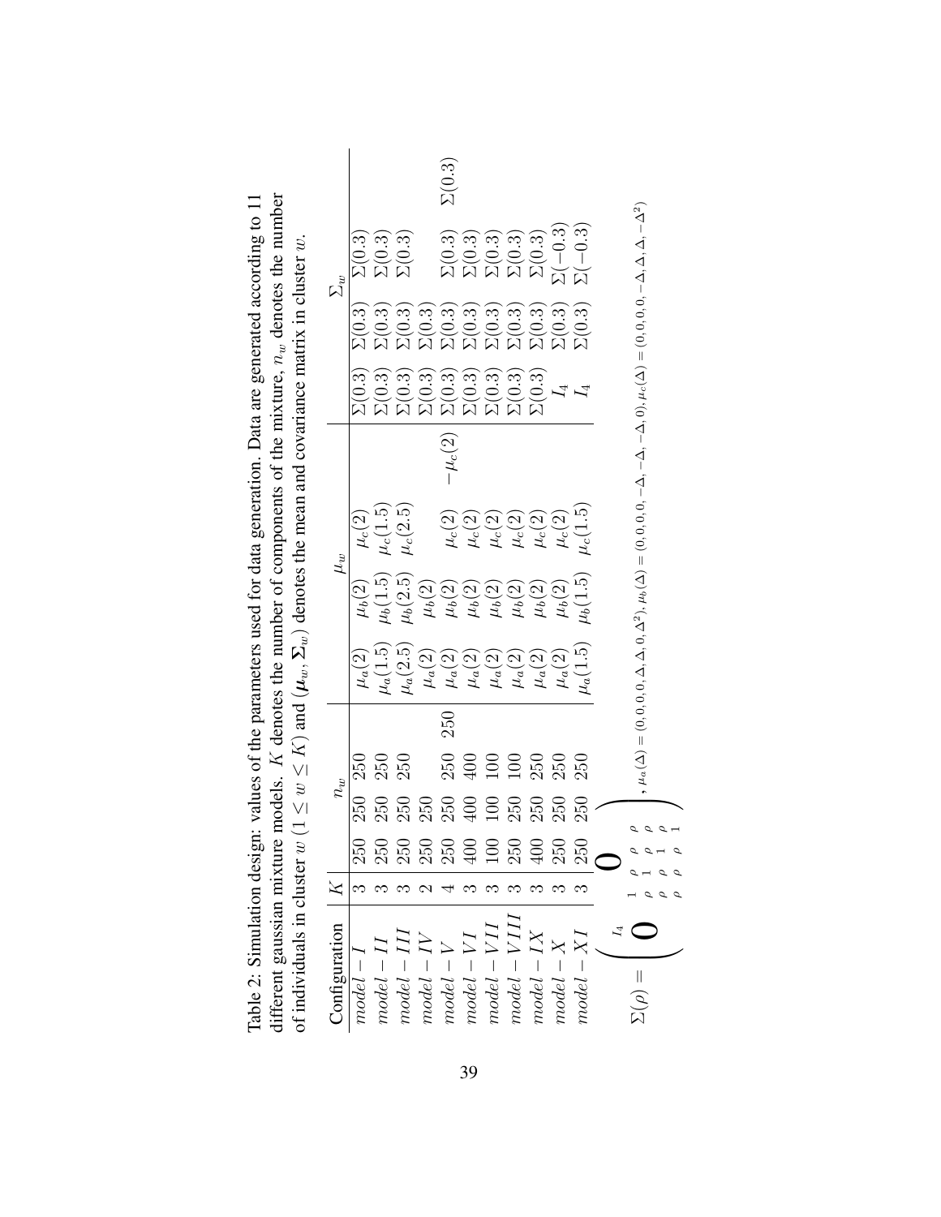Table 2: Simulation design: values of the parameters used for data generation. Data are generated according to 11 different gaussian mixture models. $K$ denotes the number of components of the mixture, $n_w$ denotes the number of individuals in cluster $w$ $(1 \leq w \leq K)$ and $(\boldsymbol{\mu}_w, \boldsymbol{\Sigma}_w)$ denotes the mean and covariance matrix in cluster $w$.

| Configuration | $K$ | $n_w$ | | | | $\mu_w$ | | | | $\Sigma_w$ | | | |
|---|---|---|---|---|---|---|---|---|---|---|---|---|---|
| $model-I$ | 3 | 250 | 250 | 250 | | $\mu_a(2)$ | $\mu_b(2)$ | $\mu_c(2)$ | | $\Sigma(0.3)$ | $\Sigma(0.3)$ | $\Sigma(0.3)$ | |
| $model-II$ | 3 | 250 | 250 | 250 | | $\mu_a(1.5)$ | $\mu_b(1.5)$ | $\mu_c(1.5)$ | | $\Sigma(0.3)$ | $\Sigma(0.3)$ | $\Sigma(0.3)$ | |
| $model-III$ | 3 | 250 | 250 | 250 | | $\mu_a(2.5)$ | $\mu_b(2.5)$ | $\mu_c(2.5)$ | | $\Sigma(0.3)$ | $\Sigma(0.3)$ | $\Sigma(0.3)$ | |
| $model-IV$ | 2 | 250 | 250 | | | $\mu_a(2)$ | $\mu_b(2)$ | | | $\Sigma(0.3)$ | $\Sigma(0.3)$ | | |
| $model-V$ | 4 | 250 | 250 | 250 | 250 | $\mu_a(2)$ | $\mu_b(2)$ | $\mu_c(2)$ | $-\mu_c(2)$ | $\Sigma(0.3)$ | $\Sigma(0.3)$ | $\Sigma(0.3)$ | $\Sigma(0.3)$ |
| $model-VI$ | 3 | 400 | 400 | 400 | | $\mu_a(2)$ | $\mu_b(2)$ | $\mu_c(2)$ | | $\Sigma(0.3)$ | $\Sigma(0.3)$ | $\Sigma(0.3)$ | |
| $model-VII$ | 3 | 100 | 100 | 100 | | $\mu_a(2)$ | $\mu_b(2)$ | $\mu_c(2)$ | | $\Sigma(0.3)$ | $\Sigma(0.3)$ | $\Sigma(0.3)$ | |
| $model-VIII$ | 3 | 250 | 250 | 100 | | $\mu_a(2)$ | $\mu_b(2)$ | $\mu_c(2)$ | | $\Sigma(0.3)$ | $\Sigma(0.3)$ | $\Sigma(0.3)$ | |
| $model-IX$ | 3 | 400 | 250 | 250 | | $\mu_a(2)$ | $\mu_b(2)$ | $\mu_c(2)$ | | $\Sigma(0.3)$ | $\Sigma(0.3)$ | $\Sigma(0.3)$ | |
| $model-X$ | 3 | 250 | 250 | 250 | | $\mu_a(2)$ | $\mu_b(2)$ | $\mu_c(2)$ | | $I_4$ | $\Sigma(0.3)$ | $\Sigma(-0.3)$ | |
| $model-XI$ | 3 | 250 | 250 | 250 | | $\mu_a(1.5)$ | $\mu_b(1.5)$ | $\mu_c(1.5)$ | | $I_4$ | $\Sigma(0.3)$ | $\Sigma(-0.3)$ | |

$$\Sigma(\rho) = \begin{pmatrix} I_4 & \mathbf{0} \\ \mathbf{0} & \begin{matrix} 1 & \rho & \rho & \rho \\ \rho & 1 & \rho & \rho \\ \rho & \rho & 1 & \rho \\ \rho & \rho & \rho & 1 \end{matrix} \end{pmatrix}, \mu_a(\Delta) = (0,0,0,0,\Delta,\Delta,0,\Delta^2), \mu_b(\Delta) = (0,0,0,0,-\Delta,-\Delta,-\Delta,0), \mu_c(\Delta) = (0,0,0,0,-\Delta,\Delta,\Delta,-\Delta^2)$$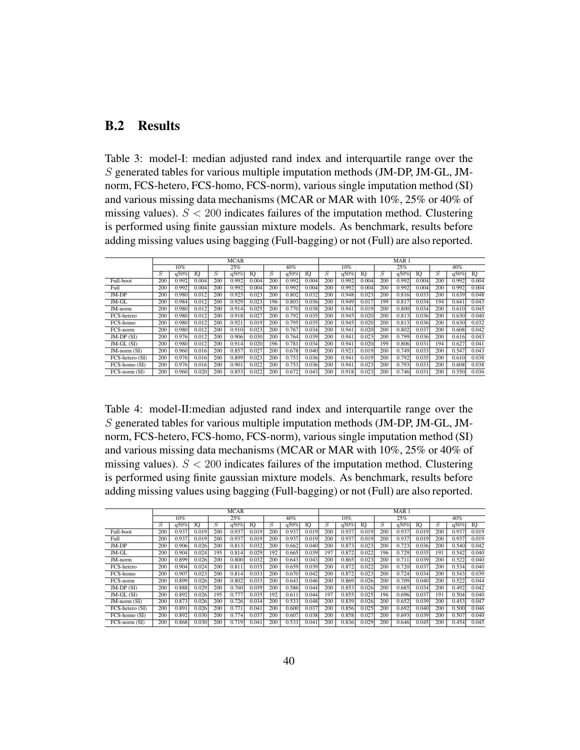## B.2 Results

Table 3: model-I: median adjusted rand index and interquartile range over the $S$ generated tables for various multiple imputation methods (JM-DP, JM-GL, JM-norm, FCS-hetero, FCS-homo, FCS-norm), various single imputation method (SI) and various missing data mechanisms (MCAR or MAR with 10%, 25% or 40% of missing values). $S < 200$ indicates failures of the imputation method. Clustering is performed using finite gaussian mixture models. As benchmark, results before adding missing values using bagging (Full-bagging) or not (Full) are also reported.

| | MCAR | | | | | | | | | MAR 1 | | | | | | | | |
|---|---|---|---|---|---|---|---|---|---|---|---|---|---|---|---|---|---|---|
| | 10% | | | 25% | | | 40% | | | 10% | | | 25% | | | 40% | | |
| | $S$ | q50% | IQ | $S$ | q50% | IQ | $S$ | q50% | IQ | $S$ | q50% | IQ | $S$ | q50% | IQ | $S$ | q50% | IQ |
| Full-boot | 200 | 0.992 | 0.004 | 200 | 0.992 | 0.004 | 200 | 0.992 | 0.004 | 200 | 0.992 | 0.004 | 200 | 0.992 | 0.004 | 200 | 0.992 | 0.004 |
| Full | 200 | 0.992 | 0.004 | 200 | 0.992 | 0.004 | 200 | 0.992 | 0.004 | 200 | 0.992 | 0.004 | 200 | 0.992 | 0.004 | 200 | 0.992 | 0.004 |
| JM-DP | 200 | 0.980 | 0.012 | 200 | 0.925 | 0.023 | 200 | 0.802 | 0.032 | 200 | 0.948 | 0.023 | 200 | 0.816 | 0.033 | 200 | 0.639 | 0.048 |
| JM-GL | 200 | 0.984 | 0.012 | 200 | 0.929 | 0.023 | 196 | 0.803 | 0.036 | 200 | 0.949 | 0.017 | 199 | 0.817 | 0.034 | 194 | 0.641 | 0.043 |
| JM-norm | 200 | 0.980 | 0.012 | 200 | 0.914 | 0.025 | 200 | 0.770 | 0.038 | 200 | 0.941 | 0.019 | 200 | 0.800 | 0.034 | 200 | 0.610 | 0.045 |
| FCS-hetero | 200 | 0.980 | 0.012 | 200 | 0.918 | 0.027 | 200 | 0.792 | 0.035 | 200 | 0.945 | 0.020 | 200 | 0.813 | 0.036 | 200 | 0.630 | 0.040 |
| FCS-homo | 200 | 0.980 | 0.012 | 200 | 0.921 | 0.019 | 200 | 0.795 | 0.035 | 200 | 0.945 | 0.020 | 200 | 0.813 | 0.036 | 200 | 0.630 | 0.032 |
| FCS-norm | 200 | 0.980 | 0.012 | 200 | 0.910 | 0.023 | 200 | 0.767 | 0.034 | 200 | 0.941 | 0.020 | 200 | 0.802 | 0.037 | 200 | 0.608 | 0.042 |
| JM-DP (SI) | 200 | 0.976 | 0.012 | 200 | 0.906 | 0.030 | 200 | 0.764 | 0.039 | 200 | 0.941 | 0.023 | 200 | 0.799 | 0.036 | 200 | 0.616 | 0.043 |
| JM-GL (SI) | 200 | 0.980 | 0.012 | 200 | 0.914 | 0.020 | 196 | 0.781 | 0.034 | 200 | 0.941 | 0.020 | 199 | 0.806 | 0.031 | 194 | 0.627 | 0.041 |
| JM-norm (SI) | 200 | 0.960 | 0.016 | 200 | 0.857 | 0.027 | 200 | 0.678 | 0.040 | 200 | 0.921 | 0.019 | 200 | 0.749 | 0.033 | 200 | 0.547 | 0.043 |
| FCS-hetero (SI) | 200 | 0.976 | 0.016 | 200 | 0.899 | 0.023 | 200 | 0.753 | 0.036 | 200 | 0.941 | 0.019 | 200 | 0.792 | 0.035 | 200 | 0.610 | 0.038 |
| FCS-homo (SI) | 200 | 0.976 | 0.016 | 200 | 0.901 | 0.022 | 200 | 0.753 | 0.036 | 200 | 0.941 | 0.023 | 200 | 0.793 | 0.033 | 200 | 0.608 | 0.038 |
| FCS-norm (SI) | 200 | 0.960 | 0.020 | 200 | 0.853 | 0.022 | 200 | 0.672 | 0.043 | 200 | 0.918 | 0.023 | 200 | 0.746 | 0.031 | 200 | 0.550 | 0.036 |

Table 4: model-II:median adjusted rand index and interquartile range over the $S$ generated tables for various multiple imputation methods (JM-DP, JM-GL, JM-norm, FCS-hetero, FCS-homo, FCS-norm), various single imputation method (SI) and various missing data mechanisms (MCAR or MAR with 10%, 25% or 40% of missing values). $S < 200$ indicates failures of the imputation method. Clustering is performed using finite gaussian mixture models. As benchmark, results before adding missing values using bagging (Full-bagging) or not (Full) are also reported.

| | MCAR | | | | | | | | | MAR 1 | | | | | | | | |
|---|---|---|---|---|---|---|---|---|---|---|---|---|---|---|---|---|---|---|
| | 10% | | | 25% | | | 40% | | | 10% | | | 25% | | | 40% | | |
| | $S$ | q50% | IQ | $S$ | q50% | IQ | $S$ | q50% | IQ | $S$ | q50% | IQ | $S$ | q50% | IQ | $S$ | q50% | IQ |
| Full-boot | 200 | 0.937 | 0.019 | 200 | 0.937 | 0.019 | 200 | 0.937 | 0.019 | 200 | 0.937 | 0.019 | 200 | 0.937 | 0.019 | 200 | 0.937 | 0.019 |
| Full | 200 | 0.937 | 0.019 | 200 | 0.937 | 0.019 | 200 | 0.937 | 0.019 | 200 | 0.937 | 0.019 | 200 | 0.937 | 0.019 | 200 | 0.937 | 0.019 |
| JM-DP | 200 | 0.906 | 0.026 | 200 | 0.813 | 0.032 | 200 | 0.662 | 0.040 | 200 | 0.873 | 0.023 | 200 | 0.723 | 0.036 | 200 | 0.540 | 0.042 |
| JM-GL | 200 | 0.904 | 0.024 | 195 | 0.814 | 0.029 | 192 | 0.665 | 0.039 | 197 | 0.872 | 0.022 | 196 | 0.729 | 0.035 | 191 | 0.542 | 0.040 |
| JM-norm | 200 | 0.899 | 0.026 | 200 | 0.800 | 0.032 | 200 | 0.643 | 0.043 | 200 | 0.865 | 0.023 | 200 | 0.711 | 0.039 | 200 | 0.522 | 0.040 |
| FCS-hetero | 200 | 0.904 | 0.024 | 200 | 0.811 | 0.035 | 200 | 0.659 | 0.039 | 200 | 0.872 | 0.022 | 200 | 0.720 | 0.037 | 200 | 0.534 | 0.040 |
| FCS-homo | 200 | 0.907 | 0.023 | 200 | 0.814 | 0.033 | 200 | 0.670 | 0.042 | 200 | 0.872 | 0.023 | 200 | 0.724 | 0.034 | 200 | 0.543 | 0.039 |
| FCS-norm | 200 | 0.899 | 0.026 | 200 | 0.802 | 0.033 | 200 | 0.643 | 0.046 | 200 | 0.869 | 0.026 | 200 | 0.709 | 0.040 | 200 | 0.522 | 0.044 |
| JM-DP (SI) | 200 | 0.888 | 0.029 | 200 | 0.760 | 0.039 | 200 | 0.586 | 0.044 | 200 | 0.853 | 0.026 | 200 | 0.685 | 0.034 | 200 | 0.492 | 0.042 |
| JM-GL (SI) | 200 | 0.892 | 0.026 | 195 | 0.777 | 0.035 | 192 | 0.611 | 0.044 | 197 | 0.855 | 0.025 | 196 | 0.696 | 0.037 | 191 | 0.504 | 0.040 |
| JM-norm (SI) | 200 | 0.873 | 0.026 | 200 | 0.726 | 0.034 | 200 | 0.533 | 0.048 | 200 | 0.839 | 0.026 | 200 | 0.652 | 0.039 | 200 | 0.453 | 0.047 |
| FCS-hetero (SI) | 200 | 0.891 | 0.026 | 200 | 0.771 | 0.041 | 200 | 0.600 | 0.037 | 200 | 0.856 | 0.025 | 200 | 0.692 | 0.040 | 200 | 0.500 | 0.046 |
| FCS-homo (SI) | 200 | 0.892 | 0.030 | 200 | 0.774 | 0.037 | 200 | 0.607 | 0.038 | 200 | 0.858 | 0.027 | 200 | 0.693 | 0.039 | 200 | 0.507 | 0.040 |
| FCS-norm (SI) | 200 | 0.868 | 0.030 | 200 | 0.719 | 0.041 | 200 | 0.533 | 0.041 | 200 | 0.836 | 0.029 | 200 | 0.646 | 0.045 | 200 | 0.454 | 0.045 |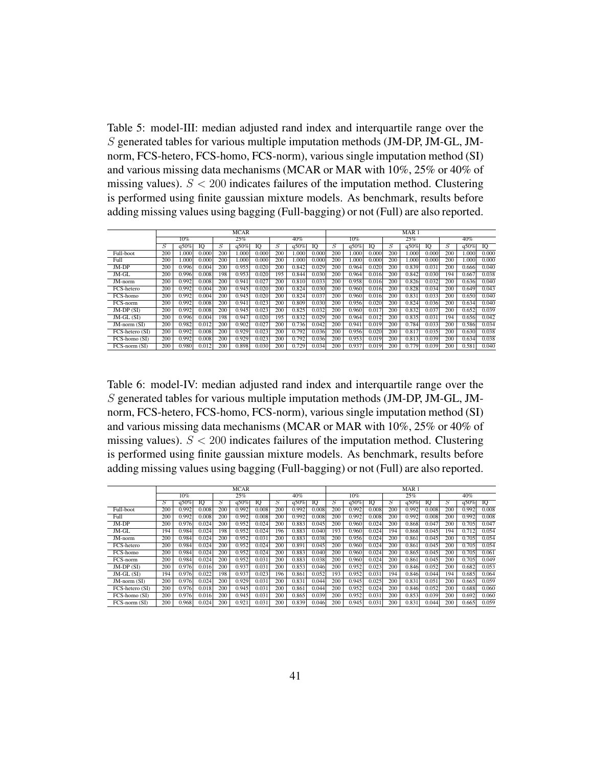Table 5: model-III: median adjusted rand index and interquartile range over the $S$ generated tables for various multiple imputation methods (JM-DP, JM-GL, JM-norm, FCS-hetero, FCS-homo, FCS-norm), various single imputation method (SI) and various missing data mechanisms (MCAR or MAR with 10%, 25% or 40% of missing values). $S < 200$ indicates failures of the imputation method. Clustering is performed using finite gaussian mixture models. As benchmark, results before adding missing values using bagging (Full-bagging) or not (Full) are also reported.

| | MCAR | | | | | | | | | MAR 1 | | | | | | | | |
|---|---|---|---|---|---|---|---|---|---|---|---|---|---|---|---|---|---|---|
| | 10% | | | 25% | | | 40% | | | 10% | | | 25% | | | 40% | | |
| | $S$ | q50% | IQ | $S$ | q50% | IQ | $S$ | q50% | IQ | $S$ | q50% | IQ | $S$ | q50% | IQ | $S$ | q50% | IQ |
| Full-boot | 200 | 1.000 | 0.000 | 200 | 1.000 | 0.000 | 200 | 1.000 | 0.000 | 200 | 1.000 | 0.000 | 200 | 1.000 | 0.000 | 200 | 1.000 | 0.000 |
| Full | 200 | 1.000 | 0.000 | 200 | 1.000 | 0.000 | 200 | 1.000 | 0.000 | 200 | 1.000 | 0.000 | 200 | 1.000 | 0.000 | 200 | 1.000 | 0.000 |
| JM-DP | 200 | 0.996 | 0.004 | 200 | 0.955 | 0.020 | 200 | 0.842 | 0.029 | 200 | 0.964 | 0.020 | 200 | 0.839 | 0.031 | 200 | 0.666 | 0.040 |
| JM-GL | 200 | 0.996 | 0.008 | 198 | 0.953 | 0.020 | 195 | 0.844 | 0.030 | 200 | 0.964 | 0.016 | 200 | 0.842 | 0.030 | 194 | 0.667 | 0.038 |
| JM-norm | 200 | 0.992 | 0.008 | 200 | 0.941 | 0.027 | 200 | 0.810 | 0.033 | 200 | 0.958 | 0.016 | 200 | 0.826 | 0.032 | 200 | 0.636 | 0.040 |
| FCS-hetero | 200 | 0.992 | 0.004 | 200 | 0.945 | 0.020 | 200 | 0.824 | 0.030 | 200 | 0.960 | 0.016 | 200 | 0.828 | 0.034 | 200 | 0.649 | 0.043 |
| FCS-homo | 200 | 0.992 | 0.004 | 200 | 0.945 | 0.020 | 200 | 0.824 | 0.037 | 200 | 0.960 | 0.016 | 200 | 0.831 | 0.033 | 200 | 0.650 | 0.040 |
| FCS-norm | 200 | 0.992 | 0.008 | 200 | 0.941 | 0.023 | 200 | 0.809 | 0.030 | 200 | 0.956 | 0.020 | 200 | 0.824 | 0.036 | 200 | 0.634 | 0.040 |
| JM-DP (SI) | 200 | 0.992 | 0.008 | 200 | 0.945 | 0.023 | 200 | 0.825 | 0.032 | 200 | 0.960 | 0.017 | 200 | 0.832 | 0.037 | 200 | 0.652 | 0.039 |
| JM-GL (SI) | 200 | 0.996 | 0.004 | 198 | 0.947 | 0.020 | 195 | 0.832 | 0.029 | 200 | 0.964 | 0.012 | 200 | 0.835 | 0.031 | 194 | 0.656 | 0.042 |
| JM-norm (SI) | 200 | 0.982 | 0.012 | 200 | 0.902 | 0.027 | 200 | 0.736 | 0.042 | 200 | 0.941 | 0.019 | 200 | 0.784 | 0.033 | 200 | 0.586 | 0.034 |
| FCS-hetero (SI) | 200 | 0.992 | 0.008 | 200 | 0.929 | 0.023 | 200 | 0.792 | 0.036 | 200 | 0.956 | 0.020 | 200 | 0.817 | 0.035 | 200 | 0.630 | 0.038 |
| FCS-homo (SI) | 200 | 0.992 | 0.008 | 200 | 0.929 | 0.023 | 200 | 0.792 | 0.036 | 200 | 0.953 | 0.019 | 200 | 0.813 | 0.039 | 200 | 0.634 | 0.038 |
| FCS-norm (SI) | 200 | 0.980 | 0.012 | 200 | 0.898 | 0.030 | 200 | 0.729 | 0.034 | 200 | 0.937 | 0.019 | 200 | 0.779 | 0.039 | 200 | 0.581 | 0.040 |

Table 6: model-IV: median adjusted rand index and interquartile range over the $S$ generated tables for various multiple imputation methods (JM-DP, JM-GL, JM-norm, FCS-hetero, FCS-homo, FCS-norm), various single imputation method (SI) and various missing data mechanisms (MCAR or MAR with 10%, 25% or 40% of missing values). $S < 200$ indicates failures of the imputation method. Clustering is performed using finite gaussian mixture models. As benchmark, results before adding missing values using bagging (Full-bagging) or not (Full) are also reported.

| | MCAR | | | | | | | | | MAR 1 | | | | | | | | |
|---|---|---|---|---|---|---|---|---|---|---|---|---|---|---|---|---|---|---|
| | 10% | | | 25% | | | 40% | | | 10% | | | 25% | | | 40% | | |
| | $S$ | q50% | IQ | $S$ | q50% | IQ | $S$ | q50% | IQ | $S$ | q50% | IQ | $S$ | q50% | IQ | $S$ | q50% | IQ |
| Full-boot | 200 | 0.992 | 0.008 | 200 | 0.992 | 0.008 | 200 | 0.992 | 0.008 | 200 | 0.992 | 0.008 | 200 | 0.992 | 0.008 | 200 | 0.992 | 0.008 |
| Full | 200 | 0.992 | 0.008 | 200 | 0.992 | 0.008 | 200 | 0.992 | 0.008 | 200 | 0.992 | 0.008 | 200 | 0.992 | 0.008 | 200 | 0.992 | 0.008 |
| JM-DP | 200 | 0.976 | 0.024 | 200 | 0.952 | 0.024 | 200 | 0.883 | 0.045 | 200 | 0.960 | 0.024 | 200 | 0.868 | 0.047 | 200 | 0.705 | 0.047 |
| JM-GL | 194 | 0.984 | 0.024 | 198 | 0.952 | 0.024 | 196 | 0.883 | 0.040 | 193 | 0.960 | 0.024 | 194 | 0.868 | 0.045 | 194 | 0.712 | 0.054 |
| JM-norm | 200 | 0.984 | 0.024 | 200 | 0.952 | 0.031 | 200 | 0.883 | 0.038 | 200 | 0.956 | 0.024 | 200 | 0.861 | 0.045 | 200 | 0.705 | 0.054 |
| FCS-hetero | 200 | 0.984 | 0.024 | 200 | 0.952 | 0.024 | 200 | 0.891 | 0.045 | 200 | 0.960 | 0.024 | 200 | 0.861 | 0.045 | 200 | 0.705 | 0.054 |
| FCS-homo | 200 | 0.984 | 0.024 | 200 | 0.952 | 0.024 | 200 | 0.883 | 0.040 | 200 | 0.960 | 0.024 | 200 | 0.865 | 0.045 | 200 | 0.705 | 0.061 |
| FCS-norm | 200 | 0.984 | 0.024 | 200 | 0.952 | 0.031 | 200 | 0.883 | 0.038 | 200 | 0.960 | 0.024 | 200 | 0.861 | 0.045 | 200 | 0.705 | 0.049 |
| JM-DP (SI) | 200 | 0.976 | 0.016 | 200 | 0.937 | 0.031 | 200 | 0.853 | 0.046 | 200 | 0.952 | 0.023 | 200 | 0.846 | 0.052 | 200 | 0.682 | 0.053 |
| JM-GL (SI) | 194 | 0.976 | 0.022 | 198 | 0.937 | 0.023 | 196 | 0.861 | 0.052 | 193 | 0.952 | 0.031 | 194 | 0.846 | 0.044 | 194 | 0.685 | 0.064 |
| JM-norm (SI) | 200 | 0.976 | 0.024 | 200 | 0.929 | 0.031 | 200 | 0.831 | 0.044 | 200 | 0.945 | 0.025 | 200 | 0.831 | 0.051 | 200 | 0.665 | 0.059 |
| FCS-hetero (SI) | 200 | 0.976 | 0.018 | 200 | 0.945 | 0.031 | 200 | 0.861 | 0.044 | 200 | 0.952 | 0.024 | 200 | 0.846 | 0.052 | 200 | 0.688 | 0.060 |
| FCS-homo (SI) | 200 | 0.976 | 0.016 | 200 | 0.945 | 0.031 | 200 | 0.865 | 0.039 | 200 | 0.952 | 0.031 | 200 | 0.853 | 0.039 | 200 | 0.692 | 0.060 |
| FCS-norm (SI) | 200 | 0.968 | 0.024 | 200 | 0.921 | 0.031 | 200 | 0.839 | 0.046 | 200 | 0.945 | 0.031 | 200 | 0.831 | 0.044 | 200 | 0.665 | 0.059 |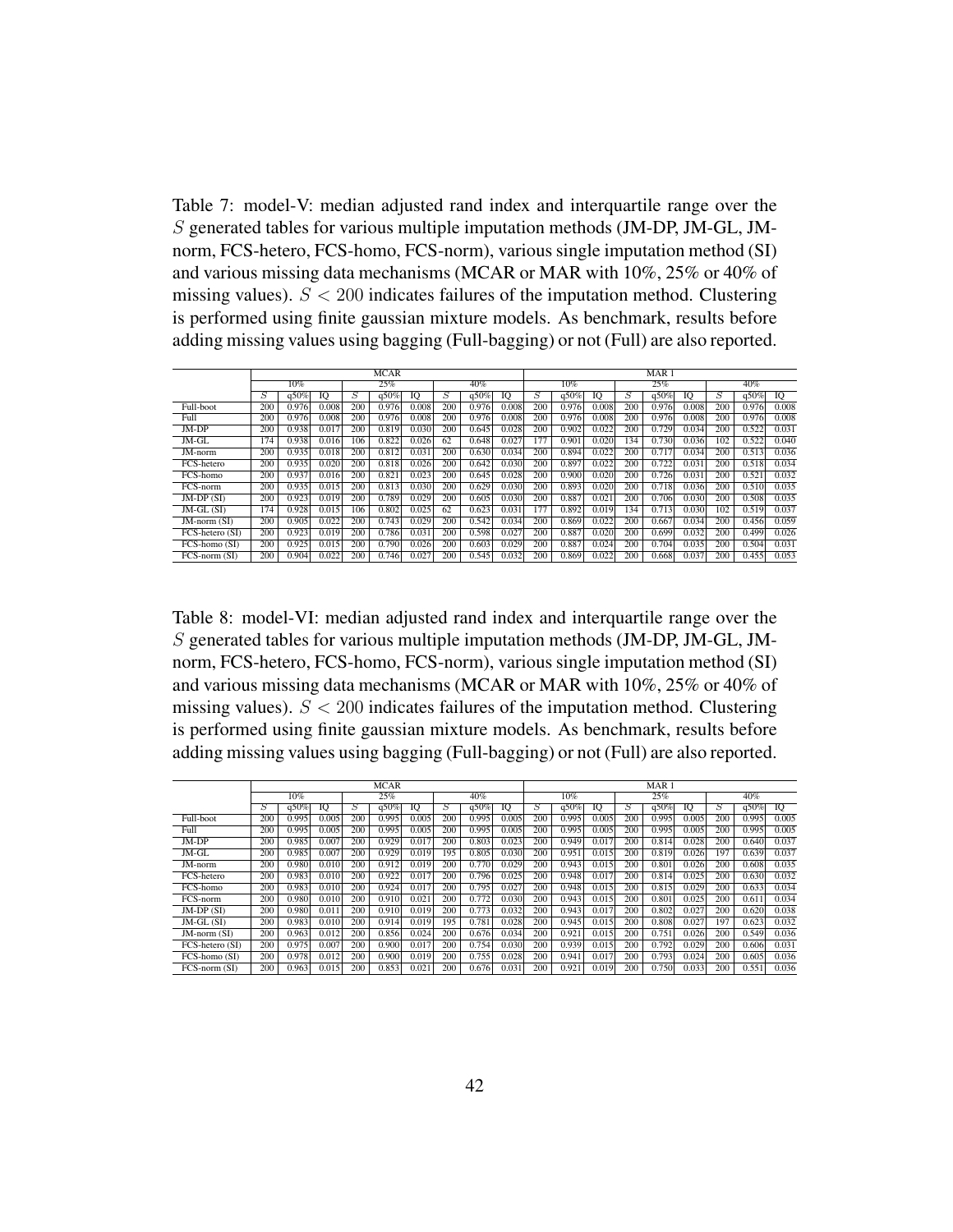Table 7: model-V: median adjusted rand index and interquartile range over the $S$ generated tables for various multiple imputation methods (JM-DP, JM-GL, JM-norm, FCS-hetero, FCS-homo, FCS-norm), various single imputation method (SI) and various missing data mechanisms (MCAR or MAR with 10%, 25% or 40% of missing values). $S < 200$ indicates failures of the imputation method. Clustering is performed using finite gaussian mixture models. As benchmark, results before adding missing values using bagging (Full-bagging) or not (Full) are also reported.

| | MCAR | | | | | | | | | MAR 1 | | | | | | | | |
|---|---|---|---|---|---|---|---|---|---|---|---|---|---|---|---|---|---|---|
| | 10% | | | 25% | | | 40% | | | 10% | | | 25% | | | 40% | | |
| | $S$ | q50% | IQ | $S$ | q50% | IQ | $S$ | q50% | IQ | $S$ | q50% | IQ | $S$ | q50% | IQ | $S$ | q50% | IQ |
| Full-boot | 200 | 0.976 | 0.008 | 200 | 0.976 | 0.008 | 200 | 0.976 | 0.008 | 200 | 0.976 | 0.008 | 200 | 0.976 | 0.008 | 200 | 0.976 | 0.008 |
| Full | 200 | 0.976 | 0.008 | 200 | 0.976 | 0.008 | 200 | 0.976 | 0.008 | 200 | 0.976 | 0.008 | 200 | 0.976 | 0.008 | 200 | 0.976 | 0.008 |
| JM-DP | 200 | 0.938 | 0.017 | 200 | 0.819 | 0.030 | 200 | 0.645 | 0.028 | 200 | 0.902 | 0.022 | 200 | 0.729 | 0.034 | 200 | 0.522 | 0.031 |
| JM-GL | 174 | 0.938 | 0.016 | 106 | 0.822 | 0.026 | 62 | 0.648 | 0.027 | 177 | 0.901 | 0.020 | 134 | 0.730 | 0.036 | 102 | 0.522 | 0.040 |
| JM-norm | 200 | 0.935 | 0.018 | 200 | 0.812 | 0.031 | 200 | 0.630 | 0.034 | 200 | 0.894 | 0.022 | 200 | 0.717 | 0.034 | 200 | 0.513 | 0.036 |
| FCS-hetero | 200 | 0.935 | 0.020 | 200 | 0.818 | 0.026 | 200 | 0.642 | 0.030 | 200 | 0.897 | 0.022 | 200 | 0.722 | 0.031 | 200 | 0.518 | 0.034 |
| FCS-homo | 200 | 0.937 | 0.016 | 200 | 0.821 | 0.023 | 200 | 0.645 | 0.028 | 200 | 0.900 | 0.020 | 200 | 0.726 | 0.031 | 200 | 0.521 | 0.032 |
| FCS-norm | 200 | 0.935 | 0.015 | 200 | 0.813 | 0.030 | 200 | 0.629 | 0.030 | 200 | 0.893 | 0.020 | 200 | 0.718 | 0.036 | 200 | 0.510 | 0.035 |
| JM-DP (SI) | 200 | 0.923 | 0.019 | 200 | 0.789 | 0.029 | 200 | 0.605 | 0.030 | 200 | 0.887 | 0.021 | 200 | 0.706 | 0.030 | 200 | 0.508 | 0.035 |
| JM-GL (SI) | 174 | 0.928 | 0.015 | 106 | 0.802 | 0.025 | 62 | 0.623 | 0.031 | 177 | 0.892 | 0.019 | 134 | 0.713 | 0.030 | 102 | 0.519 | 0.037 |
| JM-norm (SI) | 200 | 0.905 | 0.022 | 200 | 0.743 | 0.029 | 200 | 0.542 | 0.034 | 200 | 0.869 | 0.022 | 200 | 0.667 | 0.034 | 200 | 0.456 | 0.059 |
| FCS-hetero (SI) | 200 | 0.923 | 0.019 | 200 | 0.786 | 0.031 | 200 | 0.598 | 0.027 | 200 | 0.887 | 0.020 | 200 | 0.699 | 0.032 | 200 | 0.499 | 0.026 |
| FCS-homo (SI) | 200 | 0.925 | 0.015 | 200 | 0.790 | 0.026 | 200 | 0.603 | 0.029 | 200 | 0.887 | 0.024 | 200 | 0.704 | 0.035 | 200 | 0.504 | 0.031 |
| FCS-norm (SI) | 200 | 0.904 | 0.022 | 200 | 0.746 | 0.027 | 200 | 0.545 | 0.032 | 200 | 0.869 | 0.022 | 200 | 0.668 | 0.037 | 200 | 0.455 | 0.053 |

Table 8: model-VI: median adjusted rand index and interquartile range over the $S$ generated tables for various multiple imputation methods (JM-DP, JM-GL, JM-norm, FCS-hetero, FCS-homo, FCS-norm), various single imputation method (SI) and various missing data mechanisms (MCAR or MAR with 10%, 25% or 40% of missing values). $S < 200$ indicates failures of the imputation method. Clustering is performed using finite gaussian mixture models. As benchmark, results before adding missing values using bagging (Full-bagging) or not (Full) are also reported.

| | MCAR | | | | | | | | | MAR 1 | | | | | | | | |
|---|---|---|---|---|---|---|---|---|---|---|---|---|---|---|---|---|---|---|
| | 10% | | | 25% | | | 40% | | | 10% | | | 25% | | | 40% | | |
| | $S$ | q50% | IQ | $S$ | q50% | IQ | $S$ | q50% | IQ | $S$ | q50% | IQ | $S$ | q50% | IQ | $S$ | q50% | IQ |
| Full-boot | 200 | 0.995 | 0.005 | 200 | 0.995 | 0.005 | 200 | 0.995 | 0.005 | 200 | 0.995 | 0.005 | 200 | 0.995 | 0.005 | 200 | 0.995 | 0.005 |
| Full | 200 | 0.995 | 0.005 | 200 | 0.995 | 0.005 | 200 | 0.995 | 0.005 | 200 | 0.995 | 0.005 | 200 | 0.995 | 0.005 | 200 | 0.995 | 0.005 |
| JM-DP | 200 | 0.985 | 0.007 | 200 | 0.929 | 0.017 | 200 | 0.803 | 0.023 | 200 | 0.949 | 0.017 | 200 | 0.814 | 0.028 | 200 | 0.640 | 0.037 |
| JM-GL | 200 | 0.985 | 0.007 | 200 | 0.929 | 0.019 | 195 | 0.805 | 0.030 | 200 | 0.951 | 0.015 | 200 | 0.819 | 0.026 | 197 | 0.639 | 0.037 |
| JM-norm | 200 | 0.980 | 0.010 | 200 | 0.912 | 0.019 | 200 | 0.770 | 0.029 | 200 | 0.943 | 0.015 | 200 | 0.801 | 0.026 | 200 | 0.608 | 0.035 |
| FCS-hetero | 200 | 0.983 | 0.010 | 200 | 0.922 | 0.017 | 200 | 0.796 | 0.025 | 200 | 0.948 | 0.017 | 200 | 0.814 | 0.025 | 200 | 0.630 | 0.032 |
| FCS-homo | 200 | 0.983 | 0.010 | 200 | 0.924 | 0.017 | 200 | 0.795 | 0.027 | 200 | 0.948 | 0.015 | 200 | 0.815 | 0.029 | 200 | 0.633 | 0.034 |
| FCS-norm | 200 | 0.980 | 0.010 | 200 | 0.910 | 0.021 | 200 | 0.772 | 0.030 | 200 | 0.943 | 0.015 | 200 | 0.801 | 0.025 | 200 | 0.611 | 0.034 |
| JM-DP (SI) | 200 | 0.980 | 0.011 | 200 | 0.910 | 0.019 | 200 | 0.773 | 0.032 | 200 | 0.943 | 0.017 | 200 | 0.802 | 0.027 | 200 | 0.620 | 0.038 |
| JM-GL (SI) | 200 | 0.983 | 0.010 | 200 | 0.914 | 0.019 | 195 | 0.781 | 0.028 | 200 | 0.945 | 0.015 | 200 | 0.808 | 0.027 | 197 | 0.623 | 0.032 |
| JM-norm (SI) | 200 | 0.963 | 0.012 | 200 | 0.856 | 0.024 | 200 | 0.676 | 0.034 | 200 | 0.921 | 0.015 | 200 | 0.751 | 0.026 | 200 | 0.549 | 0.036 |
| FCS-hetero (SI) | 200 | 0.975 | 0.007 | 200 | 0.900 | 0.017 | 200 | 0.754 | 0.030 | 200 | 0.939 | 0.015 | 200 | 0.792 | 0.029 | 200 | 0.606 | 0.031 |
| FCS-homo (SI) | 200 | 0.978 | 0.012 | 200 | 0.900 | 0.019 | 200 | 0.755 | 0.028 | 200 | 0.941 | 0.017 | 200 | 0.793 | 0.024 | 200 | 0.605 | 0.036 |
| FCS-norm (SI) | 200 | 0.963 | 0.015 | 200 | 0.853 | 0.021 | 200 | 0.676 | 0.031 | 200 | 0.921 | 0.019 | 200 | 0.750 | 0.033 | 200 | 0.551 | 0.036 |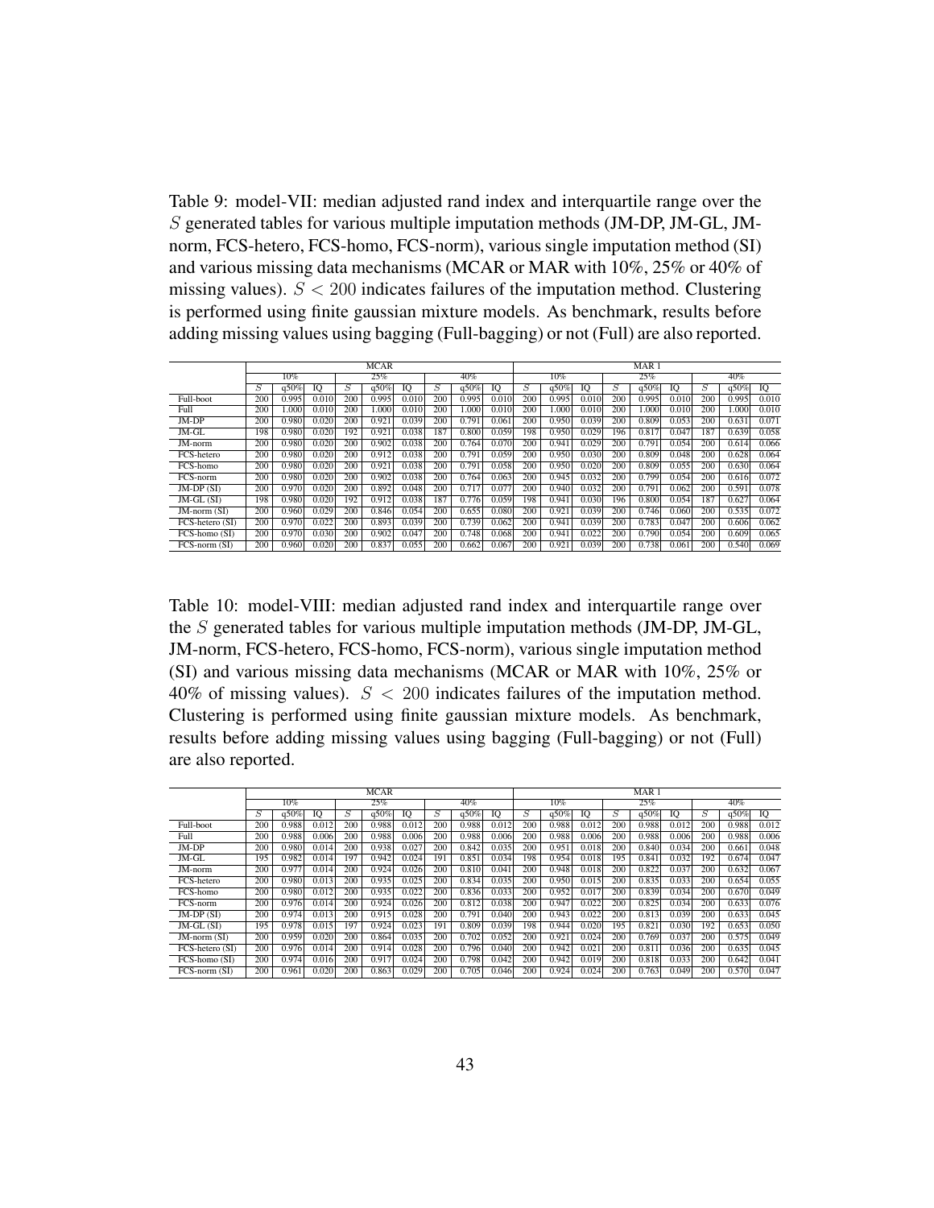Table 9: model-VII: median adjusted rand index and interquartile range over the $S$ generated tables for various multiple imputation methods (JM-DP, JM-GL, JM-norm, FCS-hetero, FCS-homo, FCS-norm), various single imputation method (SI) and various missing data mechanisms (MCAR or MAR with 10%, 25% or 40% of missing values). $S < 200$ indicates failures of the imputation method. Clustering is performed using finite gaussian mixture models. As benchmark, results before adding missing values using bagging (Full-bagging) or not (Full) are also reported.

| | MCAR | | | | | | | | | MAR 1 | | | | | | | | |
|---|---|---|---|---|---|---|---|---|---|---|---|---|---|---|---|---|---|---|
| | 10% | | | 25% | | | 40% | | | 10% | | | 25% | | | 40% | | |
| | $S$ | q50% | IQ | $S$ | q50% | IQ | $S$ | q50% | IQ | $S$ | q50% | IQ | $S$ | q50% | IQ | $S$ | q50% | IQ |
| Full-boot | 200 | 0.995 | 0.010 | 200 | 0.995 | 0.010 | 200 | 0.995 | 0.010 | 200 | 0.995 | 0.010 | 200 | 0.995 | 0.010 | 200 | 0.995 | 0.010 |
| Full | 200 | 1.000 | 0.010 | 200 | 1.000 | 0.010 | 200 | 1.000 | 0.010 | 200 | 1.000 | 0.010 | 200 | 1.000 | 0.010 | 200 | 1.000 | 0.010 |
| JM-DP | 200 | 0.980 | 0.020 | 200 | 0.921 | 0.039 | 200 | 0.791 | 0.061 | 200 | 0.950 | 0.039 | 200 | 0.809 | 0.053 | 200 | 0.631 | 0.071 |
| JM-GL | 198 | 0.980 | 0.020 | 192 | 0.921 | 0.038 | 187 | 0.800 | 0.059 | 198 | 0.950 | 0.029 | 196 | 0.817 | 0.047 | 187 | 0.639 | 0.058 |
| JM-norm | 200 | 0.980 | 0.020 | 200 | 0.902 | 0.038 | 200 | 0.764 | 0.070 | 200 | 0.941 | 0.029 | 200 | 0.791 | 0.054 | 200 | 0.614 | 0.066 |
| FCS-hetero | 200 | 0.980 | 0.020 | 200 | 0.912 | 0.038 | 200 | 0.791 | 0.059 | 200 | 0.950 | 0.030 | 200 | 0.809 | 0.048 | 200 | 0.628 | 0.064 |
| FCS-homo | 200 | 0.980 | 0.020 | 200 | 0.921 | 0.038 | 200 | 0.791 | 0.058 | 200 | 0.950 | 0.020 | 200 | 0.809 | 0.055 | 200 | 0.630 | 0.064 |
| FCS-norm | 200 | 0.980 | 0.020 | 200 | 0.902 | 0.038 | 200 | 0.764 | 0.063 | 200 | 0.945 | 0.032 | 200 | 0.799 | 0.054 | 200 | 0.616 | 0.072 |
| JM-DP (SI) | 200 | 0.970 | 0.020 | 200 | 0.892 | 0.048 | 200 | 0.717 | 0.077 | 200 | 0.940 | 0.032 | 200 | 0.791 | 0.062 | 200 | 0.591 | 0.078 |
| JM-GL (SI) | 198 | 0.980 | 0.020 | 192 | 0.912 | 0.038 | 187 | 0.776 | 0.059 | 198 | 0.941 | 0.030 | 196 | 0.800 | 0.054 | 187 | 0.627 | 0.064 |
| JM-norm (SI) | 200 | 0.960 | 0.029 | 200 | 0.846 | 0.054 | 200 | 0.655 | 0.080 | 200 | 0.921 | 0.039 | 200 | 0.746 | 0.060 | 200 | 0.535 | 0.072 |
| FCS-hetero (SI) | 200 | 0.970 | 0.022 | 200 | 0.893 | 0.039 | 200 | 0.739 | 0.062 | 200 | 0.941 | 0.039 | 200 | 0.783 | 0.047 | 200 | 0.606 | 0.062 |
| FCS-homo (SI) | 200 | 0.970 | 0.030 | 200 | 0.902 | 0.047 | 200 | 0.748 | 0.068 | 200 | 0.941 | 0.022 | 200 | 0.790 | 0.054 | 200 | 0.609 | 0.065 |
| FCS-norm (SI) | 200 | 0.960 | 0.020 | 200 | 0.837 | 0.055 | 200 | 0.662 | 0.067 | 200 | 0.921 | 0.039 | 200 | 0.738 | 0.061 | 200 | 0.540 | 0.069 |

Table 10: model-VIII: median adjusted rand index and interquartile range over the $S$ generated tables for various multiple imputation methods (JM-DP, JM-GL, JM-norm, FCS-hetero, FCS-homo, FCS-norm), various single imputation method (SI) and various missing data mechanisms (MCAR or MAR with 10%, 25% or 40% of missing values). $S < 200$ indicates failures of the imputation method. Clustering is performed using finite gaussian mixture models. As benchmark, results before adding missing values using bagging (Full-bagging) or not (Full) are also reported.

| | MCAR | | | | | | | | | MAR 1 | | | | | | | | |
|---|---|---|---|---|---|---|---|---|---|---|---|---|---|---|---|---|---|---|
| | 10% | | | 25% | | | 40% | | | 10% | | | 25% | | | 40% | | |
| | $S$ | q50% | IQ | $S$ | q50% | IQ | $S$ | q50% | IQ | $S$ | q50% | IQ | $S$ | q50% | IQ | $S$ | q50% | IQ |
| Full-boot | 200 | 0.988 | 0.012 | 200 | 0.988 | 0.012 | 200 | 0.988 | 0.012 | 200 | 0.988 | 0.012 | 200 | 0.988 | 0.012 | 200 | 0.988 | 0.012 |
| Full | 200 | 0.988 | 0.006 | 200 | 0.988 | 0.006 | 200 | 0.988 | 0.006 | 200 | 0.988 | 0.006 | 200 | 0.988 | 0.006 | 200 | 0.988 | 0.006 |
| JM-DP | 200 | 0.980 | 0.014 | 200 | 0.938 | 0.027 | 200 | 0.842 | 0.035 | 200 | 0.951 | 0.018 | 200 | 0.840 | 0.034 | 200 | 0.661 | 0.048 |
| JM-GL | 195 | 0.982 | 0.014 | 197 | 0.942 | 0.024 | 191 | 0.851 | 0.034 | 198 | 0.954 | 0.018 | 195 | 0.841 | 0.032 | 192 | 0.674 | 0.047 |
| JM-norm | 200 | 0.977 | 0.014 | 200 | 0.924 | 0.026 | 200 | 0.810 | 0.041 | 200 | 0.948 | 0.018 | 200 | 0.822 | 0.037 | 200 | 0.632 | 0.067 |
| FCS-hetero | 200 | 0.980 | 0.013 | 200 | 0.935 | 0.025 | 200 | 0.834 | 0.035 | 200 | 0.950 | 0.015 | 200 | 0.835 | 0.033 | 200 | 0.654 | 0.055 |
| FCS-homo | 200 | 0.980 | 0.012 | 200 | 0.935 | 0.022 | 200 | 0.836 | 0.033 | 200 | 0.952 | 0.017 | 200 | 0.839 | 0.034 | 200 | 0.670 | 0.049 |
| FCS-norm | 200 | 0.976 | 0.014 | 200 | 0.924 | 0.026 | 200 | 0.812 | 0.038 | 200 | 0.947 | 0.022 | 200 | 0.825 | 0.034 | 200 | 0.633 | 0.076 |
| JM-DP (SI) | 200 | 0.974 | 0.013 | 200 | 0.915 | 0.028 | 200 | 0.791 | 0.040 | 200 | 0.943 | 0.022 | 200 | 0.813 | 0.039 | 200 | 0.633 | 0.045 |
| JM-GL (SI) | 195 | 0.978 | 0.015 | 197 | 0.924 | 0.023 | 191 | 0.809 | 0.039 | 198 | 0.944 | 0.020 | 195 | 0.821 | 0.030 | 192 | 0.653 | 0.050 |
| JM-norm (SI) | 200 | 0.959 | 0.020 | 200 | 0.864 | 0.035 | 200 | 0.702 | 0.052 | 200 | 0.921 | 0.024 | 200 | 0.769 | 0.037 | 200 | 0.575 | 0.049 |
| FCS-hetero (SI) | 200 | 0.976 | 0.014 | 200 | 0.914 | 0.028 | 200 | 0.796 | 0.040 | 200 | 0.942 | 0.021 | 200 | 0.811 | 0.036 | 200 | 0.635 | 0.045 |
| FCS-homo (SI) | 200 | 0.974 | 0.016 | 200 | 0.917 | 0.024 | 200 | 0.798 | 0.042 | 200 | 0.942 | 0.019 | 200 | 0.818 | 0.033 | 200 | 0.642 | 0.041 |
| FCS-norm (SI) | 200 | 0.961 | 0.020 | 200 | 0.863 | 0.029 | 200 | 0.705 | 0.046 | 200 | 0.924 | 0.024 | 200 | 0.763 | 0.049 | 200 | 0.570 | 0.047 |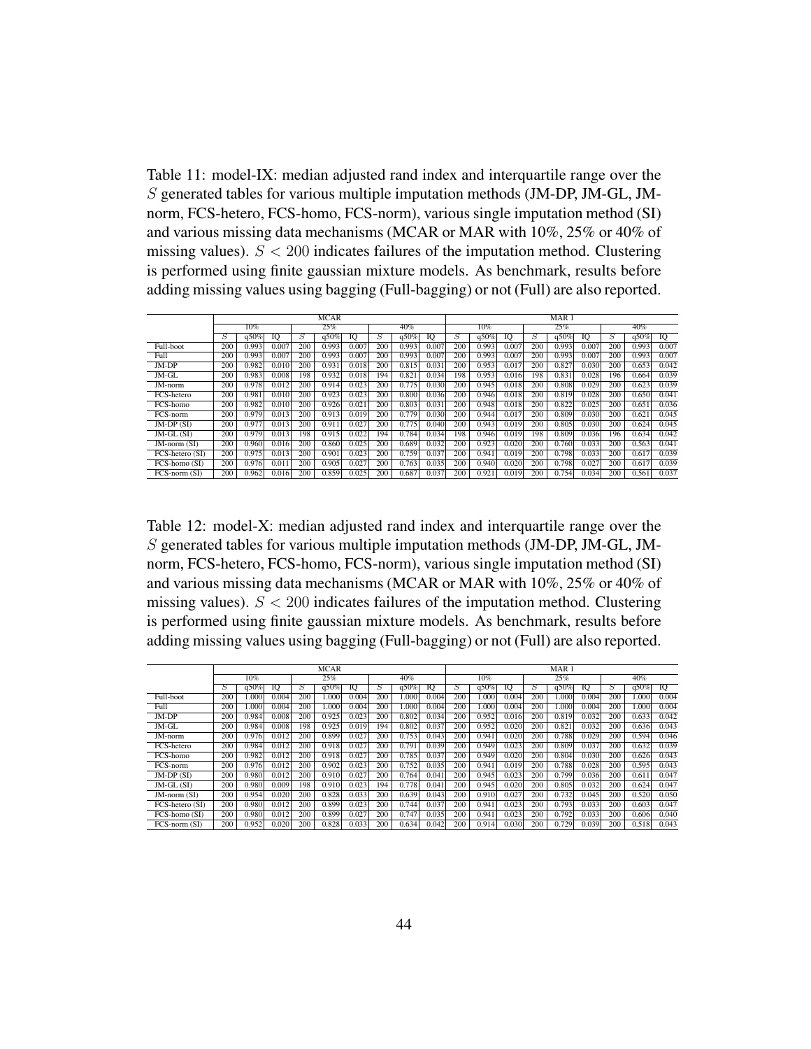Table 11: model-IX: median adjusted rand index and interquartile range over the $S$ generated tables for various multiple imputation methods (JM-DP, JM-GL, JM-norm, FCS-hetero, FCS-homo, FCS-norm), various single imputation method (SI) and various missing data mechanisms (MCAR or MAR with 10%, 25% or 40% of missing values). $S < 200$ indicates failures of the imputation method. Clustering is performed using finite gaussian mixture models. As benchmark, results before adding missing values using bagging (Full-bagging) or not (Full) are also reported.

| | MCAR | | | | | | | | | MAR 1 | | | | | | | | |
|---|---|---|---|---|---|---|---|---|---|---|---|---|---|---|---|---|---|---|
| | 10% | | | 25% | | | 40% | | | 10% | | | 25% | | | 40% | | |
| | $S$ | q50% | IQ | $S$ | q50% | IQ | $S$ | q50% | IQ | $S$ | q50% | IQ | $S$ | q50% | IQ | $S$ | q50% | IQ |
| Full-boot | 200 | 0.993 | 0.007 | 200 | 0.993 | 0.007 | 200 | 0.993 | 0.007 | 200 | 0.993 | 0.007 | 200 | 0.993 | 0.007 | 200 | 0.993 | 0.007 |
| Full | 200 | 0.993 | 0.007 | 200 | 0.993 | 0.007 | 200 | 0.993 | 0.007 | 200 | 0.993 | 0.007 | 200 | 0.993 | 0.007 | 200 | 0.993 | 0.007 |
| JM-DP | 200 | 0.982 | 0.010 | 200 | 0.931 | 0.018 | 200 | 0.815 | 0.031 | 200 | 0.953 | 0.017 | 200 | 0.827 | 0.030 | 200 | 0.653 | 0.042 |
| JM-GL | 200 | 0.983 | 0.008 | 198 | 0.932 | 0.018 | 194 | 0.821 | 0.034 | 198 | 0.953 | 0.016 | 198 | 0.831 | 0.028 | 196 | 0.664 | 0.039 |
| JM-norm | 200 | 0.978 | 0.012 | 200 | 0.914 | 0.023 | 200 | 0.775 | 0.030 | 200 | 0.945 | 0.018 | 200 | 0.808 | 0.029 | 200 | 0.623 | 0.039 |
| FCS-hetero | 200 | 0.981 | 0.010 | 200 | 0.923 | 0.023 | 200 | 0.800 | 0.036 | 200 | 0.946 | 0.018 | 200 | 0.819 | 0.028 | 200 | 0.650 | 0.041 |
| FCS-homo | 200 | 0.982 | 0.010 | 200 | 0.926 | 0.021 | 200 | 0.803 | 0.031 | 200 | 0.948 | 0.018 | 200 | 0.822 | 0.025 | 200 | 0.651 | 0.036 |
| FCS-norm | 200 | 0.979 | 0.013 | 200 | 0.913 | 0.019 | 200 | 0.779 | 0.030 | 200 | 0.944 | 0.017 | 200 | 0.809 | 0.030 | 200 | 0.621 | 0.045 |
| JM-DP (SI) | 200 | 0.977 | 0.013 | 200 | 0.911 | 0.027 | 200 | 0.775 | 0.040 | 200 | 0.943 | 0.019 | 200 | 0.805 | 0.030 | 200 | 0.624 | 0.045 |
| JM-GL (SI) | 200 | 0.979 | 0.013 | 198 | 0.915 | 0.022 | 194 | 0.784 | 0.034 | 198 | 0.946 | 0.019 | 198 | 0.809 | 0.036 | 196 | 0.634 | 0.042 |
| JM-norm (SI) | 200 | 0.960 | 0.016 | 200 | 0.860 | 0.025 | 200 | 0.689 | 0.032 | 200 | 0.923 | 0.020 | 200 | 0.760 | 0.033 | 200 | 0.563 | 0.041 |
| FCS-hetero (SI) | 200 | 0.975 | 0.013 | 200 | 0.901 | 0.023 | 200 | 0.759 | 0.037 | 200 | 0.941 | 0.019 | 200 | 0.798 | 0.033 | 200 | 0.617 | 0.039 |
| FCS-homo (SI) | 200 | 0.976 | 0.011 | 200 | 0.905 | 0.027 | 200 | 0.763 | 0.035 | 200 | 0.940 | 0.020 | 200 | 0.798 | 0.027 | 200 | 0.617 | 0.039 |
| FCS-norm (SI) | 200 | 0.962 | 0.016 | 200 | 0.859 | 0.025 | 200 | 0.687 | 0.037 | 200 | 0.921 | 0.019 | 200 | 0.754 | 0.034 | 200 | 0.561 | 0.037 |

Table 12: model-X: median adjusted rand index and interquartile range over the $S$ generated tables for various multiple imputation methods (JM-DP, JM-GL, JM-norm, FCS-hetero, FCS-homo, FCS-norm), various single imputation method (SI) and various missing data mechanisms (MCAR or MAR with 10%, 25% or 40% of missing values). $S < 200$ indicates failures of the imputation method. Clustering is performed using finite gaussian mixture models. As benchmark, results before adding missing values using bagging (Full-bagging) or not (Full) are also reported.

| | MCAR | | | | | | | | | MAR 1 | | | | | | | | |
|---|---|---|---|---|---|---|---|---|---|---|---|---|---|---|---|---|---|---|
| | 10% | | | 25% | | | 40% | | | 10% | | | 25% | | | 40% | | |
| | $S$ | q50% | IQ | $S$ | q50% | IQ | $S$ | q50% | IQ | $S$ | q50% | IQ | $S$ | q50% | IQ | $S$ | q50% | IQ |
| Full-boot | 200 | 1.000 | 0.004 | 200 | 1.000 | 0.004 | 200 | 1.000 | 0.004 | 200 | 1.000 | 0.004 | 200 | 1.000 | 0.004 | 200 | 1.000 | 0.004 |
| Full | 200 | 1.000 | 0.004 | 200 | 1.000 | 0.004 | 200 | 1.000 | 0.004 | 200 | 1.000 | 0.004 | 200 | 1.000 | 0.004 | 200 | 1.000 | 0.004 |
| JM-DP | 200 | 0.984 | 0.008 | 200 | 0.925 | 0.023 | 200 | 0.802 | 0.034 | 200 | 0.952 | 0.016 | 200 | 0.819 | 0.032 | 200 | 0.633 | 0.042 |
| JM-GL | 200 | 0.984 | 0.008 | 198 | 0.925 | 0.019 | 194 | 0.802 | 0.037 | 200 | 0.952 | 0.020 | 200 | 0.821 | 0.032 | 200 | 0.636 | 0.043 |
| JM-norm | 200 | 0.976 | 0.012 | 200 | 0.899 | 0.027 | 200 | 0.753 | 0.043 | 200 | 0.941 | 0.020 | 200 | 0.788 | 0.029 | 200 | 0.594 | 0.046 |
| FCS-hetero | 200 | 0.984 | 0.012 | 200 | 0.918 | 0.027 | 200 | 0.791 | 0.039 | 200 | 0.949 | 0.023 | 200 | 0.809 | 0.037 | 200 | 0.632 | 0.039 |
| FCS-homo | 200 | 0.982 | 0.012 | 200 | 0.918 | 0.027 | 200 | 0.785 | 0.037 | 200 | 0.949 | 0.020 | 200 | 0.804 | 0.030 | 200 | 0.626 | 0.043 |
| FCS-norm | 200 | 0.976 | 0.012 | 200 | 0.902 | 0.023 | 200 | 0.752 | 0.035 | 200 | 0.941 | 0.019 | 200 | 0.788 | 0.028 | 200 | 0.595 | 0.043 |
| JM-DP (SI) | 200 | 0.980 | 0.012 | 200 | 0.910 | 0.027 | 200 | 0.764 | 0.041 | 200 | 0.945 | 0.023 | 200 | 0.799 | 0.036 | 200 | 0.611 | 0.047 |
| JM-GL (SI) | 200 | 0.980 | 0.009 | 198 | 0.910 | 0.023 | 194 | 0.778 | 0.041 | 200 | 0.945 | 0.020 | 200 | 0.805 | 0.032 | 200 | 0.624 | 0.047 |
| JM-norm (SI) | 200 | 0.954 | 0.020 | 200 | 0.828 | 0.033 | 200 | 0.639 | 0.043 | 200 | 0.910 | 0.027 | 200 | 0.732 | 0.045 | 200 | 0.520 | 0.050 |
| FCS-hetero (SI) | 200 | 0.980 | 0.012 | 200 | 0.899 | 0.023 | 200 | 0.744 | 0.037 | 200 | 0.941 | 0.023 | 200 | 0.793 | 0.033 | 200 | 0.603 | 0.047 |
| FCS-homo (SI) | 200 | 0.980 | 0.012 | 200 | 0.899 | 0.027 | 200 | 0.747 | 0.035 | 200 | 0.941 | 0.023 | 200 | 0.792 | 0.033 | 200 | 0.606 | 0.040 |
| FCS-norm (SI) | 200 | 0.952 | 0.020 | 200 | 0.828 | 0.033 | 200 | 0.634 | 0.042 | 200 | 0.914 | 0.030 | 200 | 0.729 | 0.039 | 200 | 0.518 | 0.043 |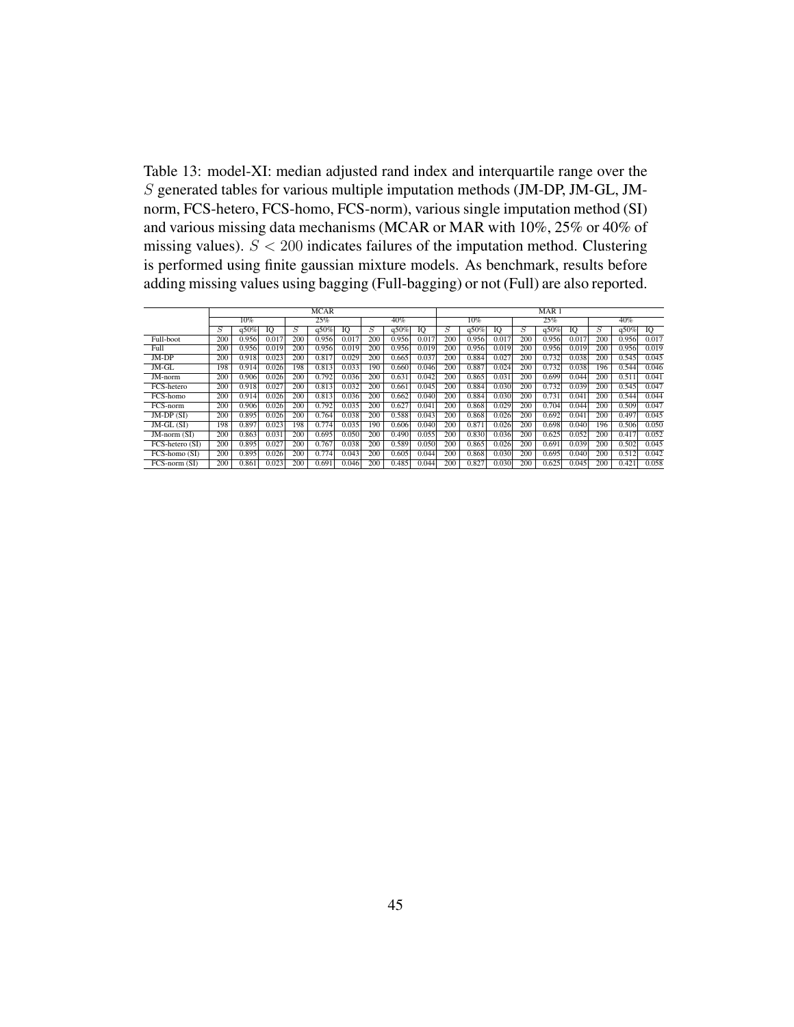Table 13: model-XI: median adjusted rand index and interquartile range over the $S$ generated tables for various multiple imputation methods (JM-DP, JM-GL, JM-norm, FCS-hetero, FCS-homo, FCS-norm), various single imputation method (SI) and various missing data mechanisms (MCAR or MAR with 10%, 25% or 40% of missing values). $S < 200$ indicates failures of the imputation method. Clustering is performed using finite gaussian mixture models. As benchmark, results before adding missing values using bagging (Full-bagging) or not (Full) are also reported.

| | MCAR | | | | | | | | | MAR 1 | | | | | | | | |
|---|---|---|---|---|---|---|---|---|---|---|---|---|---|---|---|---|---|---|
| | 10% | | | 25% | | | 40% | | | 10% | | | 25% | | | 40% | | |
| | $S$ | q50% | IQ | $S$ | q50% | IQ | $S$ | q50% | IQ | $S$ | q50% | IQ | $S$ | q50% | IQ | $S$ | q50% | IQ |
| Full-boot | 200 | 0.956 | 0.017 | 200 | 0.956 | 0.017 | 200 | 0.956 | 0.017 | 200 | 0.956 | 0.017 | 200 | 0.956 | 0.017 | 200 | 0.956 | 0.017 |
| Full | 200 | 0.956 | 0.019 | 200 | 0.956 | 0.019 | 200 | 0.956 | 0.019 | 200 | 0.956 | 0.019 | 200 | 0.956 | 0.019 | 200 | 0.956 | 0.019 |
| JM-DP | 200 | 0.918 | 0.023 | 200 | 0.817 | 0.029 | 200 | 0.665 | 0.037 | 200 | 0.884 | 0.027 | 200 | 0.732 | 0.038 | 200 | 0.545 | 0.045 |
| JM-GL | 198 | 0.914 | 0.026 | 198 | 0.813 | 0.033 | 190 | 0.660 | 0.046 | 200 | 0.887 | 0.024 | 200 | 0.732 | 0.038 | 196 | 0.544 | 0.046 |
| JM-norm | 200 | 0.906 | 0.026 | 200 | 0.792 | 0.036 | 200 | 0.631 | 0.042 | 200 | 0.865 | 0.031 | 200 | 0.699 | 0.044 | 200 | 0.511 | 0.041 |
| FCS-hetero | 200 | 0.918 | 0.027 | 200 | 0.813 | 0.032 | 200 | 0.661 | 0.045 | 200 | 0.884 | 0.030 | 200 | 0.732 | 0.039 | 200 | 0.545 | 0.047 |
| FCS-homo | 200 | 0.914 | 0.026 | 200 | 0.813 | 0.036 | 200 | 0.662 | 0.040 | 200 | 0.884 | 0.030 | 200 | 0.731 | 0.041 | 200 | 0.544 | 0.044 |
| FCS-norm | 200 | 0.906 | 0.026 | 200 | 0.792 | 0.035 | 200 | 0.627 | 0.041 | 200 | 0.868 | 0.029 | 200 | 0.704 | 0.044 | 200 | 0.509 | 0.047 |
| JM-DP (SI) | 200 | 0.895 | 0.026 | 200 | 0.764 | 0.038 | 200 | 0.588 | 0.043 | 200 | 0.868 | 0.026 | 200 | 0.692 | 0.041 | 200 | 0.497 | 0.045 |
| JM-GL (SI) | 198 | 0.897 | 0.023 | 198 | 0.774 | 0.035 | 190 | 0.606 | 0.040 | 200 | 0.871 | 0.026 | 200 | 0.698 | 0.040 | 196 | 0.506 | 0.050 |
| JM-norm (SI) | 200 | 0.863 | 0.031 | 200 | 0.695 | 0.050 | 200 | 0.490 | 0.055 | 200 | 0.830 | 0.036 | 200 | 0.625 | 0.052 | 200 | 0.417 | 0.052 |
| FCS-hetero (SI) | 200 | 0.895 | 0.027 | 200 | 0.767 | 0.038 | 200 | 0.589 | 0.050 | 200 | 0.865 | 0.026 | 200 | 0.691 | 0.039 | 200 | 0.502 | 0.045 |
| FCS-homo (SI) | 200 | 0.895 | 0.026 | 200 | 0.774 | 0.043 | 200 | 0.605 | 0.044 | 200 | 0.868 | 0.030 | 200 | 0.695 | 0.040 | 200 | 0.512 | 0.042 |
| FCS-norm (SI) | 200 | 0.861 | 0.023 | 200 | 0.691 | 0.046 | 200 | 0.485 | 0.044 | 200 | 0.827 | 0.030 | 200 | 0.625 | 0.045 | 200 | 0.421 | 0.058 |